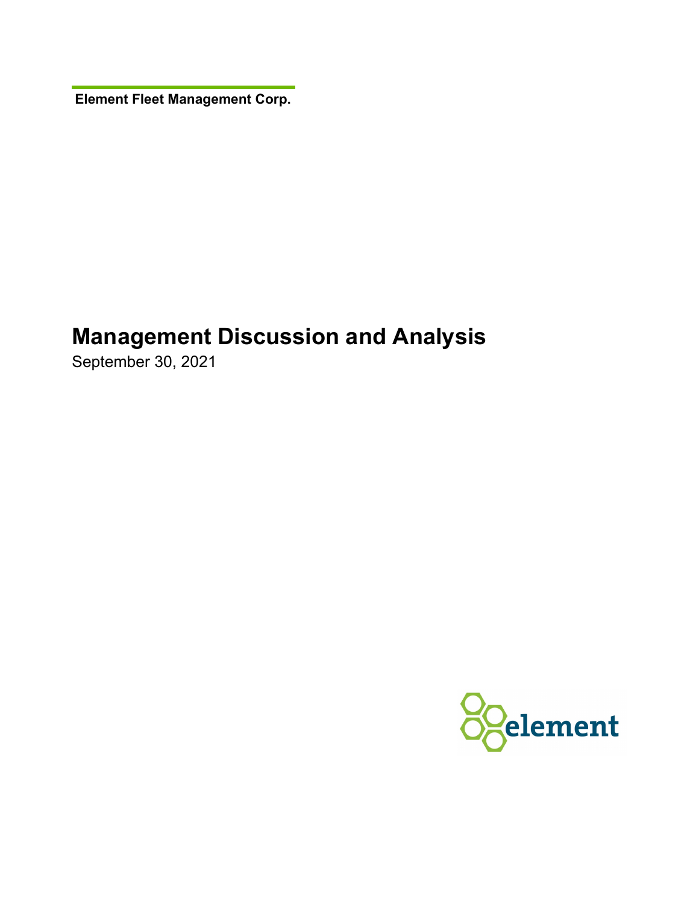**Element Fleet Management Corp.**

# Management Discussion and Analysis

September 30, 2021

element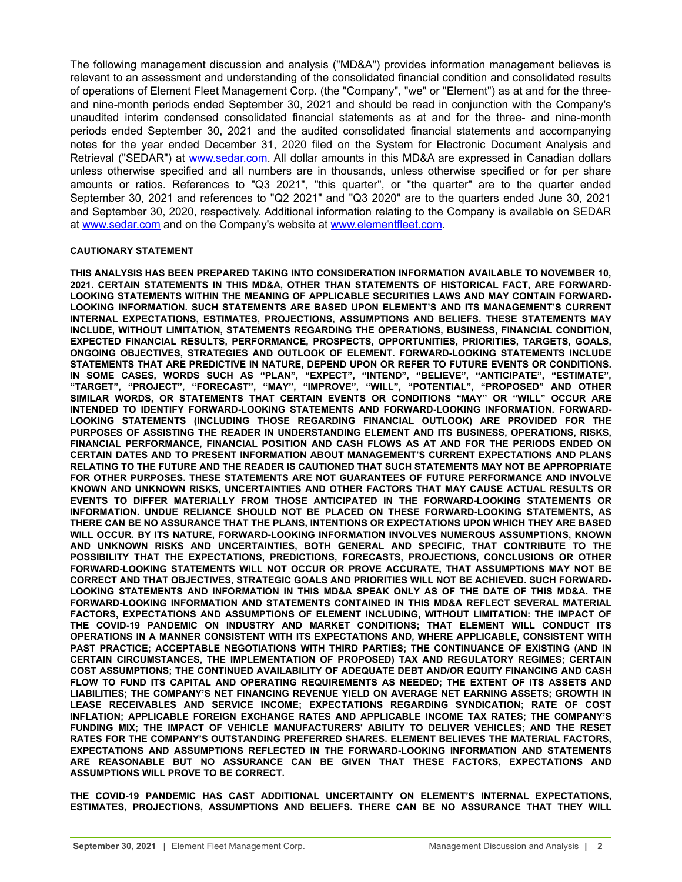The following management discussion and analysis ("MD&A") provides information management believes is relevant to an assessment and understanding of the consolidated financial condition and consolidated results of operations of Element Fleet Management Corp. (the "Company", "we" or "Element") as at and for the three- and nine-month periods ended September 30, 2021 and should be read in conjunction with the Company's unaudited interim condensed consolidated financial statements as at and for the three- and nine-month periods ended September 30, 2021 and the audited consolidated financial statements and accompanying notes for the year ended December 31, 2020 filed on the System for Electronic Document Analysis and Retrieval ("SEDAR") at www.sedar.com. All dollar amounts in this MD&A are expressed in Canadian dollars unless otherwise specified and all numbers are in thousands, unless otherwise specified or for per share amounts or ratios. References to "Q3 2021", "this quarter", or "the quarter" are to the quarter ended September 30, 2021 and references to "Q2 2021" and "Q3 2020" are to the quarters ended June 30, 2021 and September 30, 2020, respectively. Additional information relating to the Company is available on SEDAR at www.sedar.com and on the Company's website at www.elementfleet.com.

**CAUTIONARY STATEMENT**

**THIS ANALYSIS HAS BEEN PREPARED TAKING INTO CONSIDERATION INFORMATION AVAILABLE TO NOVEMBER 10, 2021. CERTAIN STATEMENTS IN THIS MD&A, OTHER THAN STATEMENTS OF HISTORICAL FACT, ARE FORWARD-LOOKING STATEMENTS WITHIN THE MEANING OF APPLICABLE SECURITIES LAWS AND MAY CONTAIN FORWARD-LOOKING INFORMATION. SUCH STATEMENTS ARE BASED UPON ELEMENT'S AND ITS MANAGEMENT'S CURRENT INTERNAL EXPECTATIONS, ESTIMATES, PROJECTIONS, ASSUMPTIONS AND BELIEFS. THESE STATEMENTS MAY INCLUDE, WITHOUT LIMITATION, STATEMENTS REGARDING THE OPERATIONS, BUSINESS, FINANCIAL CONDITION, EXPECTED FINANCIAL RESULTS, PERFORMANCE, PROSPECTS, OPPORTUNITIES, PRIORITIES, TARGETS, GOALS, ONGOING OBJECTIVES, STRATEGIES AND OUTLOOK OF ELEMENT. FORWARD-LOOKING STATEMENTS INCLUDE STATEMENTS THAT ARE PREDICTIVE IN NATURE, DEPEND UPON OR REFER TO FUTURE EVENTS OR CONDITIONS. IN SOME CASES, WORDS SUCH AS "PLAN", "EXPECT", "INTEND", "BELIEVE", "ANTICIPATE", "ESTIMATE", "TARGET", "PROJECT", "FORECAST", "MAY", "IMPROVE", "WILL", "POTENTIAL", "PROPOSED" AND OTHER SIMILAR WORDS, OR STATEMENTS THAT CERTAIN EVENTS OR CONDITIONS "MAY" OR "WILL" OCCUR ARE INTENDED TO IDENTIFY FORWARD-LOOKING STATEMENTS AND FORWARD-LOOKING INFORMATION. FORWARD-LOOKING STATEMENTS (INCLUDING THOSE REGARDING FINANCIAL OUTLOOK) ARE PROVIDED FOR THE PURPOSES OF ASSISTING THE READER IN UNDERSTANDING ELEMENT AND ITS BUSINESS, OPERATIONS, RISKS, FINANCIAL PERFORMANCE, FINANCIAL POSITION AND CASH FLOWS AS AT AND FOR THE PERIODS ENDED ON CERTAIN DATES AND TO PRESENT INFORMATION ABOUT MANAGEMENT'S CURRENT EXPECTATIONS AND PLANS RELATING TO THE FUTURE AND THE READER IS CAUTIONED THAT SUCH STATEMENTS MAY NOT BE APPROPRIATE FOR OTHER PURPOSES. THESE STATEMENTS ARE NOT GUARANTEES OF FUTURE PERFORMANCE AND INVOLVE KNOWN AND UNKNOWN RISKS, UNCERTAINTIES AND OTHER FACTORS THAT MAY CAUSE ACTUAL RESULTS OR EVENTS TO DIFFER MATERIALLY FROM THOSE ANTICIPATED IN THE FORWARD-LOOKING STATEMENTS OR INFORMATION. UNDUE RELIANCE SHOULD NOT BE PLACED ON THESE FORWARD-LOOKING STATEMENTS, AS THERE CAN BE NO ASSURANCE THAT THE PLANS, INTENTIONS OR EXPECTATIONS UPON WHICH THEY ARE BASED WILL OCCUR. BY ITS NATURE, FORWARD-LOOKING INFORMATION INVOLVES NUMEROUS ASSUMPTIONS, KNOWN AND UNKNOWN RISKS AND UNCERTAINTIES, BOTH GENERAL AND SPECIFIC, THAT CONTRIBUTE TO THE POSSIBILITY THAT THE EXPECTATIONS, PREDICTIONS, FORECASTS, PROJECTIONS, CONCLUSIONS OR OTHER FORWARD-LOOKING STATEMENTS WILL NOT OCCUR OR PROVE ACCURATE, THAT ASSUMPTIONS MAY NOT BE CORRECT AND THAT OBJECTIVES, STRATEGIC GOALS AND PRIORITIES WILL NOT BE ACHIEVED. SUCH FORWARD-LOOKING STATEMENTS AND INFORMATION IN THIS MD&A SPEAK ONLY AS OF THE DATE OF THIS MD&A. THE FORWARD-LOOKING INFORMATION AND STATEMENTS CONTAINED IN THIS MD&A REFLECT SEVERAL MATERIAL FACTORS, EXPECTATIONS AND ASSUMPTIONS OF ELEMENT INCLUDING, WITHOUT LIMITATION: THE IMPACT OF THE COVID-19 PANDEMIC ON INDUSTRY AND MARKET CONDITIONS; THAT ELEMENT WILL CONDUCT ITS OPERATIONS IN A MANNER CONSISTENT WITH ITS EXPECTATIONS AND, WHERE APPLICABLE, CONSISTENT WITH PAST PRACTICE; ACCEPTABLE NEGOTIATIONS WITH THIRD PARTIES; THE CONTINUANCE OF EXISTING (AND IN CERTAIN CIRCUMSTANCES, THE IMPLEMENTATION OF PROPOSED) TAX AND REGULATORY REGIMES; CERTAIN COST ASSUMPTIONS; THE CONTINUED AVAILABILITY OF ADEQUATE DEBT AND/OR EQUITY FINANCING AND CASH FLOW TO FUND ITS CAPITAL AND OPERATING REQUIREMENTS AS NEEDED; THE EXTENT OF ITS ASSETS AND LIABILITIES; THE COMPANY'S NET FINANCING REVENUE YIELD ON AVERAGE NET EARNING ASSETS; GROWTH IN LEASE RECEIVABLES AND SERVICE INCOME; EXPECTATIONS REGARDING SYNDICATION; RATE OF COST INFLATION; APPLICABLE FOREIGN EXCHANGE RATES AND APPLICABLE INCOME TAX RATES; THE COMPANY'S FUNDING MIX; THE IMPACT OF VEHICLE MANUFACTURERS' ABILITY TO DELIVER VEHICLES; AND THE RESET RATES FOR THE COMPANY'S OUTSTANDING PREFERRED SHARES. ELEMENT BELIEVES THE MATERIAL FACTORS, EXPECTATIONS AND ASSUMPTIONS REFLECTED IN THE FORWARD-LOOKING INFORMATION AND STATEMENTS ARE REASONABLE BUT NO ASSURANCE CAN BE GIVEN THAT THESE FACTORS, EXPECTATIONS AND ASSUMPTIONS WILL PROVE TO BE CORRECT.**

**THE COVID-19 PANDEMIC HAS CAST ADDITIONAL UNCERTAINTY ON ELEMENT'S INTERNAL EXPECTATIONS, ESTIMATES, PROJECTIONS, ASSUMPTIONS AND BELIEFS. THERE CAN BE NO ASSURANCE THAT THEY WILL**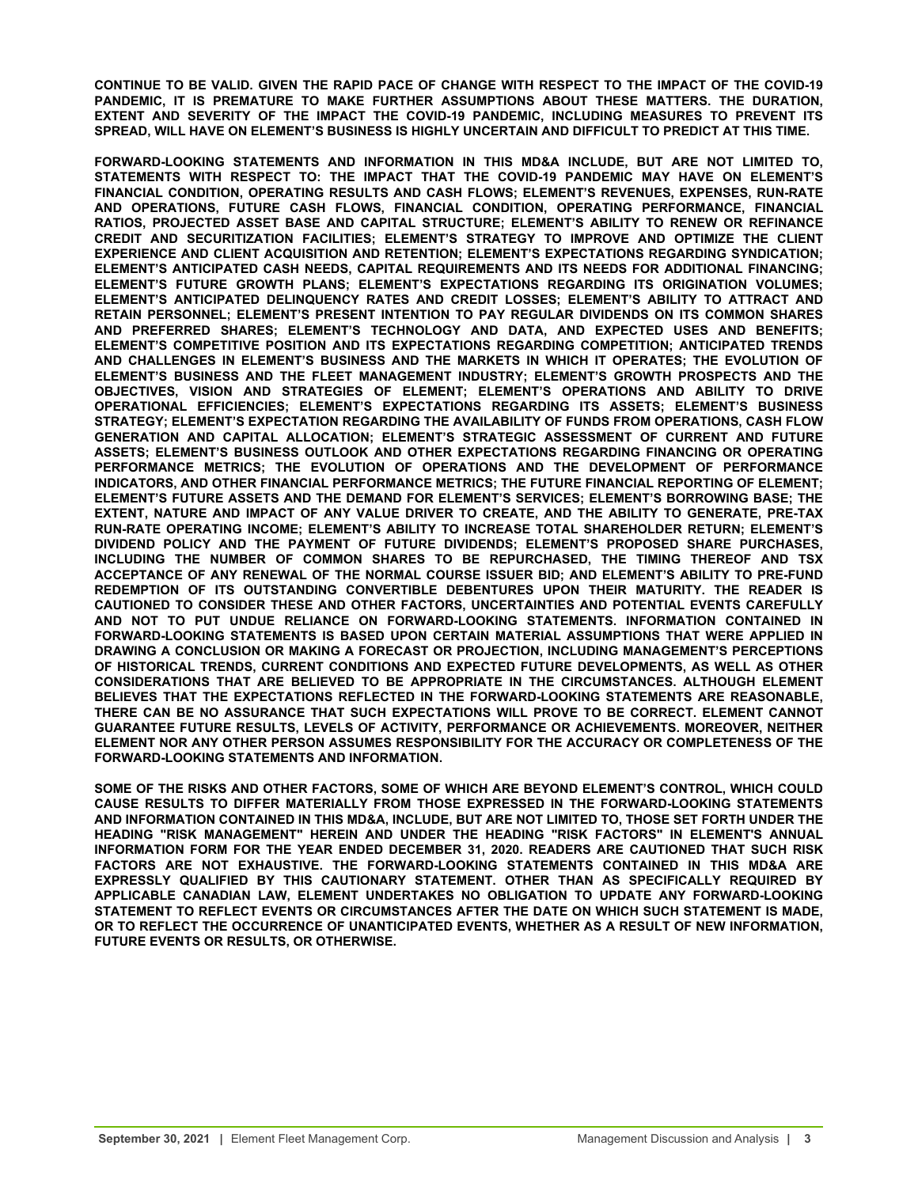**CONTINUE TO BE VALID. GIVEN THE RAPID PACE OF CHANGE WITH RESPECT TO THE IMPACT OF THE COVID-19 PANDEMIC, IT IS PREMATURE TO MAKE FURTHER ASSUMPTIONS ABOUT THESE MATTERS. THE DURATION, EXTENT AND SEVERITY OF THE IMPACT THE COVID-19 PANDEMIC, INCLUDING MEASURES TO PREVENT ITS SPREAD, WILL HAVE ON ELEMENT'S BUSINESS IS HIGHLY UNCERTAIN AND DIFFICULT TO PREDICT AT THIS TIME.**

**FORWARD-LOOKING STATEMENTS AND INFORMATION IN THIS MD&A INCLUDE, BUT ARE NOT LIMITED TO, STATEMENTS WITH RESPECT TO: THE IMPACT THAT THE COVID-19 PANDEMIC MAY HAVE ON ELEMENT'S FINANCIAL CONDITION, OPERATING RESULTS AND CASH FLOWS; ELEMENT'S REVENUES, EXPENSES, RUN-RATE AND OPERATIONS, FUTURE CASH FLOWS, FINANCIAL CONDITION, OPERATING PERFORMANCE, FINANCIAL RATIOS, PROJECTED ASSET BASE AND CAPITAL STRUCTURE; ELEMENT'S ABILITY TO RENEW OR REFINANCE CREDIT AND SECURITIZATION FACILITIES; ELEMENT'S STRATEGY TO IMPROVE AND OPTIMIZE THE CLIENT EXPERIENCE AND CLIENT ACQUISITION AND RETENTION; ELEMENT'S EXPECTATIONS REGARDING SYNDICATION; ELEMENT'S ANTICIPATED CASH NEEDS, CAPITAL REQUIREMENTS AND ITS NEEDS FOR ADDITIONAL FINANCING; ELEMENT'S FUTURE GROWTH PLANS; ELEMENT'S EXPECTATIONS REGARDING ITS ORIGINATION VOLUMES; ELEMENT'S ANTICIPATED DELINQUENCY RATES AND CREDIT LOSSES; ELEMENT'S ABILITY TO ATTRACT AND RETAIN PERSONNEL; ELEMENT'S PRESENT INTENTION TO PAY REGULAR DIVIDENDS ON ITS COMMON SHARES AND PREFERRED SHARES; ELEMENT'S TECHNOLOGY AND DATA, AND EXPECTED USES AND BENEFITS; ELEMENT'S COMPETITIVE POSITION AND ITS EXPECTATIONS REGARDING COMPETITION; ANTICIPATED TRENDS AND CHALLENGES IN ELEMENT'S BUSINESS AND THE MARKETS IN WHICH IT OPERATES; THE EVOLUTION OF ELEMENT'S BUSINESS AND THE FLEET MANAGEMENT INDUSTRY; ELEMENT'S GROWTH PROSPECTS AND THE OBJECTIVES, VISION AND STRATEGIES OF ELEMENT; ELEMENT'S OPERATIONS AND ABILITY TO DRIVE OPERATIONAL EFFICIENCIES; ELEMENT'S EXPECTATIONS REGARDING ITS ASSETS; ELEMENT'S BUSINESS STRATEGY; ELEMENT'S EXPECTATION REGARDING THE AVAILABILITY OF FUNDS FROM OPERATIONS, CASH FLOW GENERATION AND CAPITAL ALLOCATION; ELEMENT'S STRATEGIC ASSESSMENT OF CURRENT AND FUTURE ASSETS; ELEMENT'S BUSINESS OUTLOOK AND OTHER EXPECTATIONS REGARDING FINANCING OR OPERATING PERFORMANCE METRICS; THE EVOLUTION OF OPERATIONS AND THE DEVELOPMENT OF PERFORMANCE INDICATORS, AND OTHER FINANCIAL PERFORMANCE METRICS; THE FUTURE FINANCIAL REPORTING OF ELEMENT; ELEMENT'S FUTURE ASSETS AND THE DEMAND FOR ELEMENT'S SERVICES; ELEMENT'S BORROWING BASE; THE EXTENT, NATURE AND IMPACT OF ANY VALUE DRIVER TO CREATE, AND THE ABILITY TO GENERATE, PRE-TAX RUN-RATE OPERATING INCOME; ELEMENT'S ABILITY TO INCREASE TOTAL SHAREHOLDER RETURN; ELEMENT'S DIVIDEND POLICY AND THE PAYMENT OF FUTURE DIVIDENDS; ELEMENT'S PROPOSED SHARE PURCHASES, INCLUDING THE NUMBER OF COMMON SHARES TO BE REPURCHASED, THE TIMING THEREOF AND TSX ACCEPTANCE OF ANY RENEWAL OF THE NORMAL COURSE ISSUER BID; AND ELEMENT'S ABILITY TO PRE-FUND REDEMPTION OF ITS OUTSTANDING CONVERTIBLE DEBENTURES UPON THEIR MATURITY. THE READER IS CAUTIONED TO CONSIDER THESE AND OTHER FACTORS, UNCERTAINTIES AND POTENTIAL EVENTS CAREFULLY AND NOT TO PUT UNDUE RELIANCE ON FORWARD-LOOKING STATEMENTS. INFORMATION CONTAINED IN FORWARD-LOOKING STATEMENTS IS BASED UPON CERTAIN MATERIAL ASSUMPTIONS THAT WERE APPLIED IN DRAWING A CONCLUSION OR MAKING A FORECAST OR PROJECTION, INCLUDING MANAGEMENT'S PERCEPTIONS OF HISTORICAL TRENDS, CURRENT CONDITIONS AND EXPECTED FUTURE DEVELOPMENTS, AS WELL AS OTHER CONSIDERATIONS THAT ARE BELIEVED TO BE APPROPRIATE IN THE CIRCUMSTANCES. ALTHOUGH ELEMENT BELIEVES THAT THE EXPECTATIONS REFLECTED IN THE FORWARD-LOOKING STATEMENTS ARE REASONABLE, THERE CAN BE NO ASSURANCE THAT SUCH EXPECTATIONS WILL PROVE TO BE CORRECT. ELEMENT CANNOT GUARANTEE FUTURE RESULTS, LEVELS OF ACTIVITY, PERFORMANCE OR ACHIEVEMENTS. MOREOVER, NEITHER ELEMENT NOR ANY OTHER PERSON ASSUMES RESPONSIBILITY FOR THE ACCURACY OR COMPLETENESS OF THE FORWARD-LOOKING STATEMENTS AND INFORMATION.**

**SOME OF THE RISKS AND OTHER FACTORS, SOME OF WHICH ARE BEYOND ELEMENT'S CONTROL, WHICH COULD CAUSE RESULTS TO DIFFER MATERIALLY FROM THOSE EXPRESSED IN THE FORWARD-LOOKING STATEMENTS AND INFORMATION CONTAINED IN THIS MD&A, INCLUDE, BUT ARE NOT LIMITED TO, THOSE SET FORTH UNDER THE HEADING "RISK MANAGEMENT" HEREIN AND UNDER THE HEADING "RISK FACTORS" IN ELEMENT'S ANNUAL INFORMATION FORM FOR THE YEAR ENDED DECEMBER 31, 2020. READERS ARE CAUTIONED THAT SUCH RISK FACTORS ARE NOT EXHAUSTIVE. THE FORWARD-LOOKING STATEMENTS CONTAINED IN THIS MD&A ARE EXPRESSLY QUALIFIED BY THIS CAUTIONARY STATEMENT. OTHER THAN AS SPECIFICALLY REQUIRED BY APPLICABLE CANADIAN LAW, ELEMENT UNDERTAKES NO OBLIGATION TO UPDATE ANY FORWARD-LOOKING STATEMENT TO REFLECT EVENTS OR CIRCUMSTANCES AFTER THE DATE ON WHICH SUCH STATEMENT IS MADE, OR TO REFLECT THE OCCURRENCE OF UNANTICIPATED EVENTS, WHETHER AS A RESULT OF NEW INFORMATION, FUTURE EVENTS OR RESULTS, OR OTHERWISE.**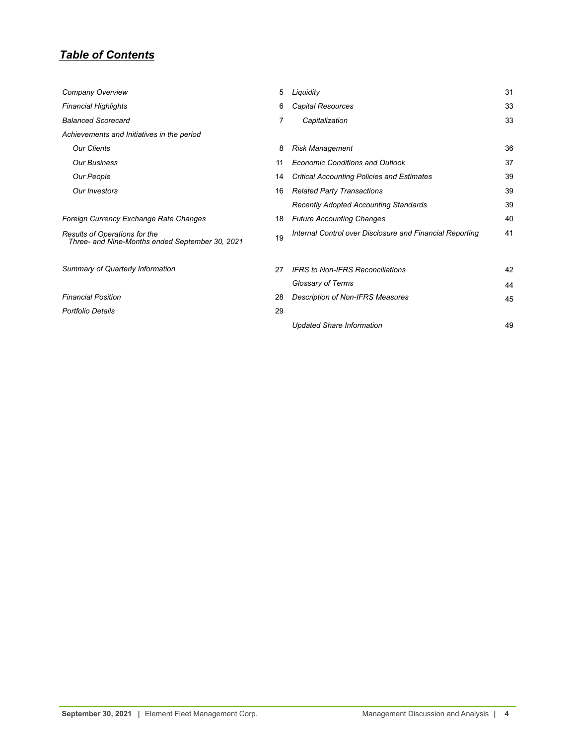## *Table of Contents*

| | | | |
|---|---|---|---|
| *Company Overview* | 5 | *Liquidity* | 31 |
| *Financial Highlights* | 6 | *Capital Resources* | 33 |
| *Balanced Scorecard* | 7 | *Capitalization* | 33 |
| *Achievements and Initiatives in the period* | | | |
| *Our Clients* | 8 | *Risk Management* | 36 |
| *Our Business* | 11 | *Economic Conditions and Outlook* | 37 |
| *Our People* | 14 | *Critical Accounting Policies and Estimates* | 39 |
| *Our Investors* | 16 | *Related Party Transactions* | 39 |
| | | *Recently Adopted Accounting Standards* | 39 |
| *Foreign Currency Exchange Rate Changes* | 18 | *Future Accounting Changes* | 40 |
| *Results of Operations for the Three- and Nine-Months ended September 30, 2021* | 19 | *Internal Control over Disclosure and Financial Reporting* | 41 |
| *Summary of Quarterly Information* | 27 | *IFRS to Non-IFRS Reconciliations* | 42 |
| | | *Glossary of Terms* | 44 |
| *Financial Position* | 28 | *Description of Non-IFRS Measures* | 45 |
| *Portfolio Details* | 29 | | |
| | | *Updated Share Information* | 49 |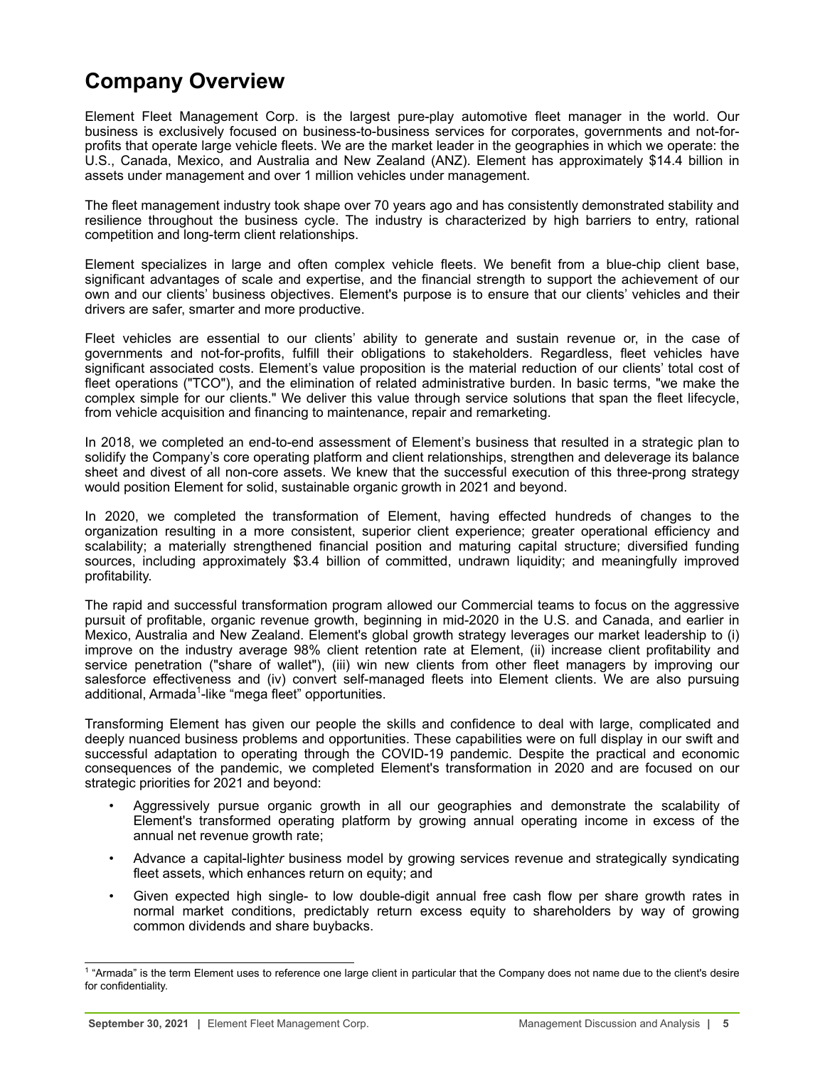# Company Overview

Element Fleet Management Corp. is the largest pure-play automotive fleet manager in the world. Our business is exclusively focused on business-to-business services for corporates, governments and not-for-profits that operate large vehicle fleets. We are the market leader in the geographies in which we operate: the U.S., Canada, Mexico, and Australia and New Zealand (ANZ). Element has approximately $14.4 billion in assets under management and over 1 million vehicles under management.

The fleet management industry took shape over 70 years ago and has consistently demonstrated stability and resilience throughout the business cycle. The industry is characterized by high barriers to entry, rational competition and long-term client relationships.

Element specializes in large and often complex vehicle fleets. We benefit from a blue-chip client base, significant advantages of scale and expertise, and the financial strength to support the achievement of our own and our clients' business objectives. Element's purpose is to ensure that our clients' vehicles and their drivers are safer, smarter and more productive.

Fleet vehicles are essential to our clients' ability to generate and sustain revenue or, in the case of governments and not-for-profits, fulfill their obligations to stakeholders. Regardless, fleet vehicles have significant associated costs. Element's value proposition is the material reduction of our clients' total cost of fleet operations ("TCO"), and the elimination of related administrative burden. In basic terms, "we make the complex simple for our clients." We deliver this value through service solutions that span the fleet lifecycle, from vehicle acquisition and financing to maintenance, repair and remarketing.

In 2018, we completed an end-to-end assessment of Element's business that resulted in a strategic plan to solidify the Company's core operating platform and client relationships, strengthen and deleverage its balance sheet and divest of all non-core assets. We knew that the successful execution of this three-prong strategy would position Element for solid, sustainable organic growth in 2021 and beyond.

In 2020, we completed the transformation of Element, having effected hundreds of changes to the organization resulting in a more consistent, superior client experience; greater operational efficiency and scalability; a materially strengthened financial position and maturing capital structure; diversified funding sources, including approximately $3.4 billion of committed, undrawn liquidity; and meaningfully improved profitability.

The rapid and successful transformation program allowed our Commercial teams to focus on the aggressive pursuit of profitable, organic revenue growth, beginning in mid-2020 in the U.S. and Canada, and earlier in Mexico, Australia and New Zealand. Element's global growth strategy leverages our market leadership to (i) improve on the industry average 98% client retention rate at Element, (ii) increase client profitability and service penetration ("share of wallet"), (iii) win new clients from other fleet managers by improving our salesforce effectiveness and (iv) convert self-managed fleets into Element clients. We are also pursuing additional, Armada[1]-like "mega fleet" opportunities.

Transforming Element has given our people the skills and confidence to deal with large, complicated and deeply nuanced business problems and opportunities. These capabilities were on full display in our swift and successful adaptation to operating through the COVID-19 pandemic. Despite the practical and economic consequences of the pandemic, we completed Element's transformation in 2020 and are focused on our strategic priorities for 2021 and beyond:

- Aggressively pursue organic growth in all our geographies and demonstrate the scalability of Element's transformed operating platform by growing annual operating income in excess of the annual net revenue growth rate;
- Advance a capital-light*er* business model by growing services revenue and strategically syndicating fleet assets, which enhances return on equity; and
- Given expected high single- to low double-digit annual free cash flow per share growth rates in normal market conditions, predictably return excess equity to shareholders by way of growing common dividends and share buybacks.

[1] "Armada" is the term Element uses to reference one large client in particular that the Company does not name due to the client's desire for confidentiality.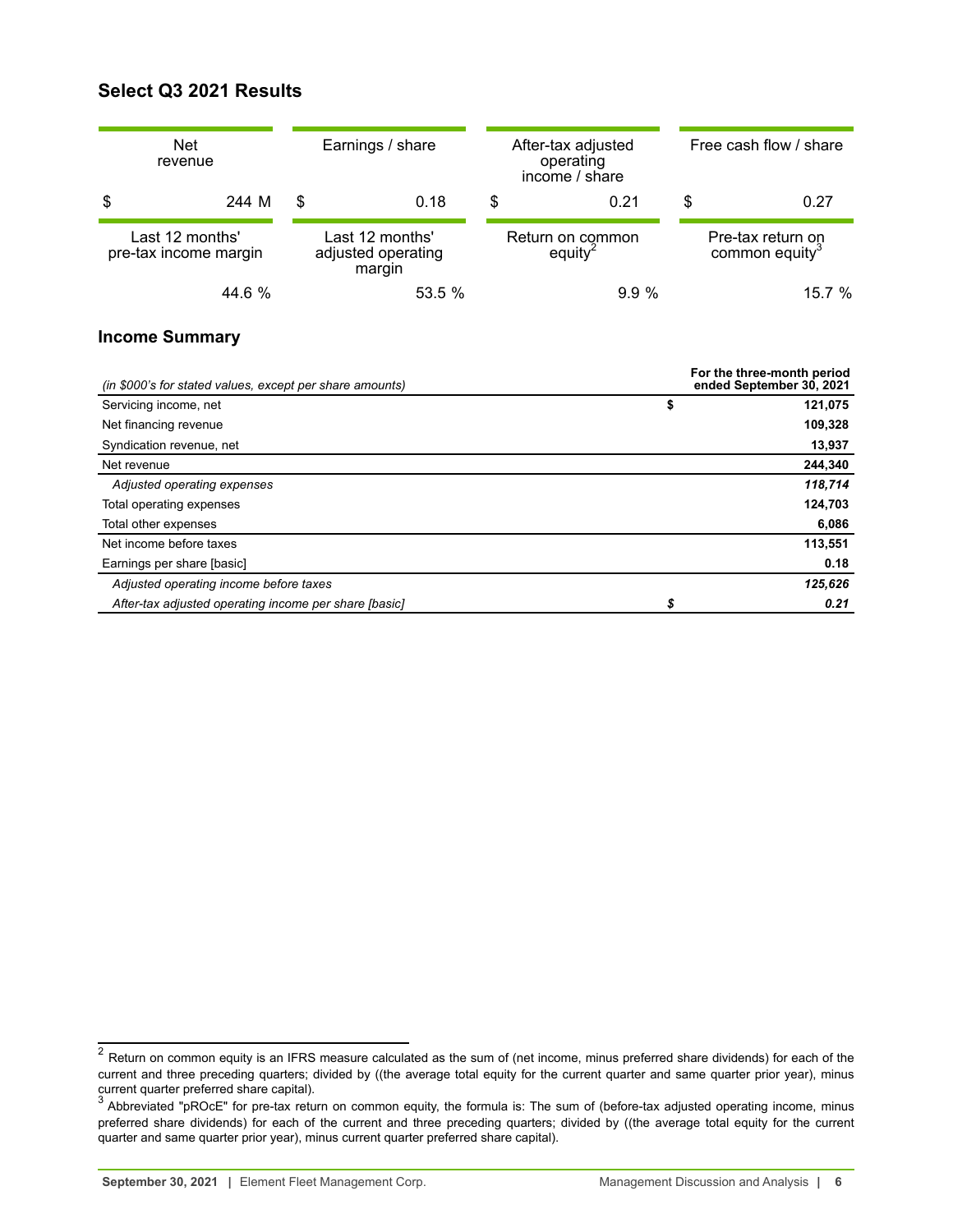## Select Q3 2021 Results

| Net revenue | Earnings / share | After-tax adjusted operating income / share | Free cash flow / share |
|---|---|---|---|
| $ 244 M | $ 0.18 | $ 0.21 | $ 0.27 |

| Last 12 months' pre-tax income margin | Last 12 months' adjusted operating margin | Return on common equity[2] | Pre-tax return on common equity[3] |
|---|---|---|---|
| 44.6 % | 53.5 % | 9.9 % | 15.7 % |

## Income Summary

| *(in $000's for stated values, except per share amounts)* | | **For the three-month period ended September 30, 2021** |
|---|---|---|
| Servicing income, net | **$** | **121,075** |
| Net financing revenue | | **109,328** |
| Syndication revenue, net | | **13,937** |
| Net revenue | | **244,340** |
| *Adjusted operating expenses* | | ***118,714*** |
| Total operating expenses | | **124,703** |
| Total other expenses | | **6,086** |
| Net income before taxes | | **113,551** |
| Earnings per share [basic] | | **0.18** |
| *Adjusted operating income before taxes* | | ***125,626*** |
| *After-tax adjusted operating income per share [basic]* | ***$*** | ***0.21*** |

[2] Return on common equity is an IFRS measure calculated as the sum of (net income, minus preferred share dividends) for each of the current and three preceding quarters; divided by ((the average total equity for the current quarter and same quarter prior year), minus current quarter preferred share capital).

[3] Abbreviated "pROcE" for pre-tax return on common equity, the formula is: The sum of (before-tax adjusted operating income, minus preferred share dividends) for each of the current and three preceding quarters; divided by ((the average total equity for the current quarter and same quarter prior year), minus current quarter preferred share capital).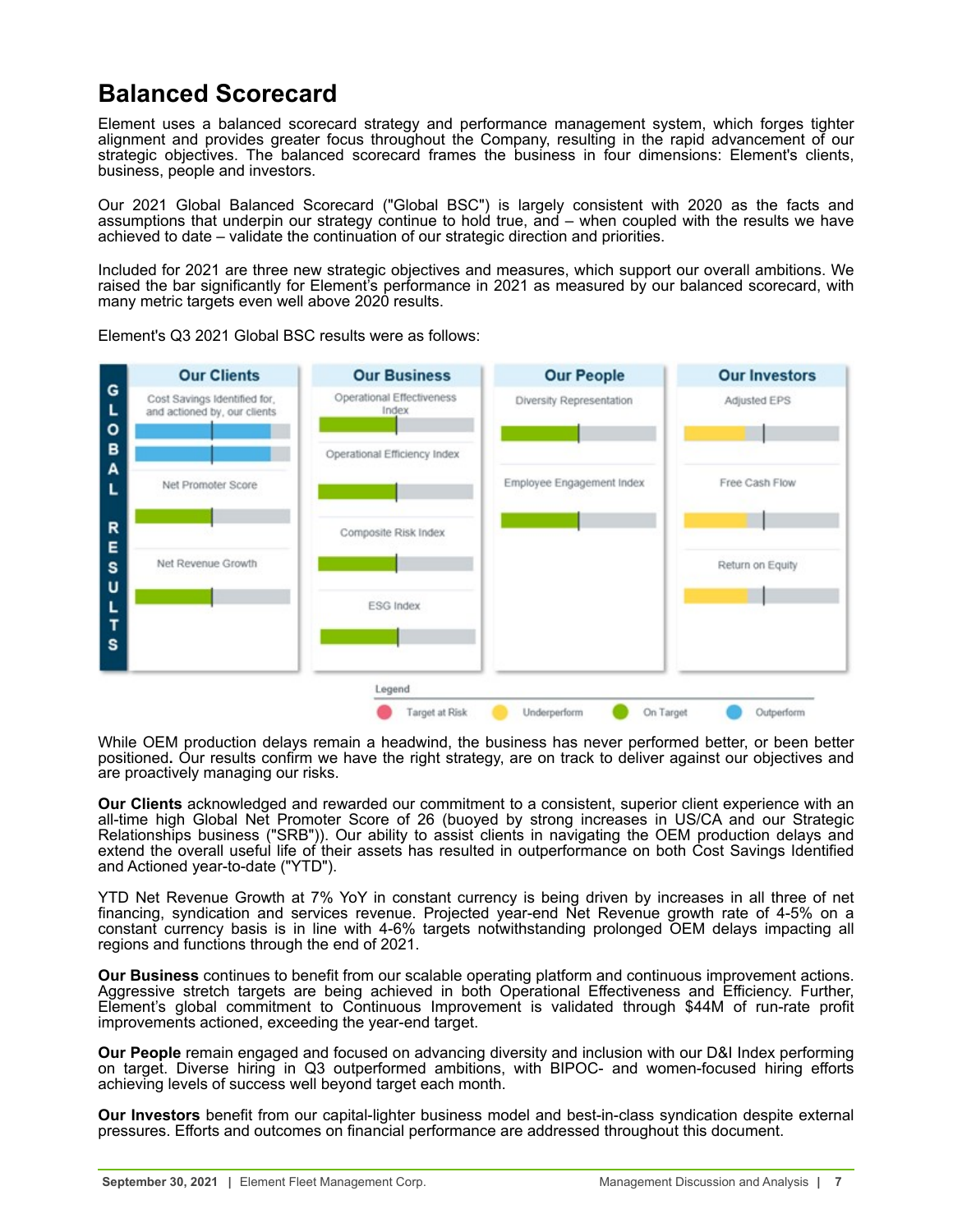# Balanced Scorecard

Element uses a balanced scorecard strategy and performance management system, which forges tighter alignment and provides greater focus throughout the Company, resulting in the rapid advancement of our strategic objectives. The balanced scorecard frames the business in four dimensions: Element's clients, business, people and investors.

Our 2021 Global Balanced Scorecard ("Global BSC") is largely consistent with 2020 as the facts and assumptions that underpin our strategy continue to hold true, and – when coupled with the results we have achieved to date – validate the continuation of our strategic direction and priorities.

Included for 2021 are three new strategic objectives and measures, which support our overall ambitions. We raised the bar significantly for Element's performance in 2021 as measured by our balanced scorecard, with many metric targets even well above 2020 results.

Element's Q3 2021 Global BSC results were as follows:

| Our Clients | Our Business | Our People | Our Investors |
|---|---|---|---|
| Cost Savings Identified for, and actioned by, our clients (Outperform / Outperform) | Operational Effectiveness Index (On Target) | Diversity Representation (On Target) | Adjusted EPS (Underperform) |
| Net Promoter Score (On Target) | Operational Efficiency Index (On Target) | Employee Engagement Index (On Target) | Free Cash Flow (Underperform) |
| Net Revenue Growth (On Target) | Composite Risk Index (On Target) | | Return on Equity (Underperform) |
| | ESG Index (On Target) | | |

Legend: Target at Risk; Underperform; On Target; Outperform

While OEM production delays remain a headwind, the business has never performed better, or been better positioned**.** Our results confirm we have the right strategy, are on track to deliver against our objectives and are proactively managing our risks.

**Our Clients** acknowledged and rewarded our commitment to a consistent, superior client experience with an all-time high Global Net Promoter Score of 26 (buoyed by strong increases in US/CA and our Strategic Relationships business ("SRB")). Our ability to assist clients in navigating the OEM production delays and extend the overall useful life of their assets has resulted in outperformance on both Cost Savings Identified and Actioned year-to-date ("YTD").

YTD Net Revenue Growth at 7% YoY in constant currency is being driven by increases in all three of net financing, syndication and services revenue. Projected year-end Net Revenue growth rate of 4-5% on a constant currency basis is in line with 4-6% targets notwithstanding prolonged OEM delays impacting all regions and functions through the end of 2021.

**Our Business** continues to benefit from our scalable operating platform and continuous improvement actions. Aggressive stretch targets are being achieved in both Operational Effectiveness and Efficiency. Further, Element's global commitment to Continuous Improvement is validated through $44M of run-rate profit improvements actioned, exceeding the year-end target.

**Our People** remain engaged and focused on advancing diversity and inclusion with our D&I Index performing on target. Diverse hiring in Q3 outperformed ambitions, with BIPOC- and women-focused hiring efforts achieving levels of success well beyond target each month.

**Our Investors** benefit from our capital-lighter business model and best-in-class syndication despite external pressures. Efforts and outcomes on financial performance are addressed throughout this document.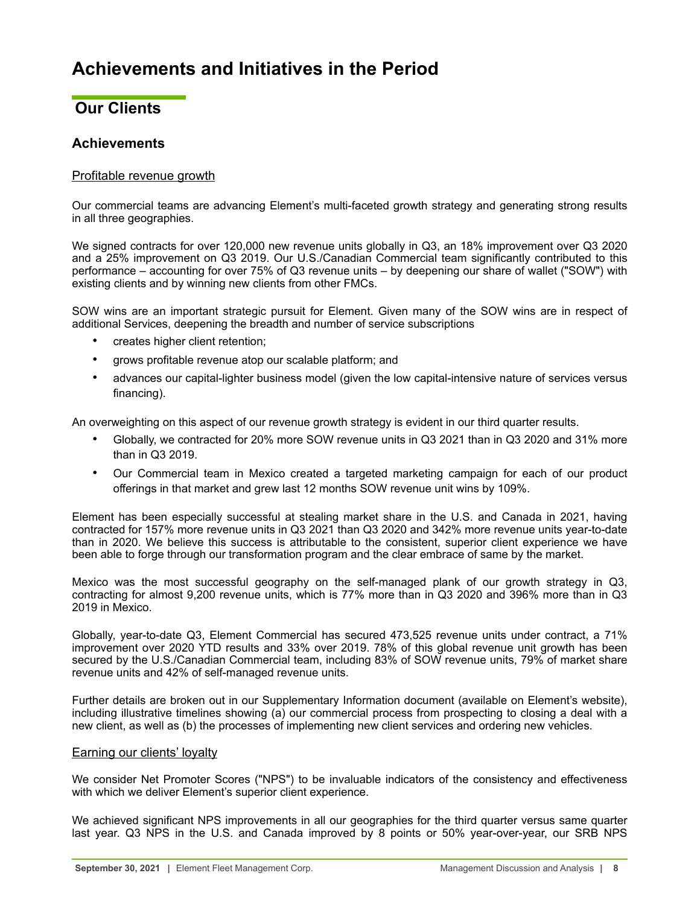# Achievements and Initiatives in the Period

## Our Clients

### Achievements

Profitable revenue growth

Our commercial teams are advancing Element's multi-faceted growth strategy and generating strong results in all three geographies.

We signed contracts for over 120,000 new revenue units globally in Q3, an 18% improvement over Q3 2020 and a 25% improvement on Q3 2019. Our U.S./Canadian Commercial team significantly contributed to this performance – accounting for over 75% of Q3 revenue units – by deepening our share of wallet ("SOW") with existing clients and by winning new clients from other FMCs.

SOW wins are an important strategic pursuit for Element. Given many of the SOW wins are in respect of additional Services, deepening the breadth and number of service subscriptions

- creates higher client retention;
- grows profitable revenue atop our scalable platform; and
- advances our capital-lighter business model (given the low capital-intensive nature of services versus financing).

An overweighting on this aspect of our revenue growth strategy is evident in our third quarter results.

- Globally, we contracted for 20% more SOW revenue units in Q3 2021 than in Q3 2020 and 31% more than in Q3 2019.
- Our Commercial team in Mexico created a targeted marketing campaign for each of our product offerings in that market and grew last 12 months SOW revenue unit wins by 109%.

Element has been especially successful at stealing market share in the U.S. and Canada in 2021, having contracted for 157% more revenue units in Q3 2021 than Q3 2020 and 342% more revenue units year-to-date than in 2020. We believe this success is attributable to the consistent, superior client experience we have been able to forge through our transformation program and the clear embrace of same by the market.

Mexico was the most successful geography on the self-managed plank of our growth strategy in Q3, contracting for almost 9,200 revenue units, which is 77% more than in Q3 2020 and 396% more than in Q3 2019 in Mexico.

Globally, year-to-date Q3, Element Commercial has secured 473,525 revenue units under contract, a 71% improvement over 2020 YTD results and 33% over 2019. 78% of this global revenue unit growth has been secured by the U.S./Canadian Commercial team, including 83% of SOW revenue units, 79% of market share revenue units and 42% of self-managed revenue units.

Further details are broken out in our Supplementary Information document (available on Element's website), including illustrative timelines showing (a) our commercial process from prospecting to closing a deal with a new client, as well as (b) the processes of implementing new client services and ordering new vehicles.

Earning our clients' loyalty

We consider Net Promoter Scores ("NPS") to be invaluable indicators of the consistency and effectiveness with which we deliver Element's superior client experience.

We achieved significant NPS improvements in all our geographies for the third quarter versus same quarter last year. Q3 NPS in the U.S. and Canada improved by 8 points or 50% year-over-year, our SRB NPS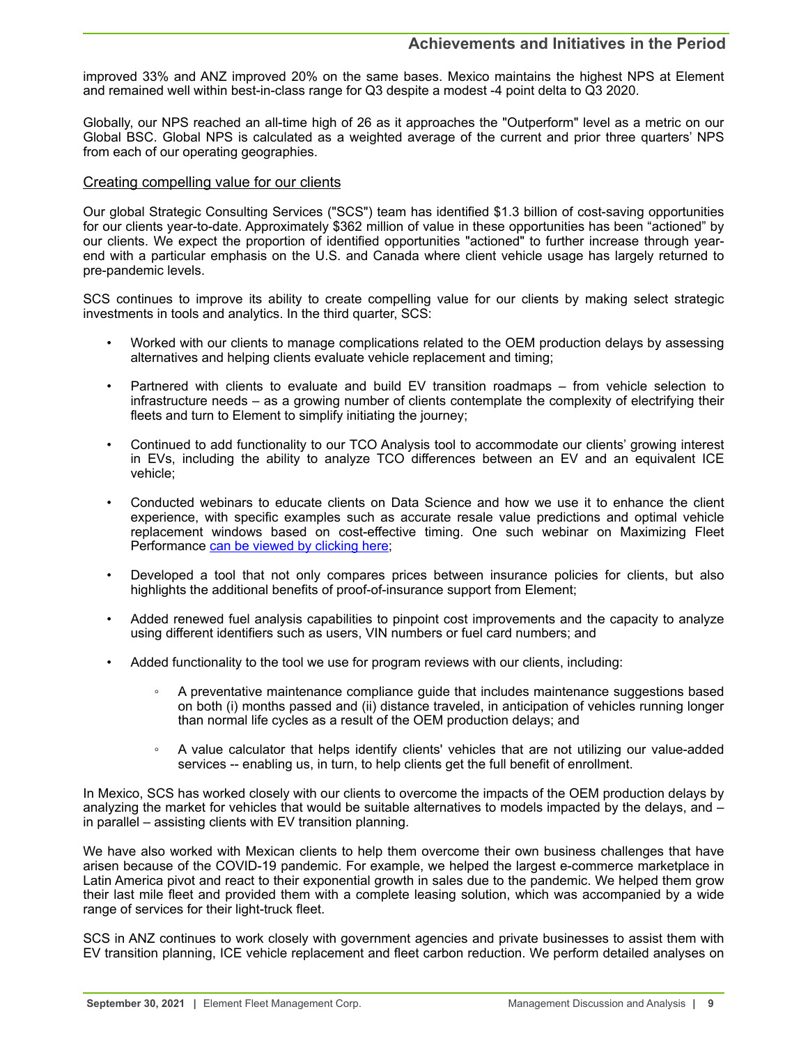improved 33% and ANZ improved 20% on the same bases. Mexico maintains the highest NPS at Element and remained well within best-in-class range for Q3 despite a modest -4 point delta to Q3 2020.

Globally, our NPS reached an all-time high of 26 as it approaches the "Outperform" level as a metric on our Global BSC. Global NPS is calculated as a weighted average of the current and prior three quarters' NPS from each of our operating geographies.

### Creating compelling value for our clients

Our global Strategic Consulting Services ("SCS") team has identified $1.3 billion of cost-saving opportunities for our clients year-to-date. Approximately $362 million of value in these opportunities has been "actioned" by our clients. We expect the proportion of identified opportunities "actioned" to further increase through year-end with a particular emphasis on the U.S. and Canada where client vehicle usage has largely returned to pre-pandemic levels.

SCS continues to improve its ability to create compelling value for our clients by making select strategic investments in tools and analytics. In the third quarter, SCS:

- Worked with our clients to manage complications related to the OEM production delays by assessing alternatives and helping clients evaluate vehicle replacement and timing;
- Partnered with clients to evaluate and build EV transition roadmaps – from vehicle selection to infrastructure needs – as a growing number of clients contemplate the complexity of electrifying their fleets and turn to Element to simplify initiating the journey;
- Continued to add functionality to our TCO Analysis tool to accommodate our clients' growing interest in EVs, including the ability to analyze TCO differences between an EV and an equivalent ICE vehicle;
- Conducted webinars to educate clients on Data Science and how we use it to enhance the client experience, with specific examples such as accurate resale value predictions and optimal vehicle replacement windows based on cost-effective timing. One such webinar on Maximizing Fleet Performance can be viewed by clicking here;
- Developed a tool that not only compares prices between insurance policies for clients, but also highlights the additional benefits of proof-of-insurance support from Element;
- Added renewed fuel analysis capabilities to pinpoint cost improvements and the capacity to analyze using different identifiers such as users, VIN numbers or fuel card numbers; and
- Added functionality to the tool we use for program reviews with our clients, including:
  - A preventative maintenance compliance guide that includes maintenance suggestions based on both (i) months passed and (ii) distance traveled, in anticipation of vehicles running longer than normal life cycles as a result of the OEM production delays; and
  - A value calculator that helps identify clients' vehicles that are not utilizing our value-added services -- enabling us, in turn, to help clients get the full benefit of enrollment.

In Mexico, SCS has worked closely with our clients to overcome the impacts of the OEM production delays by analyzing the market for vehicles that would be suitable alternatives to models impacted by the delays, and – in parallel – assisting clients with EV transition planning.

We have also worked with Mexican clients to help them overcome their own business challenges that have arisen because of the COVID-19 pandemic. For example, we helped the largest e-commerce marketplace in Latin America pivot and react to their exponential growth in sales due to the pandemic. We helped them grow their last mile fleet and provided them with a complete leasing solution, which was accompanied by a wide range of services for their light-truck fleet.

SCS in ANZ continues to work closely with government agencies and private businesses to assist them with EV transition planning, ICE vehicle replacement and fleet carbon reduction. We perform detailed analyses on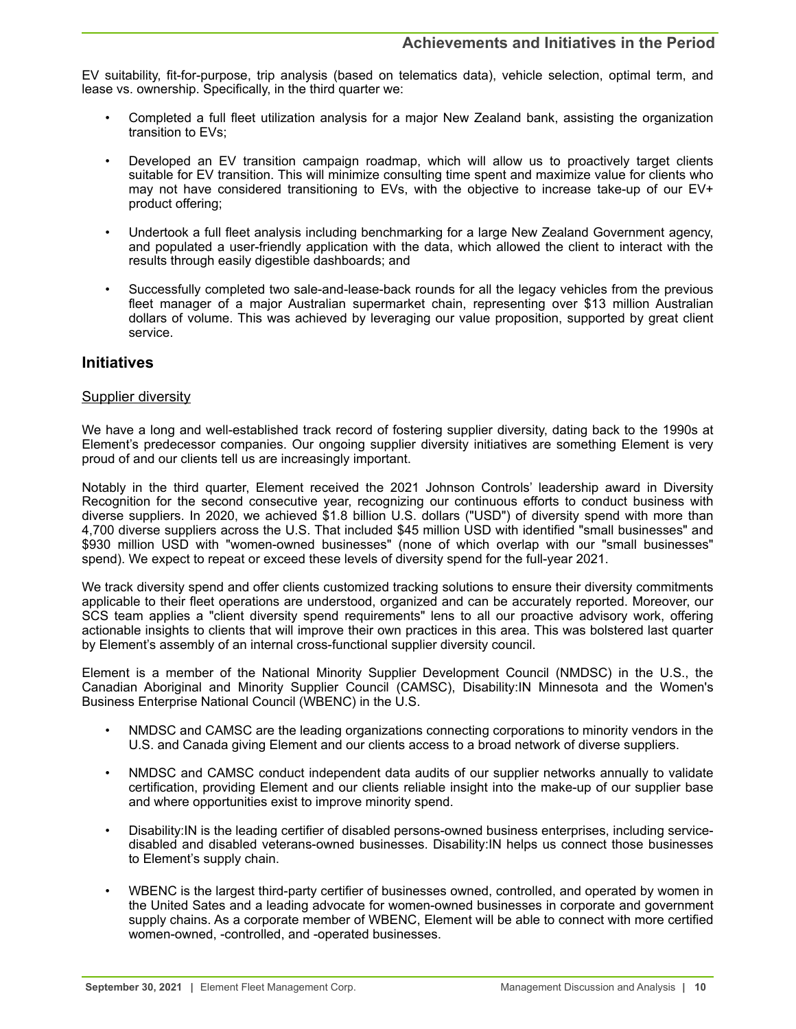EV suitability, fit-for-purpose, trip analysis (based on telematics data), vehicle selection, optimal term, and lease vs. ownership. Specifically, in the third quarter we:

- Completed a full fleet utilization analysis for a major New Zealand bank, assisting the organization transition to EVs;
- Developed an EV transition campaign roadmap, which will allow us to proactively target clients suitable for EV transition. This will minimize consulting time spent and maximize value for clients who may not have considered transitioning to EVs, with the objective to increase take-up of our EV+ product offering;
- Undertook a full fleet analysis including benchmarking for a large New Zealand Government agency, and populated a user-friendly application with the data, which allowed the client to interact with the results through easily digestible dashboards; and
- Successfully completed two sale-and-lease-back rounds for all the legacy vehicles from the previous fleet manager of a major Australian supermarket chain, representing over $13 million Australian dollars of volume. This was achieved by leveraging our value proposition, supported by great client service.

## Initiatives

### Supplier diversity

We have a long and well-established track record of fostering supplier diversity, dating back to the 1990s at Element's predecessor companies. Our ongoing supplier diversity initiatives are something Element is very proud of and our clients tell us are increasingly important.

Notably in the third quarter, Element received the 2021 Johnson Controls' leadership award in Diversity Recognition for the second consecutive year, recognizing our continuous efforts to conduct business with diverse suppliers. In 2020, we achieved $1.8 billion U.S. dollars ("USD") of diversity spend with more than 4,700 diverse suppliers across the U.S. That included $45 million USD with identified "small businesses" and $930 million USD with "women-owned businesses" (none of which overlap with our "small businesses" spend). We expect to repeat or exceed these levels of diversity spend for the full-year 2021.

We track diversity spend and offer clients customized tracking solutions to ensure their diversity commitments applicable to their fleet operations are understood, organized and can be accurately reported. Moreover, our SCS team applies a "client diversity spend requirements" lens to all our proactive advisory work, offering actionable insights to clients that will improve their own practices in this area. This was bolstered last quarter by Element's assembly of an internal cross-functional supplier diversity council.

Element is a member of the National Minority Supplier Development Council (NMDSC) in the U.S., the Canadian Aboriginal and Minority Supplier Council (CAMSC), Disability:IN Minnesota and the Women's Business Enterprise National Council (WBENC) in the U.S.

- NMDSC and CAMSC are the leading organizations connecting corporations to minority vendors in the U.S. and Canada giving Element and our clients access to a broad network of diverse suppliers.
- NMDSC and CAMSC conduct independent data audits of our supplier networks annually to validate certification, providing Element and our clients reliable insight into the make-up of our supplier base and where opportunities exist to improve minority spend.
- Disability:IN is the leading certifier of disabled persons-owned business enterprises, including service-disabled and disabled veterans-owned businesses. Disability:IN helps us connect those businesses to Element's supply chain.
- WBENC is the largest third-party certifier of businesses owned, controlled, and operated by women in the United Sates and a leading advocate for women-owned businesses in corporate and government supply chains. As a corporate member of WBENC, Element will be able to connect with more certified women-owned, -controlled, and -operated businesses.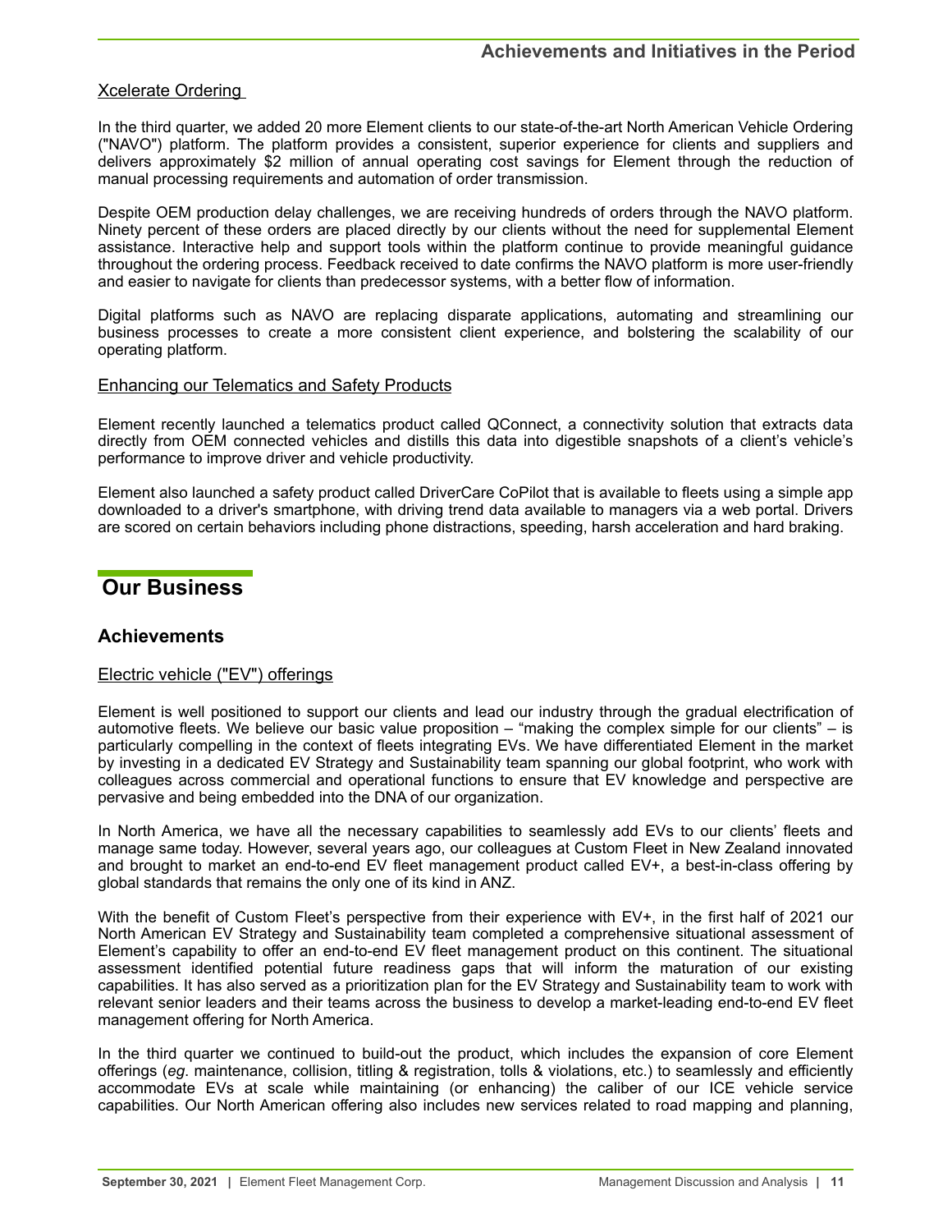Xcelerate Ordering

In the third quarter, we added 20 more Element clients to our state-of-the-art North American Vehicle Ordering ("NAVO") platform. The platform provides a consistent, superior experience for clients and suppliers and delivers approximately $2 million of annual operating cost savings for Element through the reduction of manual processing requirements and automation of order transmission.

Despite OEM production delay challenges, we are receiving hundreds of orders through the NAVO platform. Ninety percent of these orders are placed directly by our clients without the need for supplemental Element assistance. Interactive help and support tools within the platform continue to provide meaningful guidance throughout the ordering process. Feedback received to date confirms the NAVO platform is more user-friendly and easier to navigate for clients than predecessor systems, with a better flow of information.

Digital platforms such as NAVO are replacing disparate applications, automating and streamlining our business processes to create a more consistent client experience, and bolstering the scalability of our operating platform.

Enhancing our Telematics and Safety Products

Element recently launched a telematics product called QConnect, a connectivity solution that extracts data directly from OEM connected vehicles and distills this data into digestible snapshots of a client's vehicle's performance to improve driver and vehicle productivity.

Element also launched a safety product called DriverCare CoPilot that is available to fleets using a simple app downloaded to a driver's smartphone, with driving trend data available to managers via a web portal. Drivers are scored on certain behaviors including phone distractions, speeding, harsh acceleration and hard braking.

# Our Business

## Achievements

Electric vehicle ("EV") offerings

Element is well positioned to support our clients and lead our industry through the gradual electrification of automotive fleets. We believe our basic value proposition – "making the complex simple for our clients" – is particularly compelling in the context of fleets integrating EVs. We have differentiated Element in the market by investing in a dedicated EV Strategy and Sustainability team spanning our global footprint, who work with colleagues across commercial and operational functions to ensure that EV knowledge and perspective are pervasive and being embedded into the DNA of our organization.

In North America, we have all the necessary capabilities to seamlessly add EVs to our clients' fleets and manage same today. However, several years ago, our colleagues at Custom Fleet in New Zealand innovated and brought to market an end-to-end EV fleet management product called EV+, a best-in-class offering by global standards that remains the only one of its kind in ANZ.

With the benefit of Custom Fleet's perspective from their experience with EV+, in the first half of 2021 our North American EV Strategy and Sustainability team completed a comprehensive situational assessment of Element's capability to offer an end-to-end EV fleet management product on this continent. The situational assessment identified potential future readiness gaps that will inform the maturation of our existing capabilities. It has also served as a prioritization plan for the EV Strategy and Sustainability team to work with relevant senior leaders and their teams across the business to develop a market-leading end-to-end EV fleet management offering for North America.

In the third quarter we continued to build-out the product, which includes the expansion of core Element offerings (*eg*. maintenance, collision, titling & registration, tolls & violations, etc.) to seamlessly and efficiently accommodate EVs at scale while maintaining (or enhancing) the caliber of our ICE vehicle service capabilities. Our North American offering also includes new services related to road mapping and planning,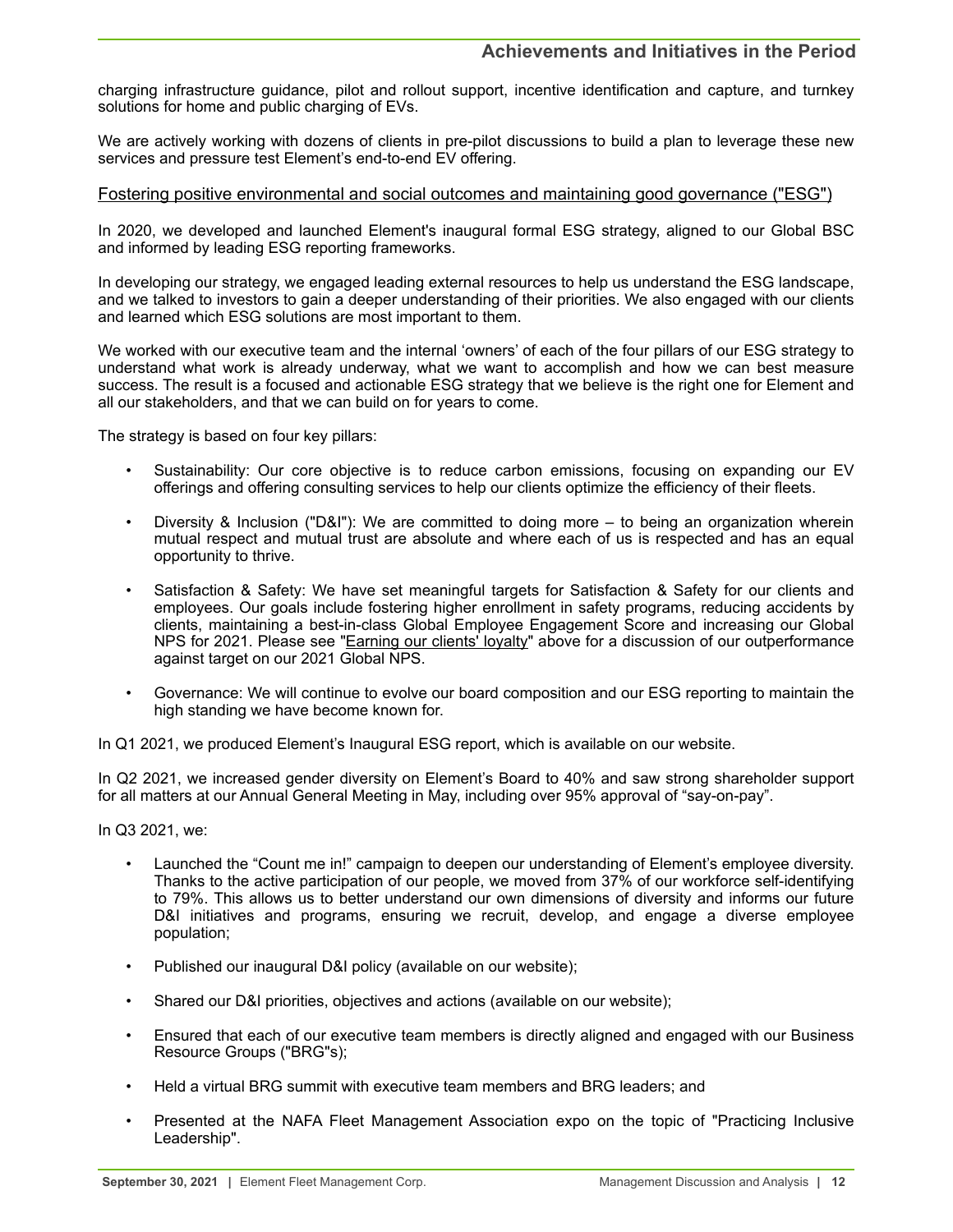charging infrastructure guidance, pilot and rollout support, incentive identification and capture, and turnkey solutions for home and public charging of EVs.

We are actively working with dozens of clients in pre-pilot discussions to build a plan to leverage these new services and pressure test Element's end-to-end EV offering.

Fostering positive environmental and social outcomes and maintaining good governance ("ESG")

In 2020, we developed and launched Element's inaugural formal ESG strategy, aligned to our Global BSC and informed by leading ESG reporting frameworks.

In developing our strategy, we engaged leading external resources to help us understand the ESG landscape, and we talked to investors to gain a deeper understanding of their priorities. We also engaged with our clients and learned which ESG solutions are most important to them.

We worked with our executive team and the internal 'owners' of each of the four pillars of our ESG strategy to understand what work is already underway, what we want to accomplish and how we can best measure success. The result is a focused and actionable ESG strategy that we believe is the right one for Element and all our stakeholders, and that we can build on for years to come.

The strategy is based on four key pillars:

- Sustainability: Our core objective is to reduce carbon emissions, focusing on expanding our EV offerings and offering consulting services to help our clients optimize the efficiency of their fleets.
- Diversity & Inclusion ("D&I"): We are committed to doing more – to being an organization wherein mutual respect and mutual trust are absolute and where each of us is respected and has an equal opportunity to thrive.
- Satisfaction & Safety: We have set meaningful targets for Satisfaction & Safety for our clients and employees. Our goals include fostering higher enrollment in safety programs, reducing accidents by clients, maintaining a best-in-class Global Employee Engagement Score and increasing our Global NPS for 2021. Please see "Earning our clients' loyalty" above for a discussion of our outperformance against target on our 2021 Global NPS.
- Governance: We will continue to evolve our board composition and our ESG reporting to maintain the high standing we have become known for.

In Q1 2021, we produced Element's Inaugural ESG report, which is available on our website.

In Q2 2021, we increased gender diversity on Element's Board to 40% and saw strong shareholder support for all matters at our Annual General Meeting in May, including over 95% approval of "say-on-pay".

In Q3 2021, we:

- Launched the "Count me in!" campaign to deepen our understanding of Element's employee diversity. Thanks to the active participation of our people, we moved from 37% of our workforce self-identifying to 79%. This allows us to better understand our own dimensions of diversity and informs our future D&I initiatives and programs, ensuring we recruit, develop, and engage a diverse employee population;
- Published our inaugural D&I policy (available on our website);
- Shared our D&I priorities, objectives and actions (available on our website);
- Ensured that each of our executive team members is directly aligned and engaged with our Business Resource Groups ("BRG"s);
- Held a virtual BRG summit with executive team members and BRG leaders; and
- Presented at the NAFA Fleet Management Association expo on the topic of "Practicing Inclusive Leadership".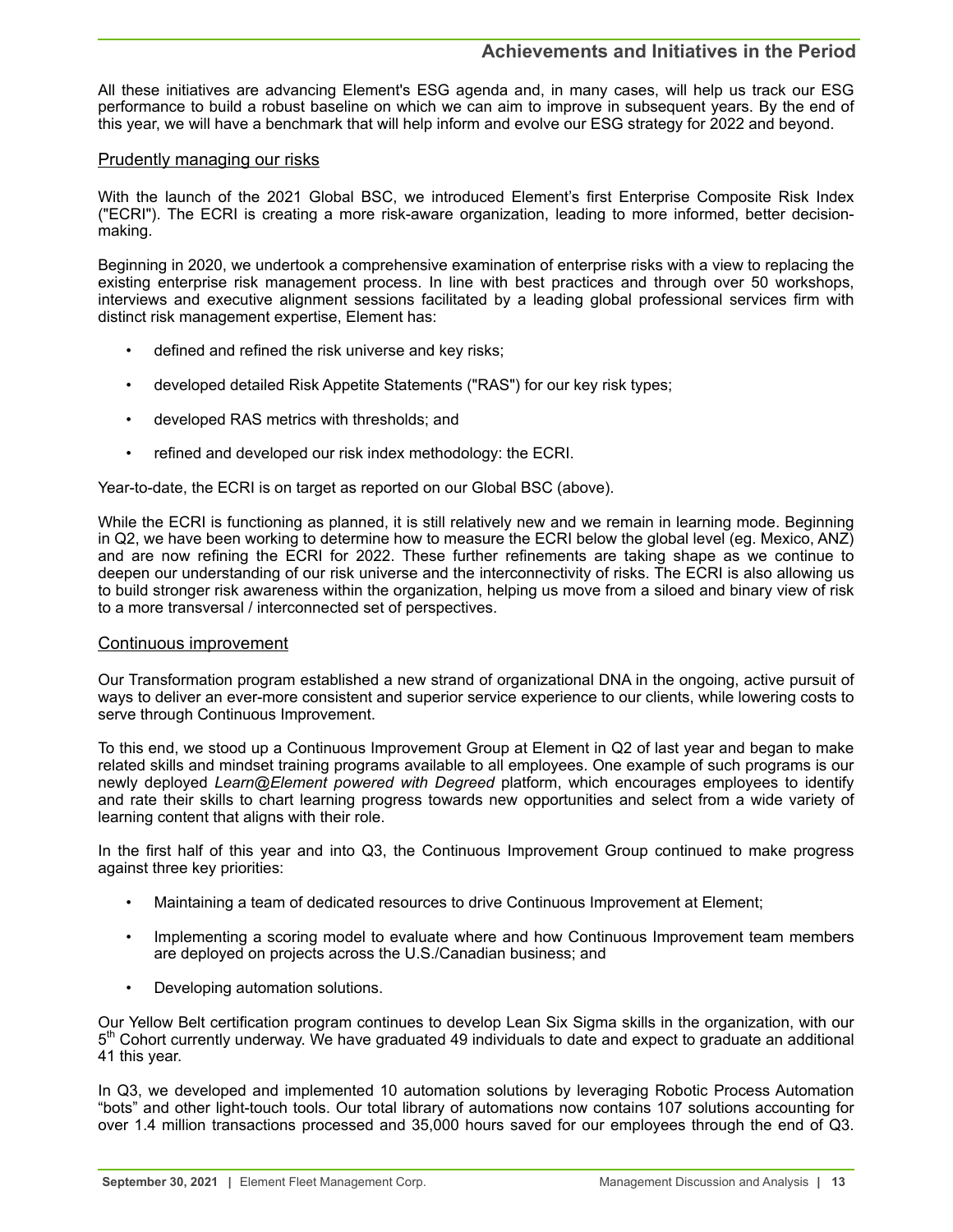All these initiatives are advancing Element's ESG agenda and, in many cases, will help us track our ESG performance to build a robust baseline on which we can aim to improve in subsequent years. By the end of this year, we will have a benchmark that will help inform and evolve our ESG strategy for 2022 and beyond.

## Prudently managing our risks

With the launch of the 2021 Global BSC, we introduced Element's first Enterprise Composite Risk Index ("ECRI"). The ECRI is creating a more risk-aware organization, leading to more informed, better decision-making.

Beginning in 2020, we undertook a comprehensive examination of enterprise risks with a view to replacing the existing enterprise risk management process. In line with best practices and through over 50 workshops, interviews and executive alignment sessions facilitated by a leading global professional services firm with distinct risk management expertise, Element has:

- defined and refined the risk universe and key risks;
- developed detailed Risk Appetite Statements ("RAS") for our key risk types;
- developed RAS metrics with thresholds; and
- refined and developed our risk index methodology: the ECRI.

Year-to-date, the ECRI is on target as reported on our Global BSC (above).

While the ECRI is functioning as planned, it is still relatively new and we remain in learning mode. Beginning in Q2, we have been working to determine how to measure the ECRI below the global level (eg. Mexico, ANZ) and are now refining the ECRI for 2022. These further refinements are taking shape as we continue to deepen our understanding of our risk universe and the interconnectivity of risks. The ECRI is also allowing us to build stronger risk awareness within the organization, helping us move from a siloed and binary view of risk to a more transversal / interconnected set of perspectives.

## Continuous improvement

Our Transformation program established a new strand of organizational DNA in the ongoing, active pursuit of ways to deliver an ever-more consistent and superior service experience to our clients, while lowering costs to serve through Continuous Improvement.

To this end, we stood up a Continuous Improvement Group at Element in Q2 of last year and began to make related skills and mindset training programs available to all employees. One example of such programs is our newly deployed *Learn@Element powered with Degreed* platform, which encourages employees to identify and rate their skills to chart learning progress towards new opportunities and select from a wide variety of learning content that aligns with their role.

In the first half of this year and into Q3, the Continuous Improvement Group continued to make progress against three key priorities:

- Maintaining a team of dedicated resources to drive Continuous Improvement at Element;
- Implementing a scoring model to evaluate where and how Continuous Improvement team members are deployed on projects across the U.S./Canadian business; and
- Developing automation solutions.

Our Yellow Belt certification program continues to develop Lean Six Sigma skills in the organization, with our 5th Cohort currently underway. We have graduated 49 individuals to date and expect to graduate an additional 41 this year.

In Q3, we developed and implemented 10 automation solutions by leveraging Robotic Process Automation "bots" and other light-touch tools. Our total library of automations now contains 107 solutions accounting for over 1.4 million transactions processed and 35,000 hours saved for our employees through the end of Q3.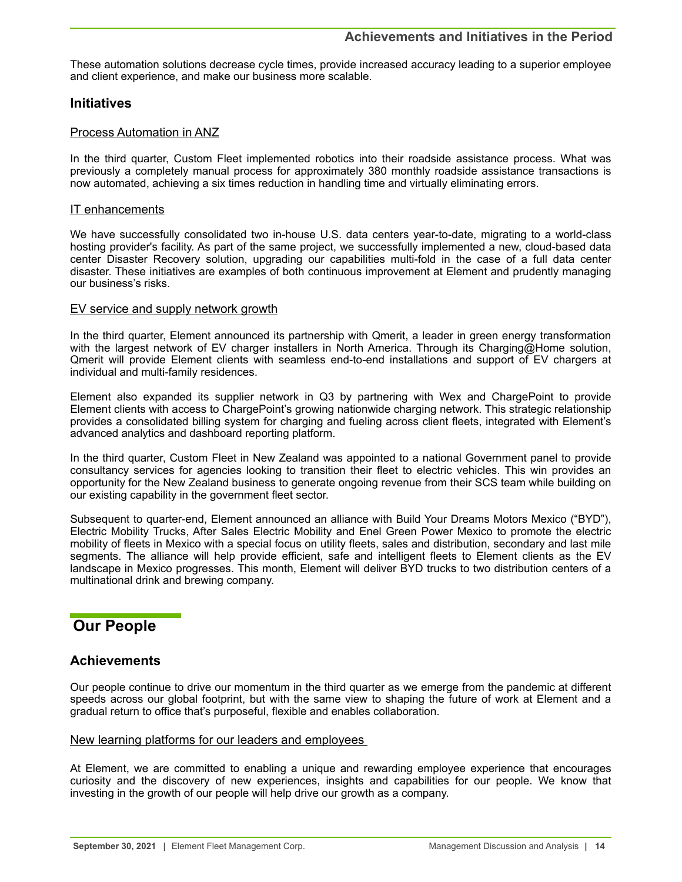These automation solutions decrease cycle times, provide increased accuracy leading to a superior employee and client experience, and make our business more scalable.

### Initiatives

Process Automation in ANZ

In the third quarter, Custom Fleet implemented robotics into their roadside assistance process. What was previously a completely manual process for approximately 380 monthly roadside assistance transactions is now automated, achieving a six times reduction in handling time and virtually eliminating errors.

IT enhancements

We have successfully consolidated two in-house U.S. data centers year-to-date, migrating to a world-class hosting provider's facility. As part of the same project, we successfully implemented a new, cloud-based data center Disaster Recovery solution, upgrading our capabilities multi-fold in the case of a full data center disaster. These initiatives are examples of both continuous improvement at Element and prudently managing our business's risks.

EV service and supply network growth

In the third quarter, Element announced its partnership with Qmerit, a leader in green energy transformation with the largest network of EV charger installers in North America. Through its Charging@Home solution, Qmerit will provide Element clients with seamless end-to-end installations and support of EV chargers at individual and multi-family residences.

Element also expanded its supplier network in Q3 by partnering with Wex and ChargePoint to provide Element clients with access to ChargePoint's growing nationwide charging network. This strategic relationship provides a consolidated billing system for charging and fueling across client fleets, integrated with Element's advanced analytics and dashboard reporting platform.

In the third quarter, Custom Fleet in New Zealand was appointed to a national Government panel to provide consultancy services for agencies looking to transition their fleet to electric vehicles. This win provides an opportunity for the New Zealand business to generate ongoing revenue from their SCS team while building on our existing capability in the government fleet sector.

Subsequent to quarter-end, Element announced an alliance with Build Your Dreams Motors Mexico ("BYD"), Electric Mobility Trucks, After Sales Electric Mobility and Enel Green Power Mexico to promote the electric mobility of fleets in Mexico with a special focus on utility fleets, sales and distribution, secondary and last mile segments. The alliance will help provide efficient, safe and intelligent fleets to Element clients as the EV landscape in Mexico progresses. This month, Element will deliver BYD trucks to two distribution centers of a multinational drink and brewing company.

## Our People

### Achievements

Our people continue to drive our momentum in the third quarter as we emerge from the pandemic at different speeds across our global footprint, but with the same view to shaping the future of work at Element and a gradual return to office that's purposeful, flexible and enables collaboration.

New learning platforms for our leaders and employees

At Element, we are committed to enabling a unique and rewarding employee experience that encourages curiosity and the discovery of new experiences, insights and capabilities for our people. We know that investing in the growth of our people will help drive our growth as a company.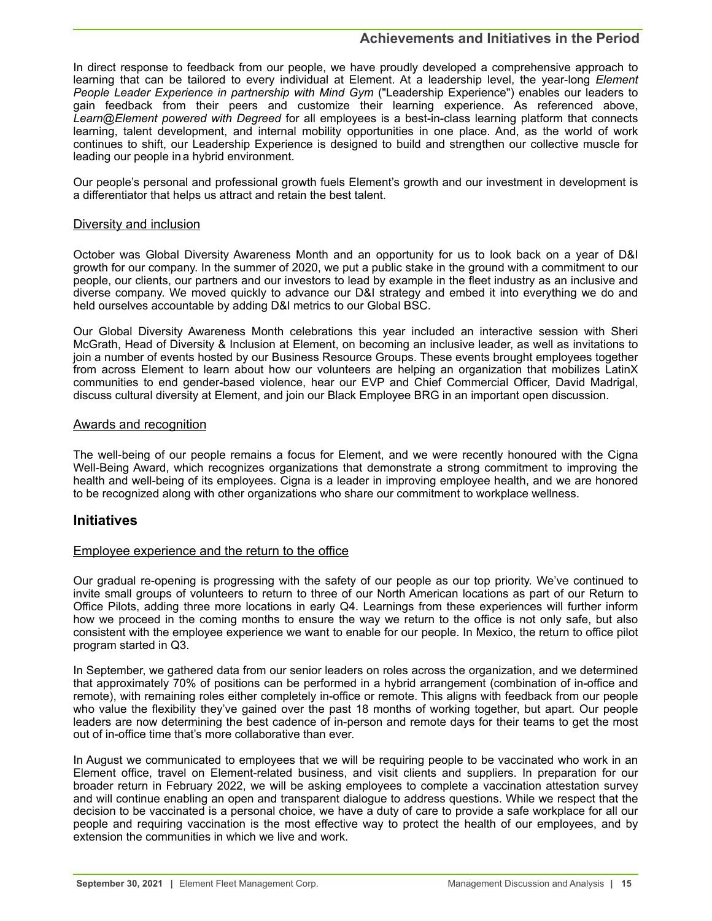In direct response to feedback from our people, we have proudly developed a comprehensive approach to learning that can be tailored to every individual at Element. At a leadership level, the year-long *Element People Leader Experience in partnership with Mind Gym* ("Leadership Experience") enables our leaders to gain feedback from their peers and customize their learning experience. As referenced above, *Learn@Element powered with Degreed* for all employees is a best-in-class learning platform that connects learning, talent development, and internal mobility opportunities in one place. And, as the world of work continues to shift, our Leadership Experience is designed to build and strengthen our collective muscle for leading our people in a hybrid environment.

Our people's personal and professional growth fuels Element's growth and our investment in development is a differentiator that helps us attract and retain the best talent.

### Diversity and inclusion

October was Global Diversity Awareness Month and an opportunity for us to look back on a year of D&I growth for our company. In the summer of 2020, we put a public stake in the ground with a commitment to our people, our clients, our partners and our investors to lead by example in the fleet industry as an inclusive and diverse company. We moved quickly to advance our D&I strategy and embed it into everything we do and held ourselves accountable by adding D&I metrics to our Global BSC.

Our Global Diversity Awareness Month celebrations this year included an interactive session with Sheri McGrath, Head of Diversity & Inclusion at Element, on becoming an inclusive leader, as well as invitations to join a number of events hosted by our Business Resource Groups. These events brought employees together from across Element to learn about how our volunteers are helping an organization that mobilizes LatinX communities to end gender-based violence, hear our EVP and Chief Commercial Officer, David Madrigal, discuss cultural diversity at Element, and join our Black Employee BRG in an important open discussion.

### Awards and recognition

The well-being of our people remains a focus for Element, and we were recently honoured with the Cigna Well-Being Award, which recognizes organizations that demonstrate a strong commitment to improving the health and well-being of its employees. Cigna is a leader in improving employee health, and we are honored to be recognized along with other organizations who share our commitment to workplace wellness.

## Initiatives

### Employee experience and the return to the office

Our gradual re-opening is progressing with the safety of our people as our top priority. We've continued to invite small groups of volunteers to return to three of our North American locations as part of our Return to Office Pilots, adding three more locations in early Q4. Learnings from these experiences will further inform how we proceed in the coming months to ensure the way we return to the office is not only safe, but also consistent with the employee experience we want to enable for our people. In Mexico, the return to office pilot program started in Q3.

In September, we gathered data from our senior leaders on roles across the organization, and we determined that approximately 70% of positions can be performed in a hybrid arrangement (combination of in-office and remote), with remaining roles either completely in-office or remote. This aligns with feedback from our people who value the flexibility they've gained over the past 18 months of working together, but apart. Our people leaders are now determining the best cadence of in-person and remote days for their teams to get the most out of in-office time that's more collaborative than ever.

In August we communicated to employees that we will be requiring people to be vaccinated who work in an Element office, travel on Element-related business, and visit clients and suppliers. In preparation for our broader return in February 2022, we will be asking employees to complete a vaccination attestation survey and will continue enabling an open and transparent dialogue to address questions. While we respect that the decision to be vaccinated is a personal choice, we have a duty of care to provide a safe workplace for all our people and requiring vaccination is the most effective way to protect the health of our employees, and by extension the communities in which we live and work.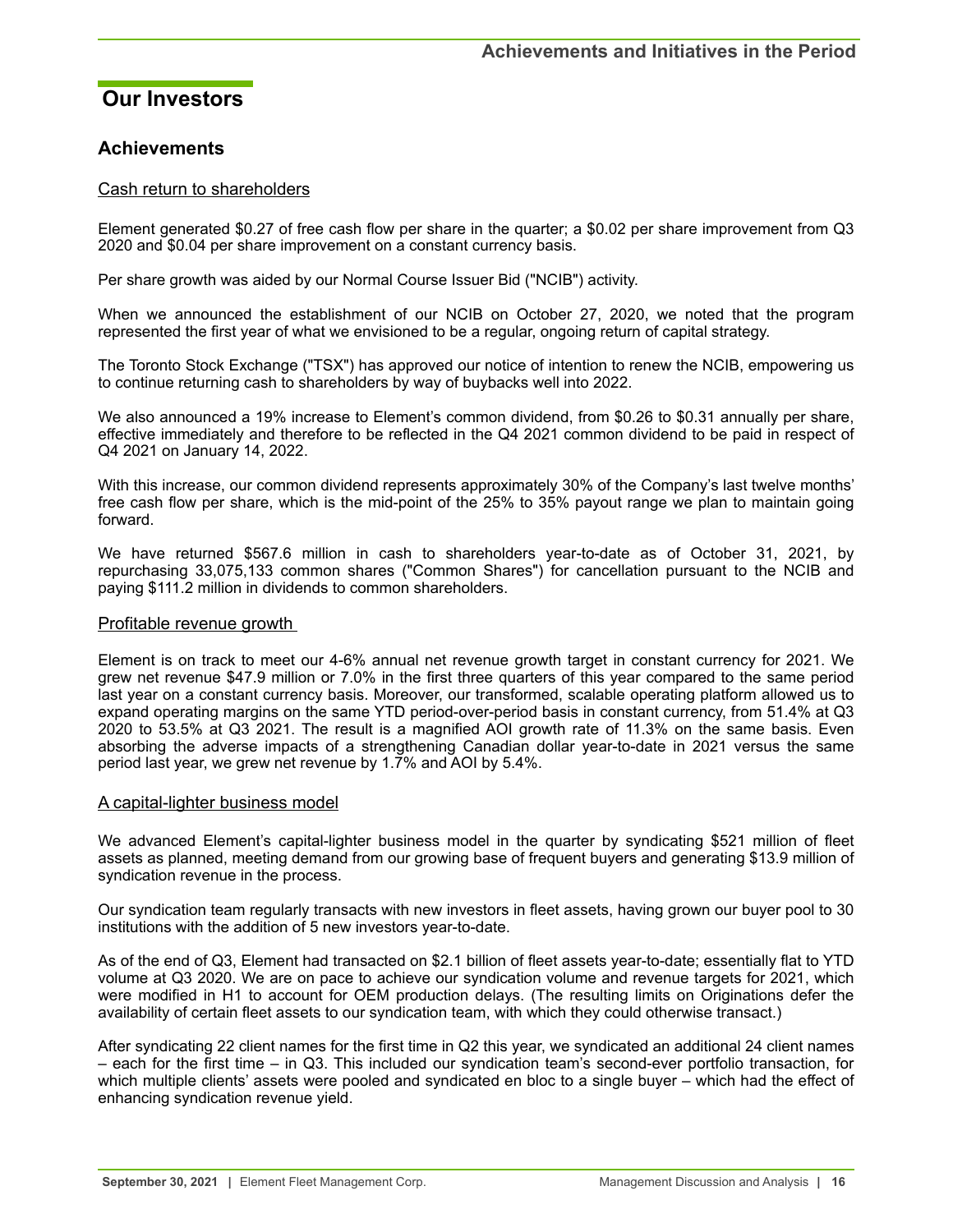## Our Investors

### Achievements

Cash return to shareholders

Element generated $0.27 of free cash flow per share in the quarter; a $0.02 per share improvement from Q3 2020 and $0.04 per share improvement on a constant currency basis.

Per share growth was aided by our Normal Course Issuer Bid ("NCIB") activity.

When we announced the establishment of our NCIB on October 27, 2020, we noted that the program represented the first year of what we envisioned to be a regular, ongoing return of capital strategy.

The Toronto Stock Exchange ("TSX") has approved our notice of intention to renew the NCIB, empowering us to continue returning cash to shareholders by way of buybacks well into 2022.

We also announced a 19% increase to Element's common dividend, from $0.26 to $0.31 annually per share, effective immediately and therefore to be reflected in the Q4 2021 common dividend to be paid in respect of Q4 2021 on January 14, 2022.

With this increase, our common dividend represents approximately 30% of the Company's last twelve months' free cash flow per share, which is the mid-point of the 25% to 35% payout range we plan to maintain going forward.

We have returned $567.6 million in cash to shareholders year-to-date as of October 31, 2021, by repurchasing 33,075,133 common shares ("Common Shares") for cancellation pursuant to the NCIB and paying $111.2 million in dividends to common shareholders.

Profitable revenue growth

Element is on track to meet our 4-6% annual net revenue growth target in constant currency for 2021. We grew net revenue $47.9 million or 7.0% in the first three quarters of this year compared to the same period last year on a constant currency basis. Moreover, our transformed, scalable operating platform allowed us to expand operating margins on the same YTD period-over-period basis in constant currency, from 51.4% at Q3 2020 to 53.5% at Q3 2021. The result is a magnified AOI growth rate of 11.3% on the same basis. Even absorbing the adverse impacts of a strengthening Canadian dollar year-to-date in 2021 versus the same period last year, we grew net revenue by 1.7% and AOI by 5.4%.

A capital-lighter business model

We advanced Element's capital-lighter business model in the quarter by syndicating $521 million of fleet assets as planned, meeting demand from our growing base of frequent buyers and generating $13.9 million of syndication revenue in the process.

Our syndication team regularly transacts with new investors in fleet assets, having grown our buyer pool to 30 institutions with the addition of 5 new investors year-to-date.

As of the end of Q3, Element had transacted on $2.1 billion of fleet assets year-to-date; essentially flat to YTD volume at Q3 2020. We are on pace to achieve our syndication volume and revenue targets for 2021, which were modified in H1 to account for OEM production delays. (The resulting limits on Originations defer the availability of certain fleet assets to our syndication team, with which they could otherwise transact.)

After syndicating 22 client names for the first time in Q2 this year, we syndicated an additional 24 client names – each for the first time – in Q3. This included our syndication team's second-ever portfolio transaction, for which multiple clients' assets were pooled and syndicated en bloc to a single buyer – which had the effect of enhancing syndication revenue yield.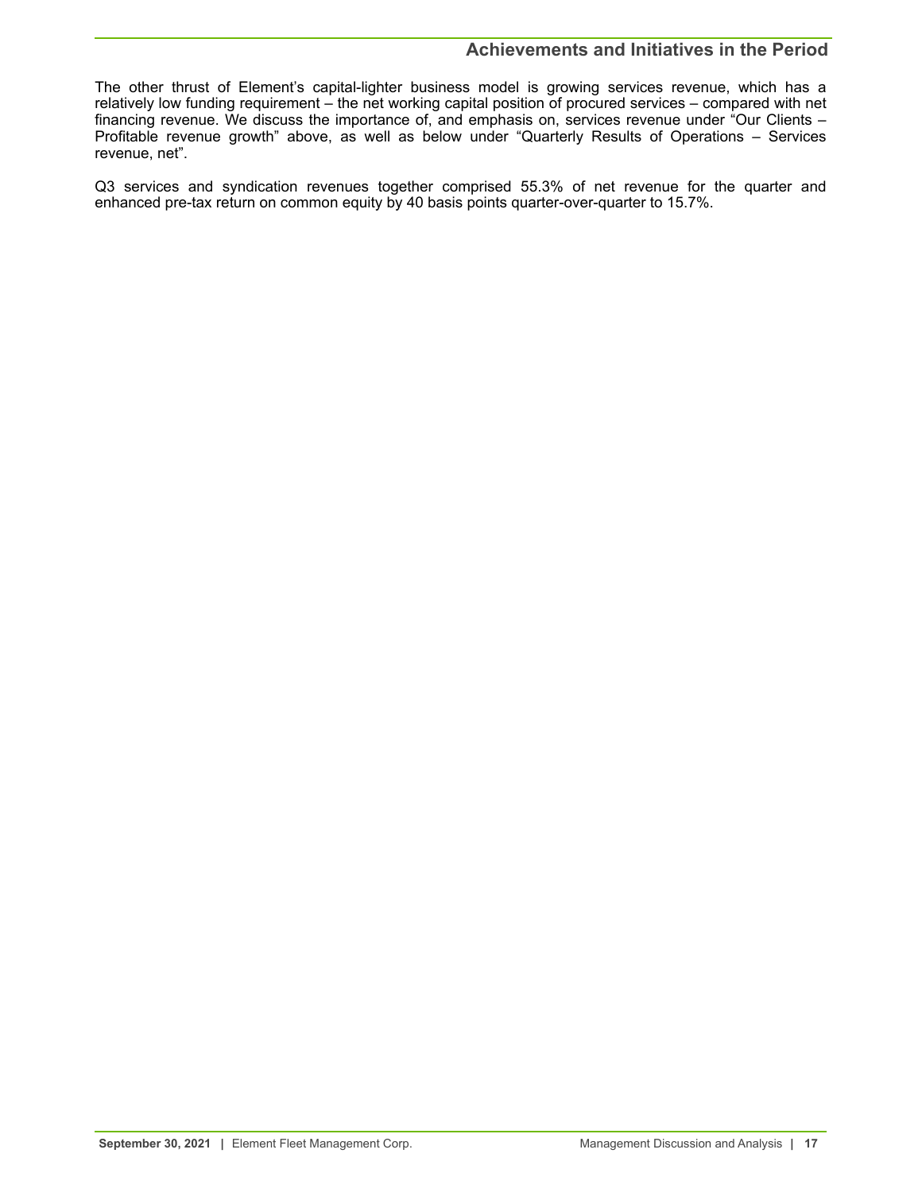The other thrust of Element's capital-lighter business model is growing services revenue, which has a relatively low funding requirement – the net working capital position of procured services – compared with net financing revenue. We discuss the importance of, and emphasis on, services revenue under "Our Clients – Profitable revenue growth" above, as well as below under "Quarterly Results of Operations – Services revenue, net".

Q3 services and syndication revenues together comprised 55.3% of net revenue for the quarter and enhanced pre-tax return on common equity by 40 basis points quarter-over-quarter to 15.7%.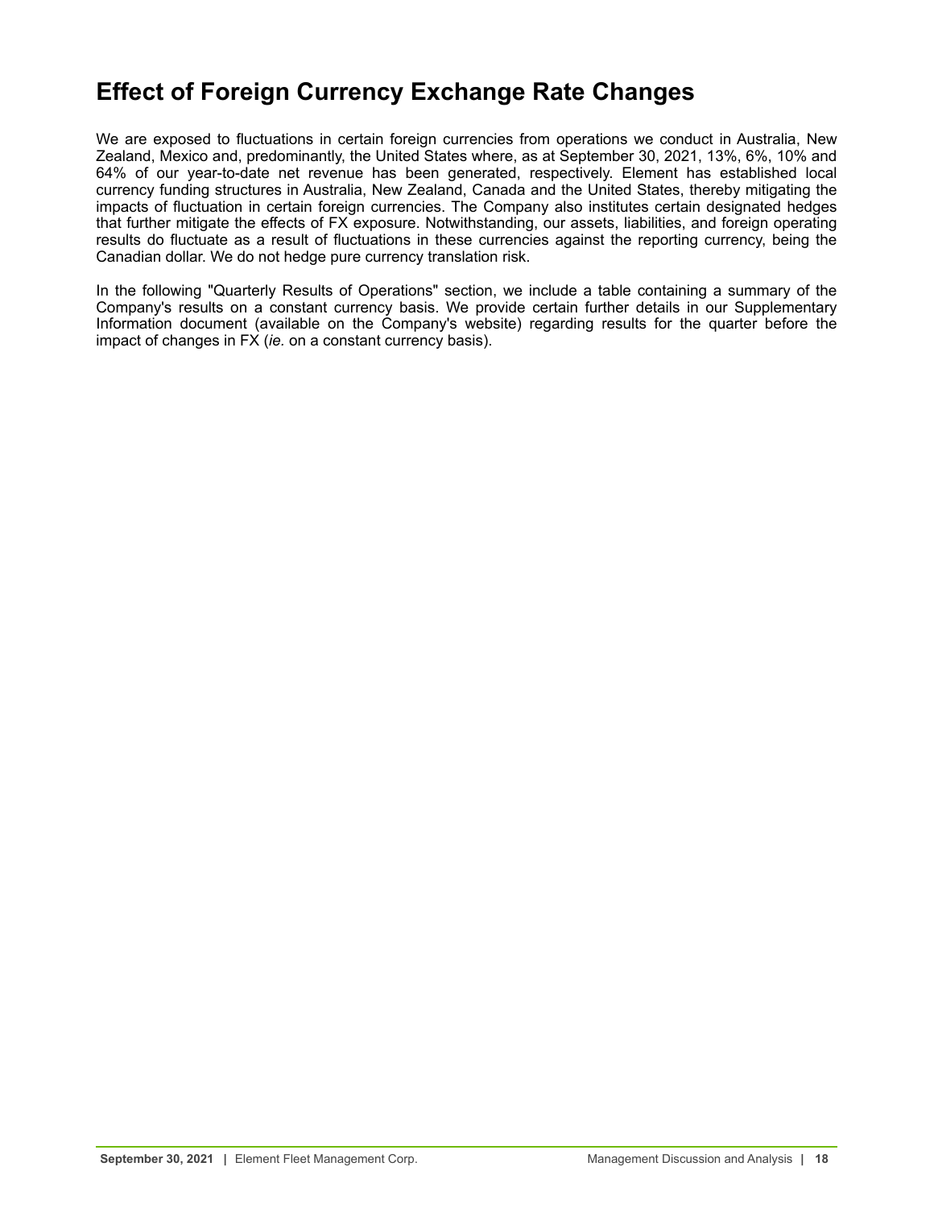# Effect of Foreign Currency Exchange Rate Changes

We are exposed to fluctuations in certain foreign currencies from operations we conduct in Australia, New Zealand, Mexico and, predominantly, the United States where, as at September 30, 2021, 13%, 6%, 10% and 64% of our year-to-date net revenue has been generated, respectively. Element has established local currency funding structures in Australia, New Zealand, Canada and the United States, thereby mitigating the impacts of fluctuation in certain foreign currencies. The Company also institutes certain designated hedges that further mitigate the effects of FX exposure. Notwithstanding, our assets, liabilities, and foreign operating results do fluctuate as a result of fluctuations in these currencies against the reporting currency, being the Canadian dollar. We do not hedge pure currency translation risk.

In the following "Quarterly Results of Operations" section, we include a table containing a summary of the Company's results on a constant currency basis. We provide certain further details in our Supplementary Information document (available on the Company's website) regarding results for the quarter before the impact of changes in FX (*ie.* on a constant currency basis).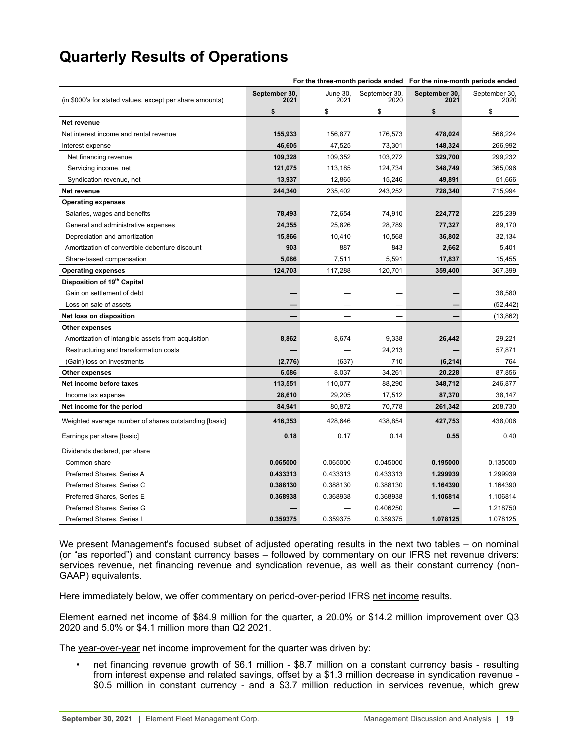# Quarterly Results of Operations

| (in $000's for stated values, except per share amounts) | For the three-month periods ended | | | For the nine-month periods ended | |
|---|---|---|---|---|---|
| | **September 30, 2021** | June 30, 2021 | September 30, 2020 | **September 30, 2021** | September 30, 2020 |
| | **$** | $ | $ | **$** | $ |
| **Net revenue** | | | | | |
| Net interest income and rental revenue | **155,933** | 156,877 | 176,573 | **478,024** | 566,224 |
| Interest expense | **46,605** | 47,525 | 73,301 | **148,324** | 266,992 |
| Net financing revenue | **109,328** | 109,352 | 103,272 | **329,700** | 299,232 |
| Servicing income, net | **121,075** | 113,185 | 124,734 | **348,749** | 365,096 |
| Syndication revenue, net | **13,937** | 12,865 | 15,246 | **49,891** | 51,666 |
| **Net revenue** | **244,340** | 235,402 | 243,252 | **728,340** | 715,994 |
| **Operating expenses** | | | | | |
| Salaries, wages and benefits | **78,493** | 72,654 | 74,910 | **224,772** | 225,239 |
| General and administrative expenses | **24,355** | 25,826 | 28,789 | **77,327** | 89,170 |
| Depreciation and amortization | **15,866** | 10,410 | 10,568 | **36,802** | 32,134 |
| Amortization of convertible debenture discount | **903** | 887 | 843 | **2,662** | 5,401 |
| Share-based compensation | **5,086** | 7,511 | 5,591 | **17,837** | 15,455 |
| **Operating expenses** | **124,703** | 117,288 | 120,701 | **359,400** | 367,399 |
| **Disposition of 19th Capital** | | | | | |
| Gain on settlement of debt | **—** | — | — | **—** | 38,580 |
| Loss on sale of assets | **—** | — | — | **—** | (52,442) |
| **Net loss on disposition** | **—** | — | — | **—** | (13,862) |
| **Other expenses** | | | | | |
| Amortization of intangible assets from acquisition | **8,862** | 8,674 | 9,338 | **26,442** | 29,221 |
| Restructuring and transformation costs | **—** | — | 24,213 | **—** | 57,871 |
| (Gain) loss on investments | **(2,776)** | (637) | 710 | **(6,214)** | 764 |
| **Other expenses** | **6,086** | 8,037 | 34,261 | **20,228** | 87,856 |
| **Net income before taxes** | **113,551** | 110,077 | 88,290 | **348,712** | 246,877 |
| Income tax expense | **28,610** | 29,205 | 17,512 | **87,370** | 38,147 |
| **Net income for the period** | **84,941** | 80,872 | 70,778 | **261,342** | 208,730 |
| Weighted average number of shares outstanding [basic] | **416,353** | 428,646 | 438,854 | **427,753** | 438,006 |
| Earnings per share [basic] | **0.18** | 0.17 | 0.14 | **0.55** | 0.40 |
| Dividends declared, per share | | | | | |
| Common share | **0.065000** | 0.065000 | 0.045000 | **0.195000** | 0.135000 |
| Preferred Shares, Series A | **0.433313** | 0.433313 | 0.433313 | **1.299939** | 1.299939 |
| Preferred Shares, Series C | **0.388130** | 0.388130 | 0.388130 | **1.164390** | 1.164390 |
| Preferred Shares, Series E | **0.368938** | 0.368938 | 0.368938 | **1.106814** | 1.106814 |
| Preferred Shares, Series G | **—** | — | 0.406250 | **—** | 1.218750 |
| Preferred Shares, Series I | **0.359375** | 0.359375 | 0.359375 | **1.078125** | 1.078125 |

We present Management's focused subset of adjusted operating results in the next two tables – on nominal (or "as reported") and constant currency bases – followed by commentary on our IFRS net revenue drivers: services revenue, net financing revenue and syndication revenue, as well as their constant currency (non-GAAP) equivalents.

Here immediately below, we offer commentary on period-over-period IFRS net income results.

Element earned net income of $84.9 million for the quarter, a 20.0% or $14.2 million improvement over Q3 2020 and 5.0% or $4.1 million more than Q2 2021.

The year-over-year net income improvement for the quarter was driven by:

- net financing revenue growth of $6.1 million - $8.7 million on a constant currency basis - resulting from interest expense and related savings, offset by a $1.3 million decrease in syndication revenue - $0.5 million in constant currency - and a $3.7 million reduction in services revenue, which grew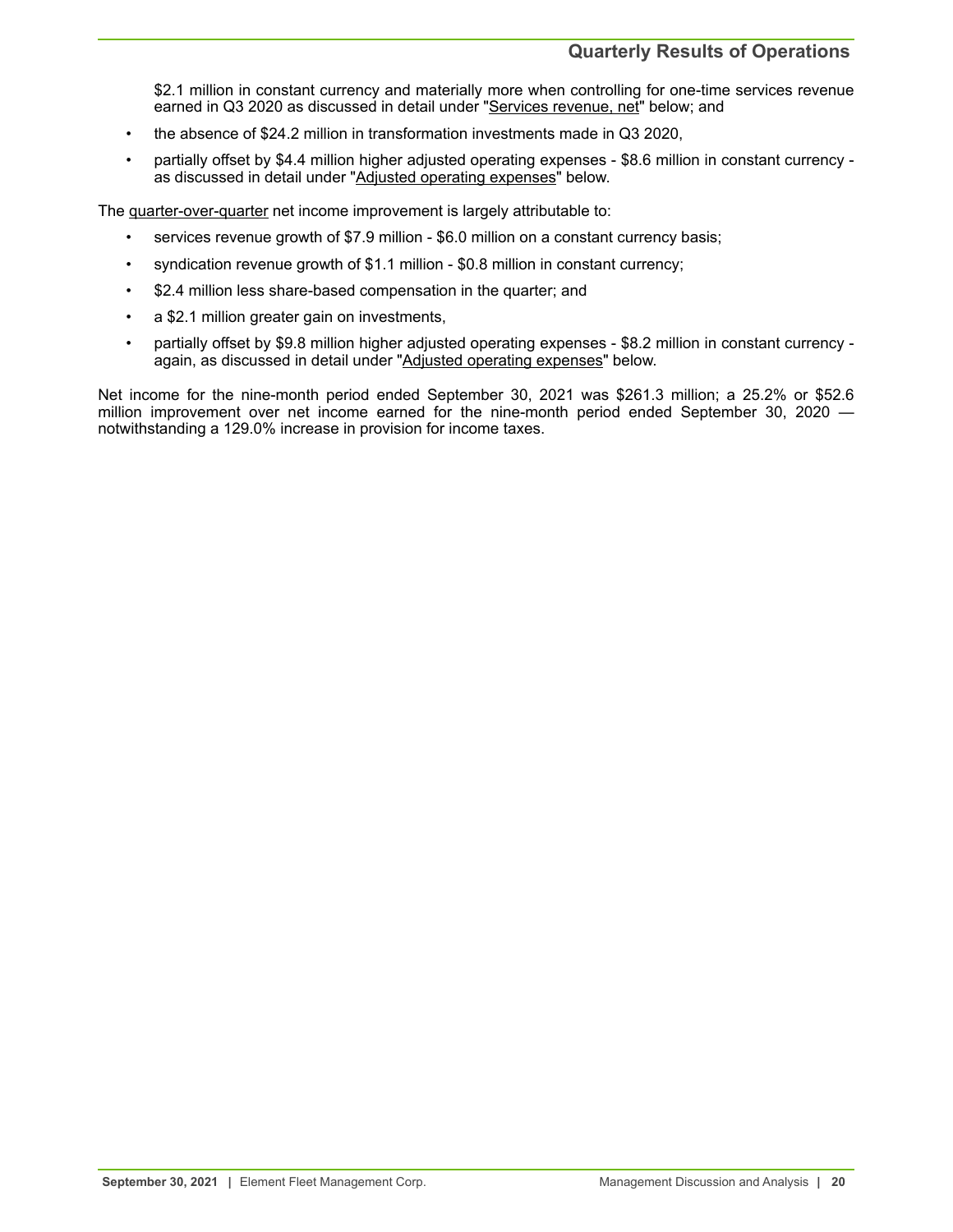$2.1 million in constant currency and materially more when controlling for one-time services revenue earned in Q3 2020 as discussed in detail under "Services revenue, net" below; and

- the absence of $24.2 million in transformation investments made in Q3 2020,
- partially offset by $4.4 million higher adjusted operating expenses - $8.6 million in constant currency - as discussed in detail under "Adjusted operating expenses" below.

The quarter-over-quarter net income improvement is largely attributable to:

- services revenue growth of $7.9 million - $6.0 million on a constant currency basis;
- syndication revenue growth of $1.1 million - $0.8 million in constant currency;
- $2.4 million less share-based compensation in the quarter; and
- a $2.1 million greater gain on investments,
- partially offset by $9.8 million higher adjusted operating expenses - $8.2 million in constant currency - again, as discussed in detail under "Adjusted operating expenses" below.

Net income for the nine-month period ended September 30, 2021 was $261.3 million; a 25.2% or $52.6 million improvement over net income earned for the nine-month period ended September 30, 2020 — notwithstanding a 129.0% increase in provision for income taxes.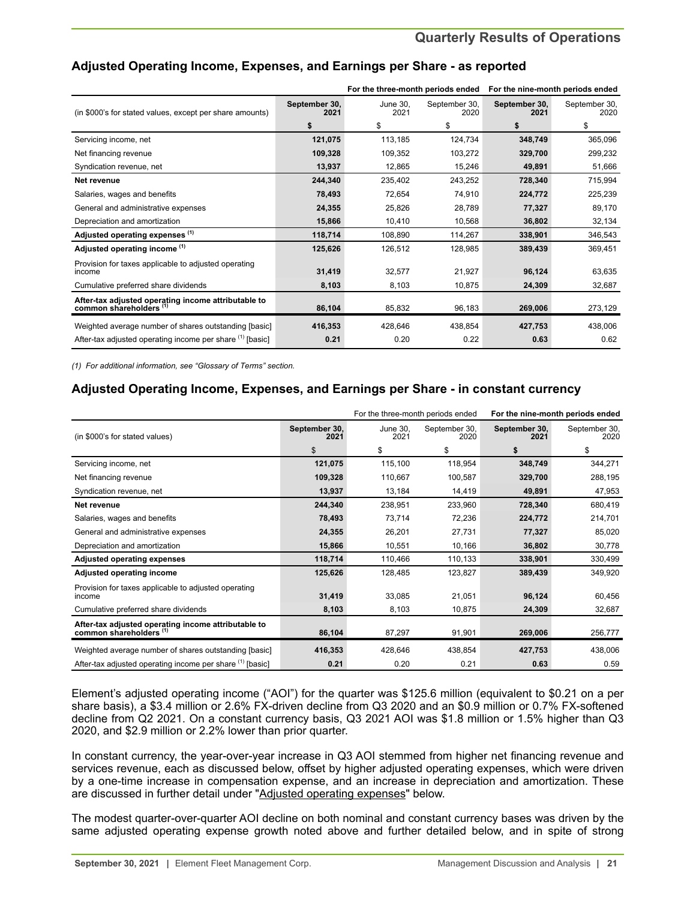## Adjusted Operating Income, Expenses, and Earnings per Share - as reported

| (in $000's for stated values, except per share amounts) | For the three-month periods ended | | | For the nine-month periods ended | |
|---|---|---|---|---|---|
| | **September 30, 2021** | June 30, 2021 | September 30, 2020 | **September 30, 2021** | September 30, 2020 |
| | **$** | $ | $ | **$** | $ |
| Servicing income, net | **121,075** | 113,185 | 124,734 | **348,749** | 365,096 |
| Net financing revenue | **109,328** | 109,352 | 103,272 | **329,700** | 299,232 |
| Syndication revenue, net | **13,937** | 12,865 | 15,246 | **49,891** | 51,666 |
| **Net revenue** | **244,340** | 235,402 | 243,252 | **728,340** | 715,994 |
| Salaries, wages and benefits | **78,493** | 72,654 | 74,910 | **224,772** | 225,239 |
| General and administrative expenses | **24,355** | 25,826 | 28,789 | **77,327** | 89,170 |
| Depreciation and amortization | **15,866** | 10,410 | 10,568 | **36,802** | 32,134 |
| **Adjusted operating expenses (1)** | **118,714** | 108,890 | 114,267 | **338,901** | 346,543 |
| **Adjusted operating income (1)** | **125,626** | 126,512 | 128,985 | **389,439** | 369,451 |
| Provision for taxes applicable to adjusted operating income | **31,419** | 32,577 | 21,927 | **96,124** | 63,635 |
| Cumulative preferred share dividends | **8,103** | 8,103 | 10,875 | **24,309** | 32,687 |
| **After-tax adjusted operating income attributable to common shareholders (1)** | **86,104** | 85,832 | 96,183 | **269,006** | 273,129 |
| Weighted average number of shares outstanding [basic] | **416,353** | 428,646 | 438,854 | **427,753** | 438,006 |
| After-tax adjusted operating income per share (1) [basic] | **0.21** | 0.20 | 0.22 | **0.63** | 0.62 |

*(1) For additional information, see "Glossary of Terms" section.*

## Adjusted Operating Income, Expenses, and Earnings per Share - in constant currency

| (in $000's for stated values) | For the three-month periods ended | | | For the nine-month periods ended | |
|---|---|---|---|---|---|
| | **September 30, 2021** | June 30, 2021 | September 30, 2020 | **September 30, 2021** | September 30, 2020 |
| | $ | $ | $ | **$** | $ |
| Servicing income, net | **121,075** | 115,100 | 118,954 | **348,749** | 344,271 |
| Net financing revenue | **109,328** | 110,667 | 100,587 | **329,700** | 288,195 |
| Syndication revenue, net | **13,937** | 13,184 | 14,419 | **49,891** | 47,953 |
| **Net revenue** | **244,340** | 238,951 | 233,960 | **728,340** | 680,419 |
| Salaries, wages and benefits | **78,493** | 73,714 | 72,236 | **224,772** | 214,701 |
| General and administrative expenses | **24,355** | 26,201 | 27,731 | **77,327** | 85,020 |
| Depreciation and amortization | **15,866** | 10,551 | 10,166 | **36,802** | 30,778 |
| **Adjusted operating expenses** | **118,714** | 110,466 | 110,133 | **338,901** | 330,499 |
| **Adjusted operating income** | **125,626** | 128,485 | 123,827 | **389,439** | 349,920 |
| Provision for taxes applicable to adjusted operating income | **31,419** | 33,085 | 21,051 | **96,124** | 60,456 |
| Cumulative preferred share dividends | **8,103** | 8,103 | 10,875 | **24,309** | 32,687 |
| **After-tax adjusted operating income attributable to common shareholders (1)** | **86,104** | 87,297 | 91,901 | **269,006** | 256,777 |
| Weighted average number of shares outstanding [basic] | **416,353** | 428,646 | 438,854 | **427,753** | 438,006 |
| After-tax adjusted operating income per share (1) [basic] | **0.21** | 0.20 | 0.21 | **0.63** | 0.59 |

Element's adjusted operating income ("AOI") for the quarter was $125.6 million (equivalent to $0.21 on a per share basis), a $3.4 million or 2.6% FX-driven decline from Q3 2020 and an $0.9 million or 0.7% FX-softened decline from Q2 2021. On a constant currency basis, Q3 2021 AOI was $1.8 million or 1.5% higher than Q3 2020, and $2.9 million or 2.2% lower than prior quarter.

In constant currency, the year-over-year increase in Q3 AOI stemmed from higher net financing revenue and services revenue, each as discussed below, offset by higher adjusted operating expenses, which were driven by a one-time increase in compensation expense, and an increase in depreciation and amortization. These are discussed in further detail under "Adjusted operating expenses" below.

The modest quarter-over-quarter AOI decline on both nominal and constant currency bases was driven by the same adjusted operating expense growth noted above and further detailed below, and in spite of strong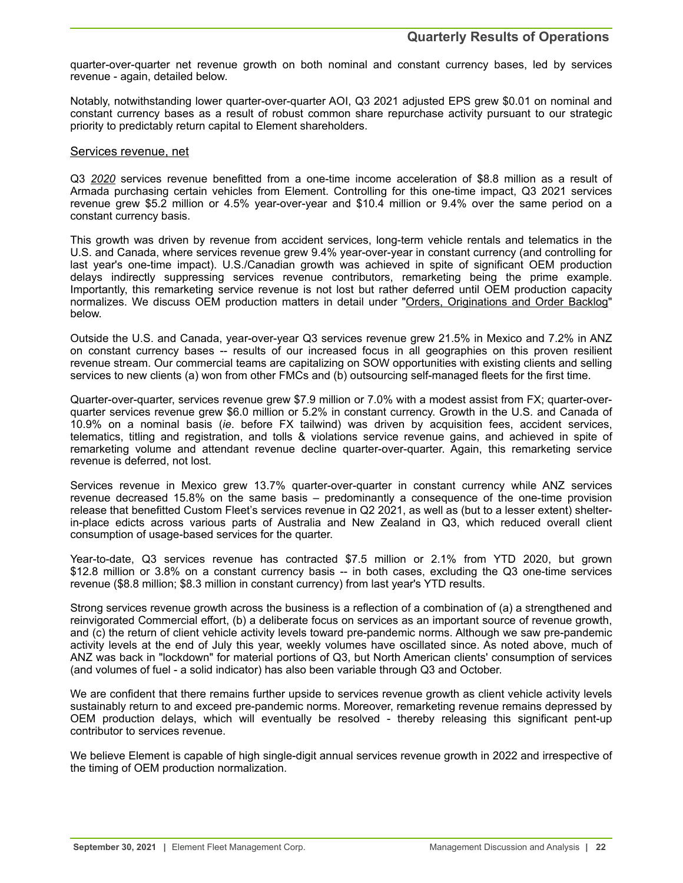quarter-over-quarter net revenue growth on both nominal and constant currency bases, led by services revenue - again, detailed below.

Notably, notwithstanding lower quarter-over-quarter AOI, Q3 2021 adjusted EPS grew $0.01 on nominal and constant currency bases as a result of robust common share repurchase activity pursuant to our strategic priority to predictably return capital to Element shareholders.

## Services revenue, net

Q3 *2020* services revenue benefitted from a one-time income acceleration of $8.8 million as a result of Armada purchasing certain vehicles from Element. Controlling for this one-time impact, Q3 2021 services revenue grew $5.2 million or 4.5% year-over-year and $10.4 million or 9.4% over the same period on a constant currency basis.

This growth was driven by revenue from accident services, long-term vehicle rentals and telematics in the U.S. and Canada, where services revenue grew 9.4% year-over-year in constant currency (and controlling for last year's one-time impact). U.S./Canadian growth was achieved in spite of significant OEM production delays indirectly suppressing services revenue contributors, remarketing being the prime example. Importantly, this remarketing service revenue is not lost but rather deferred until OEM production capacity normalizes. We discuss OEM production matters in detail under "Orders, Originations and Order Backlog" below.

Outside the U.S. and Canada, year-over-year Q3 services revenue grew 21.5% in Mexico and 7.2% in ANZ on constant currency bases -- results of our increased focus in all geographies on this proven resilient revenue stream. Our commercial teams are capitalizing on SOW opportunities with existing clients and selling services to new clients (a) won from other FMCs and (b) outsourcing self-managed fleets for the first time.

Quarter-over-quarter, services revenue grew $7.9 million or 7.0% with a modest assist from FX; quarter-over-quarter services revenue grew $6.0 million or 5.2% in constant currency. Growth in the U.S. and Canada of 10.9% on a nominal basis (*ie*. before FX tailwind) was driven by acquisition fees, accident services, telematics, titling and registration, and tolls & violations service revenue gains, and achieved in spite of remarketing volume and attendant revenue decline quarter-over-quarter. Again, this remarketing service revenue is deferred, not lost.

Services revenue in Mexico grew 13.7% quarter-over-quarter in constant currency while ANZ services revenue decreased 15.8% on the same basis – predominantly a consequence of the one-time provision release that benefitted Custom Fleet's services revenue in Q2 2021, as well as (but to a lesser extent) shelter-in-place edicts across various parts of Australia and New Zealand in Q3, which reduced overall client consumption of usage-based services for the quarter.

Year-to-date, Q3 services revenue has contracted $7.5 million or 2.1% from YTD 2020, but grown $12.8 million or 3.8% on a constant currency basis -- in both cases, excluding the Q3 one-time services revenue ($8.8 million; $8.3 million in constant currency) from last year's YTD results.

Strong services revenue growth across the business is a reflection of a combination of (a) a strengthened and reinvigorated Commercial effort, (b) a deliberate focus on services as an important source of revenue growth, and (c) the return of client vehicle activity levels toward pre-pandemic norms. Although we saw pre-pandemic activity levels at the end of July this year, weekly volumes have oscillated since. As noted above, much of ANZ was back in "lockdown" for material portions of Q3, but North American clients' consumption of services (and volumes of fuel - a solid indicator) has also been variable through Q3 and October.

We are confident that there remains further upside to services revenue growth as client vehicle activity levels sustainably return to and exceed pre-pandemic norms. Moreover, remarketing revenue remains depressed by OEM production delays, which will eventually be resolved - thereby releasing this significant pent-up contributor to services revenue.

We believe Element is capable of high single-digit annual services revenue growth in 2022 and irrespective of the timing of OEM production normalization.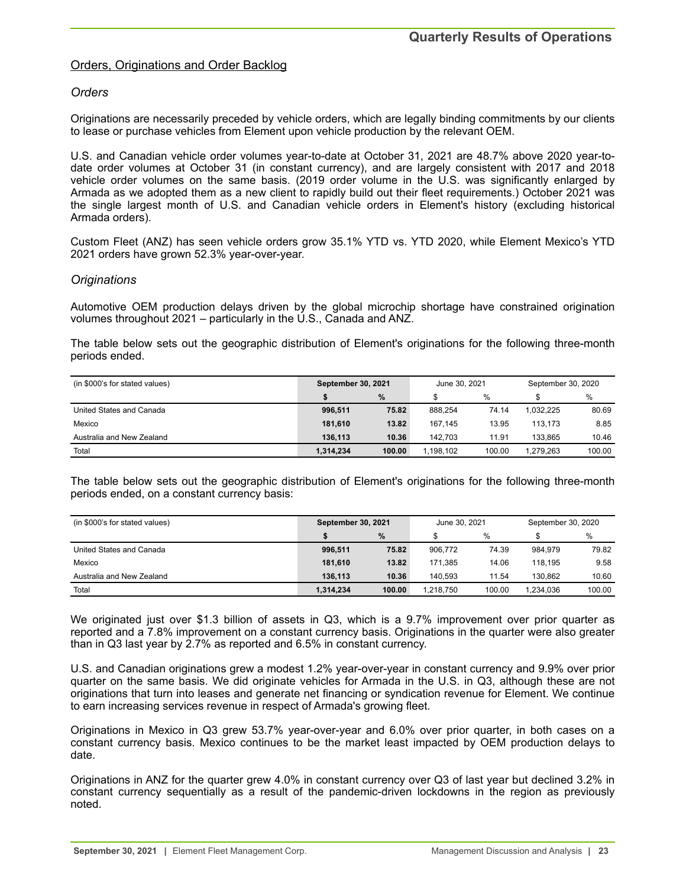## Orders, Originations and Order Backlog

### *Orders*

Originations are necessarily preceded by vehicle orders, which are legally binding commitments by our clients to lease or purchase vehicles from Element upon vehicle production by the relevant OEM.

U.S. and Canadian vehicle order volumes year-to-date at October 31, 2021 are 48.7% above 2020 year-to-date order volumes at October 31 (in constant currency), and are largely consistent with 2017 and 2018 vehicle order volumes on the same basis. (2019 order volume in the U.S. was significantly enlarged by Armada as we adopted them as a new client to rapidly build out their fleet requirements.) October 2021 was the single largest month of U.S. and Canadian vehicle orders in Element's history (excluding historical Armada orders).

Custom Fleet (ANZ) has seen vehicle orders grow 35.1% YTD vs. YTD 2020, while Element Mexico's YTD 2021 orders have grown 52.3% year-over-year.

### *Originations*

Automotive OEM production delays driven by the global microchip shortage have constrained origination volumes throughout 2021 – particularly in the U.S., Canada and ANZ.

The table below sets out the geographic distribution of Element's originations for the following three-month periods ended.

| (in $000's for stated values) | **September 30, 2021** | | June 30, 2021 | | September 30, 2020 | |
|---|---|---|---|---|---|---|
| | **$** | **%** | $ | % | $ | % |
| United States and Canada | **996,511** | **75.82** | 888,254 | 74.14 | 1,032,225 | 80.69 |
| Mexico | **181,610** | **13.82** | 167,145 | 13.95 | 113,173 | 8.85 |
| Australia and New Zealand | **136,113** | **10.36** | 142,703 | 11.91 | 133,865 | 10.46 |
| Total | **1,314,234** | **100.00** | 1,198,102 | 100.00 | 1,279,263 | 100.00 |

The table below sets out the geographic distribution of Element's originations for the following three-month periods ended, on a constant currency basis:

| (in $000's for stated values) | **September 30, 2021** | | June 30, 2021 | | September 30, 2020 | |
|---|---|---|---|---|---|---|
| | **$** | **%** | $ | % | $ | % |
| United States and Canada | **996,511** | **75.82** | 906,772 | 74.39 | 984,979 | 79.82 |
| Mexico | **181,610** | **13.82** | 171,385 | 14.06 | 118,195 | 9.58 |
| Australia and New Zealand | **136,113** | **10.36** | 140,593 | 11.54 | 130,862 | 10.60 |
| Total | **1,314,234** | **100.00** | 1,218,750 | 100.00 | 1,234,036 | 100.00 |

We originated just over $1.3 billion of assets in Q3, which is a 9.7% improvement over prior quarter as reported and a 7.8% improvement on a constant currency basis. Originations in the quarter were also greater than in Q3 last year by 2.7% as reported and 6.5% in constant currency.

U.S. and Canadian originations grew a modest 1.2% year-over-year in constant currency and 9.9% over prior quarter on the same basis. We did originate vehicles for Armada in the U.S. in Q3, although these are not originations that turn into leases and generate net financing or syndication revenue for Element. We continue to earn increasing services revenue in respect of Armada's growing fleet.

Originations in Mexico in Q3 grew 53.7% year-over-year and 6.0% over prior quarter, in both cases on a constant currency basis. Mexico continues to be the market least impacted by OEM production delays to date.

Originations in ANZ for the quarter grew 4.0% in constant currency over Q3 of last year but declined 3.2% in constant currency sequentially as a result of the pandemic-driven lockdowns in the region as previously noted.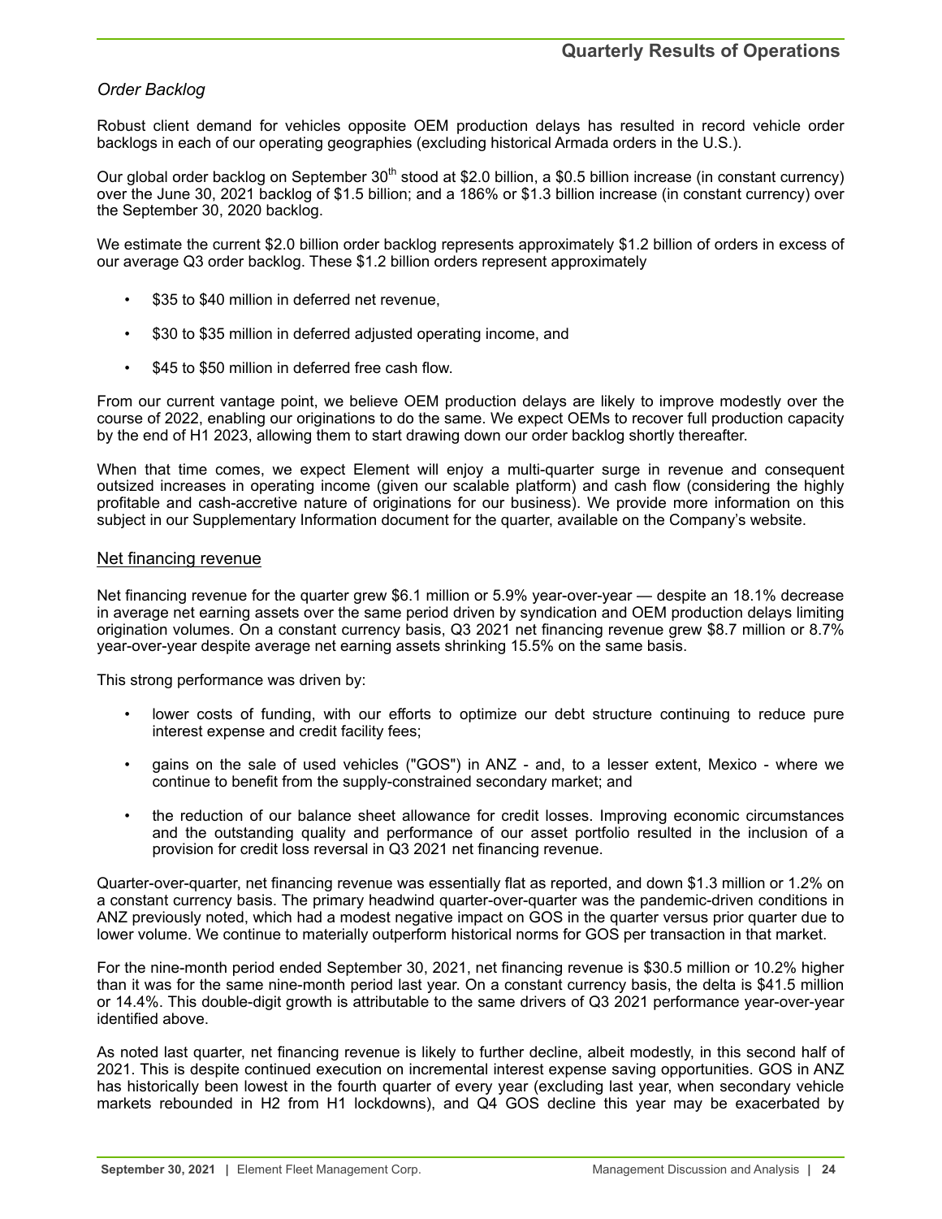*Order Backlog*

Robust client demand for vehicles opposite OEM production delays has resulted in record vehicle order backlogs in each of our operating geographies (excluding historical Armada orders in the U.S.).

Our global order backlog on September 30th stood at $2.0 billion, a $0.5 billion increase (in constant currency) over the June 30, 2021 backlog of $1.5 billion; and a 186% or $1.3 billion increase (in constant currency) over the September 30, 2020 backlog.

We estimate the current $2.0 billion order backlog represents approximately $1.2 billion of orders in excess of our average Q3 order backlog. These $1.2 billion orders represent approximately

- $35 to $40 million in deferred net revenue,
- $30 to $35 million in deferred adjusted operating income, and
- $45 to $50 million in deferred free cash flow.

From our current vantage point, we believe OEM production delays are likely to improve modestly over the course of 2022, enabling our originations to do the same. We expect OEMs to recover full production capacity by the end of H1 2023, allowing them to start drawing down our order backlog shortly thereafter.

When that time comes, we expect Element will enjoy a multi-quarter surge in revenue and consequent outsized increases in operating income (given our scalable platform) and cash flow (considering the highly profitable and cash-accretive nature of originations for our business). We provide more information on this subject in our Supplementary Information document for the quarter, available on the Company's website.

## Net financing revenue

Net financing revenue for the quarter grew $6.1 million or 5.9% year-over-year — despite an 18.1% decrease in average net earning assets over the same period driven by syndication and OEM production delays limiting origination volumes. On a constant currency basis, Q3 2021 net financing revenue grew $8.7 million or 8.7% year-over-year despite average net earning assets shrinking 15.5% on the same basis.

This strong performance was driven by:

- lower costs of funding, with our efforts to optimize our debt structure continuing to reduce pure interest expense and credit facility fees;
- gains on the sale of used vehicles ("GOS") in ANZ - and, to a lesser extent, Mexico - where we continue to benefit from the supply-constrained secondary market; and
- the reduction of our balance sheet allowance for credit losses. Improving economic circumstances and the outstanding quality and performance of our asset portfolio resulted in the inclusion of a provision for credit loss reversal in Q3 2021 net financing revenue.

Quarter-over-quarter, net financing revenue was essentially flat as reported, and down $1.3 million or 1.2% on a constant currency basis. The primary headwind quarter-over-quarter was the pandemic-driven conditions in ANZ previously noted, which had a modest negative impact on GOS in the quarter versus prior quarter due to lower volume. We continue to materially outperform historical norms for GOS per transaction in that market.

For the nine-month period ended September 30, 2021, net financing revenue is $30.5 million or 10.2% higher than it was for the same nine-month period last year. On a constant currency basis, the delta is $41.5 million or 14.4%. This double-digit growth is attributable to the same drivers of Q3 2021 performance year-over-year identified above.

As noted last quarter, net financing revenue is likely to further decline, albeit modestly, in this second half of 2021. This is despite continued execution on incremental interest expense saving opportunities. GOS in ANZ has historically been lowest in the fourth quarter of every year (excluding last year, when secondary vehicle markets rebounded in H2 from H1 lockdowns), and Q4 GOS decline this year may be exacerbated by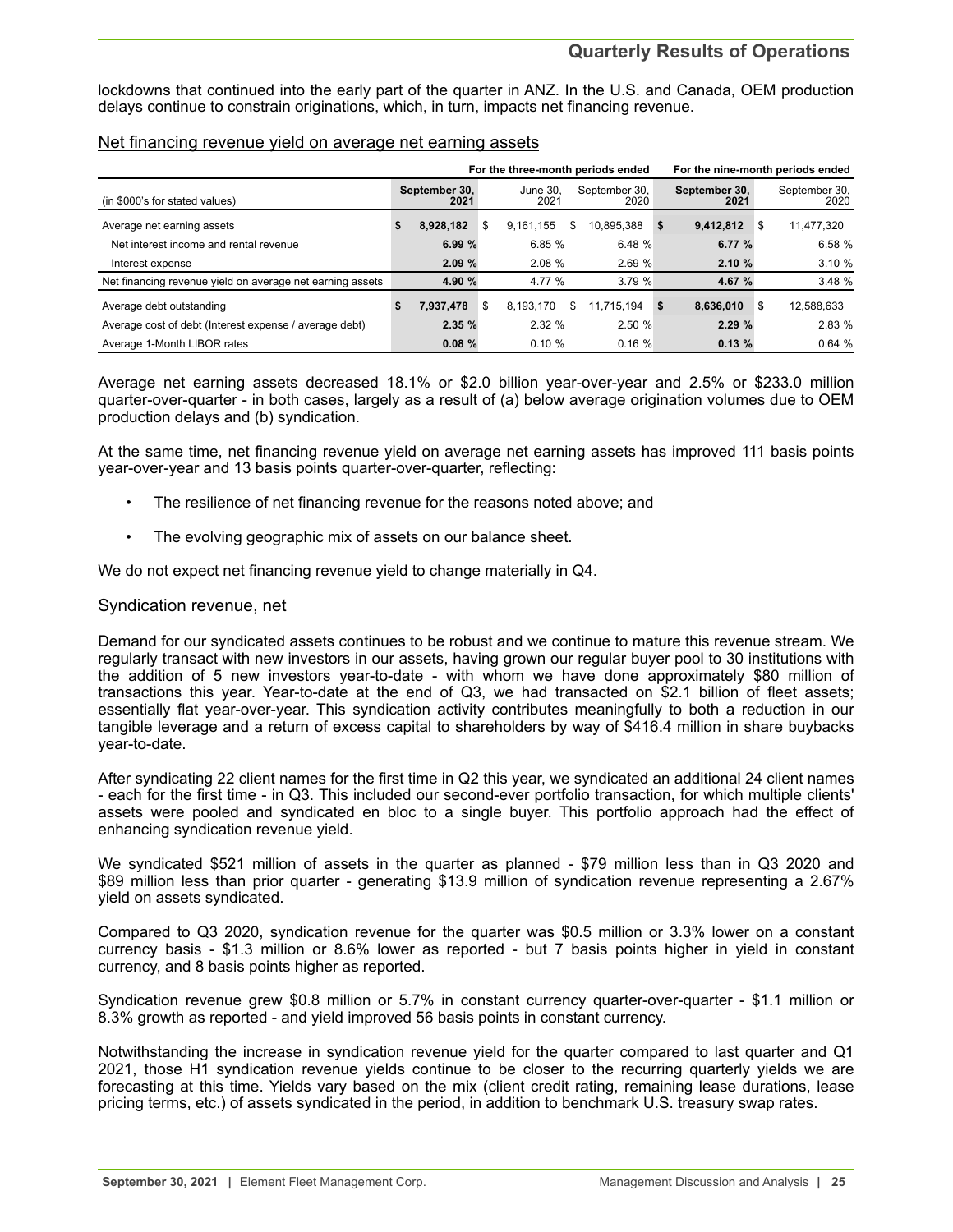lockdowns that continued into the early part of the quarter in ANZ. In the U.S. and Canada, OEM production delays continue to constrain originations, which, in turn, impacts net financing revenue.

## Net financing revenue yield on average net earning assets

| (in $000's for stated values) | For the three-month periods ended | | | For the nine-month periods ended | |
|---|---|---|---|---|---|
| | **September 30, 2021** | June 30, 2021 | September 30, 2020 | **September 30, 2021** | September 30, 2020 |
| Average net earning assets | **$ 8,928,182** | $ 9,161,155 | $ 10,895,388 | **$ 9,412,812** | $ 11,477,320 |
| Net interest income and rental revenue | **6.99 %** | 6.85 % | 6.48 % | **6.77 %** | 6.58 % |
| Interest expense | **2.09 %** | 2.08 % | 2.69 % | **2.10 %** | 3.10 % |
| Net financing revenue yield on average net earning assets | **4.90 %** | 4.77 % | 3.79 % | **4.67 %** | 3.48 % |
| Average debt outstanding | **$ 7,937,478** | $ 8,193,170 | $ 11,715,194 | **$ 8,636,010** | $ 12,588,633 |
| Average cost of debt (Interest expense / average debt) | **2.35 %** | 2.32 % | 2.50 % | **2.29 %** | 2.83 % |
| Average 1-Month LIBOR rates | **0.08 %** | 0.10 % | 0.16 % | **0.13 %** | 0.64 % |

Average net earning assets decreased 18.1% or $2.0 billion year-over-year and 2.5% or $233.0 million quarter-over-quarter - in both cases, largely as a result of (a) below average origination volumes due to OEM production delays and (b) syndication.

At the same time, net financing revenue yield on average net earning assets has improved 111 basis points year-over-year and 13 basis points quarter-over-quarter, reflecting:

- The resilience of net financing revenue for the reasons noted above; and
- The evolving geographic mix of assets on our balance sheet.

We do not expect net financing revenue yield to change materially in Q4.

## Syndication revenue, net

Demand for our syndicated assets continues to be robust and we continue to mature this revenue stream. We regularly transact with new investors in our assets, having grown our regular buyer pool to 30 institutions with the addition of 5 new investors year-to-date - with whom we have done approximately $80 million of transactions this year. Year-to-date at the end of Q3, we had transacted on $2.1 billion of fleet assets; essentially flat year-over-year. This syndication activity contributes meaningfully to both a reduction in our tangible leverage and a return of excess capital to shareholders by way of $416.4 million in share buybacks year-to-date.

After syndicating 22 client names for the first time in Q2 this year, we syndicated an additional 24 client names - each for the first time - in Q3. This included our second-ever portfolio transaction, for which multiple clients' assets were pooled and syndicated en bloc to a single buyer. This portfolio approach had the effect of enhancing syndication revenue yield.

We syndicated $521 million of assets in the quarter as planned - $79 million less than in Q3 2020 and $89 million less than prior quarter - generating $13.9 million of syndication revenue representing a 2.67% yield on assets syndicated.

Compared to Q3 2020, syndication revenue for the quarter was $0.5 million or 3.3% lower on a constant currency basis - $1.3 million or 8.6% lower as reported - but 7 basis points higher in yield in constant currency, and 8 basis points higher as reported.

Syndication revenue grew $0.8 million or 5.7% in constant currency quarter-over-quarter - $1.1 million or 8.3% growth as reported - and yield improved 56 basis points in constant currency.

Notwithstanding the increase in syndication revenue yield for the quarter compared to last quarter and Q1 2021, those H1 syndication revenue yields continue to be closer to the recurring quarterly yields we are forecasting at this time. Yields vary based on the mix (client credit rating, remaining lease durations, lease pricing terms, etc.) of assets syndicated in the period, in addition to benchmark U.S. treasury swap rates.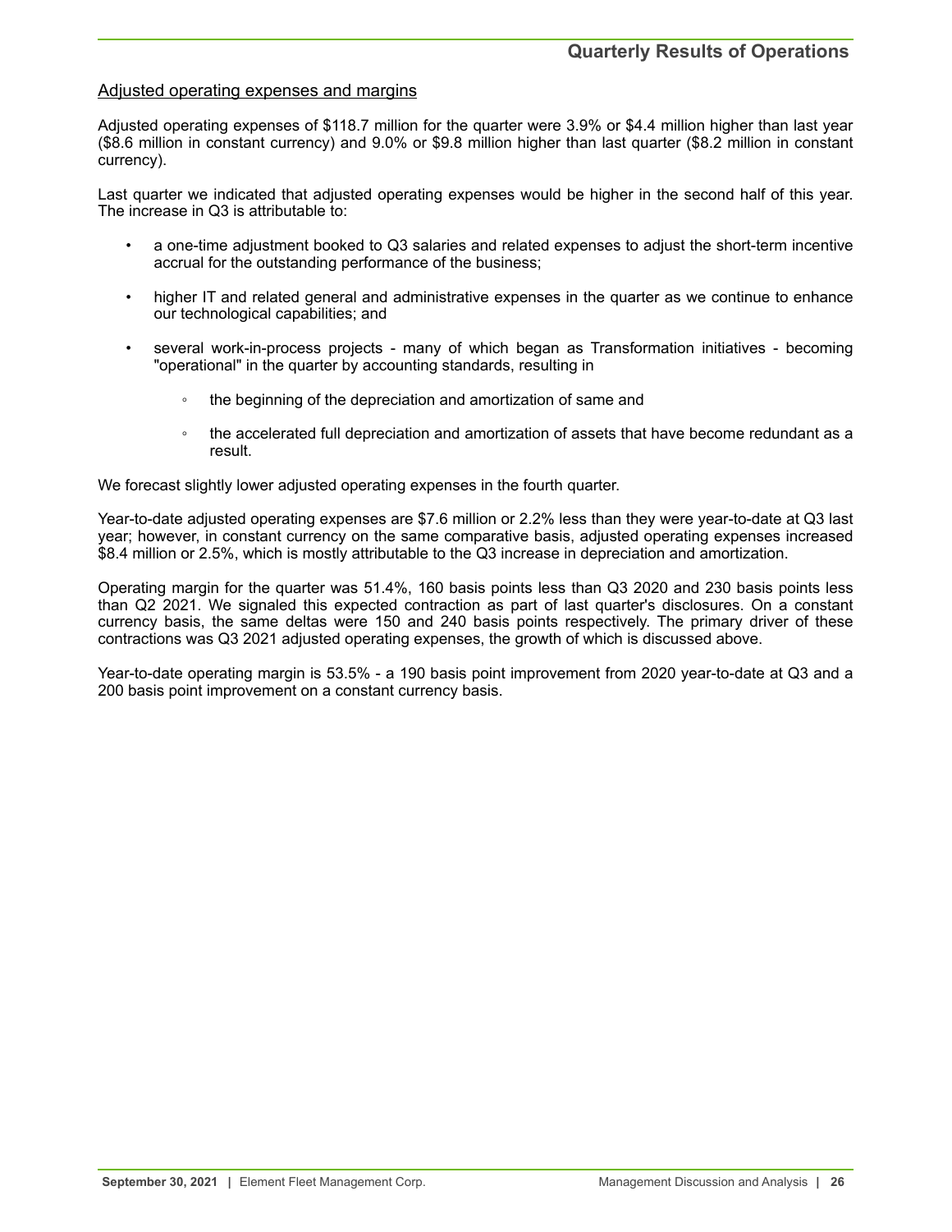## Adjusted operating expenses and margins

Adjusted operating expenses of $118.7 million for the quarter were 3.9% or $4.4 million higher than last year ($8.6 million in constant currency) and 9.0% or $9.8 million higher than last quarter ($8.2 million in constant currency).

Last quarter we indicated that adjusted operating expenses would be higher in the second half of this year. The increase in Q3 is attributable to:

- a one-time adjustment booked to Q3 salaries and related expenses to adjust the short-term incentive accrual for the outstanding performance of the business;
- higher IT and related general and administrative expenses in the quarter as we continue to enhance our technological capabilities; and
- several work-in-process projects - many of which began as Transformation initiatives - becoming "operational" in the quarter by accounting standards, resulting in
  - the beginning of the depreciation and amortization of same and
  - the accelerated full depreciation and amortization of assets that have become redundant as a result.

We forecast slightly lower adjusted operating expenses in the fourth quarter.

Year-to-date adjusted operating expenses are $7.6 million or 2.2% less than they were year-to-date at Q3 last year; however, in constant currency on the same comparative basis, adjusted operating expenses increased $8.4 million or 2.5%, which is mostly attributable to the Q3 increase in depreciation and amortization.

Operating margin for the quarter was 51.4%, 160 basis points less than Q3 2020 and 230 basis points less than Q2 2021. We signaled this expected contraction as part of last quarter's disclosures. On a constant currency basis, the same deltas were 150 and 240 basis points respectively. The primary driver of these contractions was Q3 2021 adjusted operating expenses, the growth of which is discussed above.

Year-to-date operating margin is 53.5% - a 190 basis point improvement from 2020 year-to-date at Q3 and a 200 basis point improvement on a constant currency basis.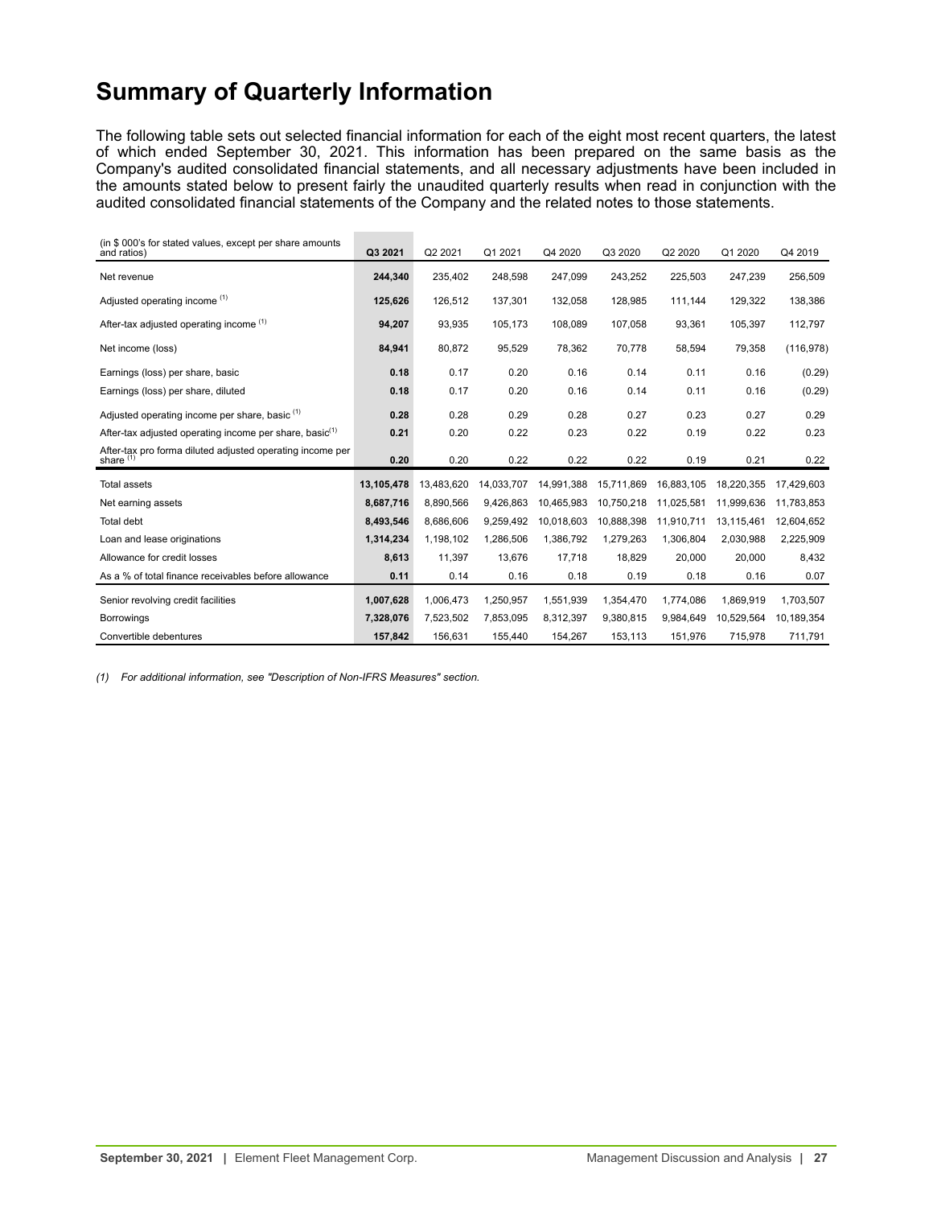# Summary of Quarterly Information

The following table sets out selected financial information for each of the eight most recent quarters, the latest of which ended September 30, 2021. This information has been prepared on the same basis as the Company's audited consolidated financial statements, and all necessary adjustments have been included in the amounts stated below to present fairly the unaudited quarterly results when read in conjunction with the audited consolidated financial statements of the Company and the related notes to those statements.

| (in $ 000's for stated values, except per share amounts and ratios) | **Q3 2021** | Q2 2021 | Q1 2021 | Q4 2020 | Q3 2020 | Q2 2020 | Q1 2020 | Q4 2019 |
|---|---|---|---|---|---|---|---|---|
| Net revenue | **244,340** | 235,402 | 248,598 | 247,099 | 243,252 | 225,503 | 247,239 | 256,509 |
| Adjusted operating income (1) | **125,626** | 126,512 | 137,301 | 132,058 | 128,985 | 111,144 | 129,322 | 138,386 |
| After-tax adjusted operating income (1) | **94,207** | 93,935 | 105,173 | 108,089 | 107,058 | 93,361 | 105,397 | 112,797 |
| Net income (loss) | **84,941** | 80,872 | 95,529 | 78,362 | 70,778 | 58,594 | 79,358 | (116,978) |
| Earnings (loss) per share, basic | **0.18** | 0.17 | 0.20 | 0.16 | 0.14 | 0.11 | 0.16 | (0.29) |
| Earnings (loss) per share, diluted | **0.18** | 0.17 | 0.20 | 0.16 | 0.14 | 0.11 | 0.16 | (0.29) |
| Adjusted operating income per share, basic (1) | **0.28** | 0.28 | 0.29 | 0.28 | 0.27 | 0.23 | 0.27 | 0.29 |
| After-tax adjusted operating income per share, basic(1) | **0.21** | 0.20 | 0.22 | 0.23 | 0.22 | 0.19 | 0.22 | 0.23 |
| After-tax pro forma diluted adjusted operating income per share (1) | **0.20** | 0.20 | 0.22 | 0.22 | 0.22 | 0.19 | 0.21 | 0.22 |
| Total assets | **13,105,478** | 13,483,620 | 14,033,707 | 14,991,388 | 15,711,869 | 16,883,105 | 18,220,355 | 17,429,603 |
| Net earning assets | **8,687,716** | 8,890,566 | 9,426,863 | 10,465,983 | 10,750,218 | 11,025,581 | 11,999,636 | 11,783,853 |
| Total debt | **8,493,546** | 8,686,606 | 9,259,492 | 10,018,603 | 10,888,398 | 11,910,711 | 13,115,461 | 12,604,652 |
| Loan and lease originations | **1,314,234** | 1,198,102 | 1,286,506 | 1,386,792 | 1,279,263 | 1,306,804 | 2,030,988 | 2,225,909 |
| Allowance for credit losses | **8,613** | 11,397 | 13,676 | 17,718 | 18,829 | 20,000 | 20,000 | 8,432 |
| As a % of total finance receivables before allowance | **0.11** | 0.14 | 0.16 | 0.18 | 0.19 | 0.18 | 0.16 | 0.07 |
| Senior revolving credit facilities | **1,007,628** | 1,006,473 | 1,250,957 | 1,551,939 | 1,354,470 | 1,774,086 | 1,869,919 | 1,703,507 |
| Borrowings | **7,328,076** | 7,523,502 | 7,853,095 | 8,312,397 | 9,380,815 | 9,984,649 | 10,529,564 | 10,189,354 |
| Convertible debentures | **157,842** | 156,631 | 155,440 | 154,267 | 153,113 | 151,976 | 715,978 | 711,791 |

*(1) For additional information, see "Description of Non-IFRS Measures" section.*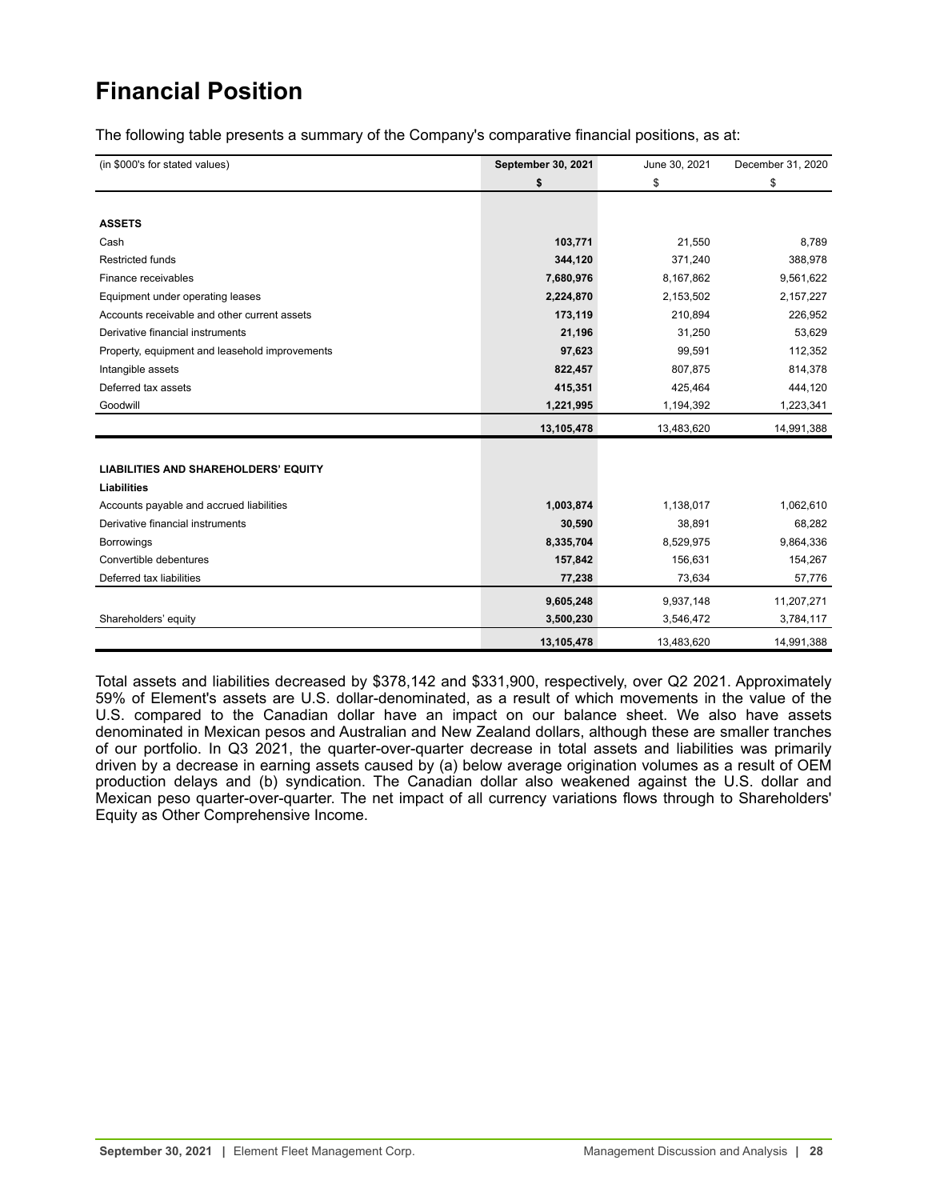# Financial Position

The following table presents a summary of the Company's comparative financial positions, as at:

| (in $000's for stated values) | **September 30, 2021** | June 30, 2021 | December 31, 2020 |
|---|---|---|---|
| | **$** | $ | $ |
| **ASSETS** | | | |
| Cash | **103,771** | 21,550 | 8,789 |
| Restricted funds | **344,120** | 371,240 | 388,978 |
| Finance receivables | **7,680,976** | 8,167,862 | 9,561,622 |
| Equipment under operating leases | **2,224,870** | 2,153,502 | 2,157,227 |
| Accounts receivable and other current assets | **173,119** | 210,894 | 226,952 |
| Derivative financial instruments | **21,196** | 31,250 | 53,629 |
| Property, equipment and leasehold improvements | **97,623** | 99,591 | 112,352 |
| Intangible assets | **822,457** | 807,875 | 814,378 |
| Deferred tax assets | **415,351** | 425,464 | 444,120 |
| Goodwill | **1,221,995** | 1,194,392 | 1,223,341 |
| | **13,105,478** | 13,483,620 | 14,991,388 |
| **LIABILITIES AND SHAREHOLDERS' EQUITY** | | | |
| **Liabilities** | | | |
| Accounts payable and accrued liabilities | **1,003,874** | 1,138,017 | 1,062,610 |
| Derivative financial instruments | **30,590** | 38,891 | 68,282 |
| Borrowings | **8,335,704** | 8,529,975 | 9,864,336 |
| Convertible debentures | **157,842** | 156,631 | 154,267 |
| Deferred tax liabilities | **77,238** | 73,634 | 57,776 |
| | **9,605,248** | 9,937,148 | 11,207,271 |
| Shareholders' equity | **3,500,230** | 3,546,472 | 3,784,117 |
| | **13,105,478** | 13,483,620 | 14,991,388 |

Total assets and liabilities decreased by $378,142 and $331,900, respectively, over Q2 2021. Approximately 59% of Element's assets are U.S. dollar-denominated, as a result of which movements in the value of the U.S. compared to the Canadian dollar have an impact on our balance sheet. We also have assets denominated in Mexican pesos and Australian and New Zealand dollars, although these are smaller tranches of our portfolio. In Q3 2021, the quarter-over-quarter decrease in total assets and liabilities was primarily driven by a decrease in earning assets caused by (a) below average origination volumes as a result of OEM production delays and (b) syndication. The Canadian dollar also weakened against the U.S. dollar and Mexican peso quarter-over-quarter. The net impact of all currency variations flows through to Shareholders' Equity as Other Comprehensive Income.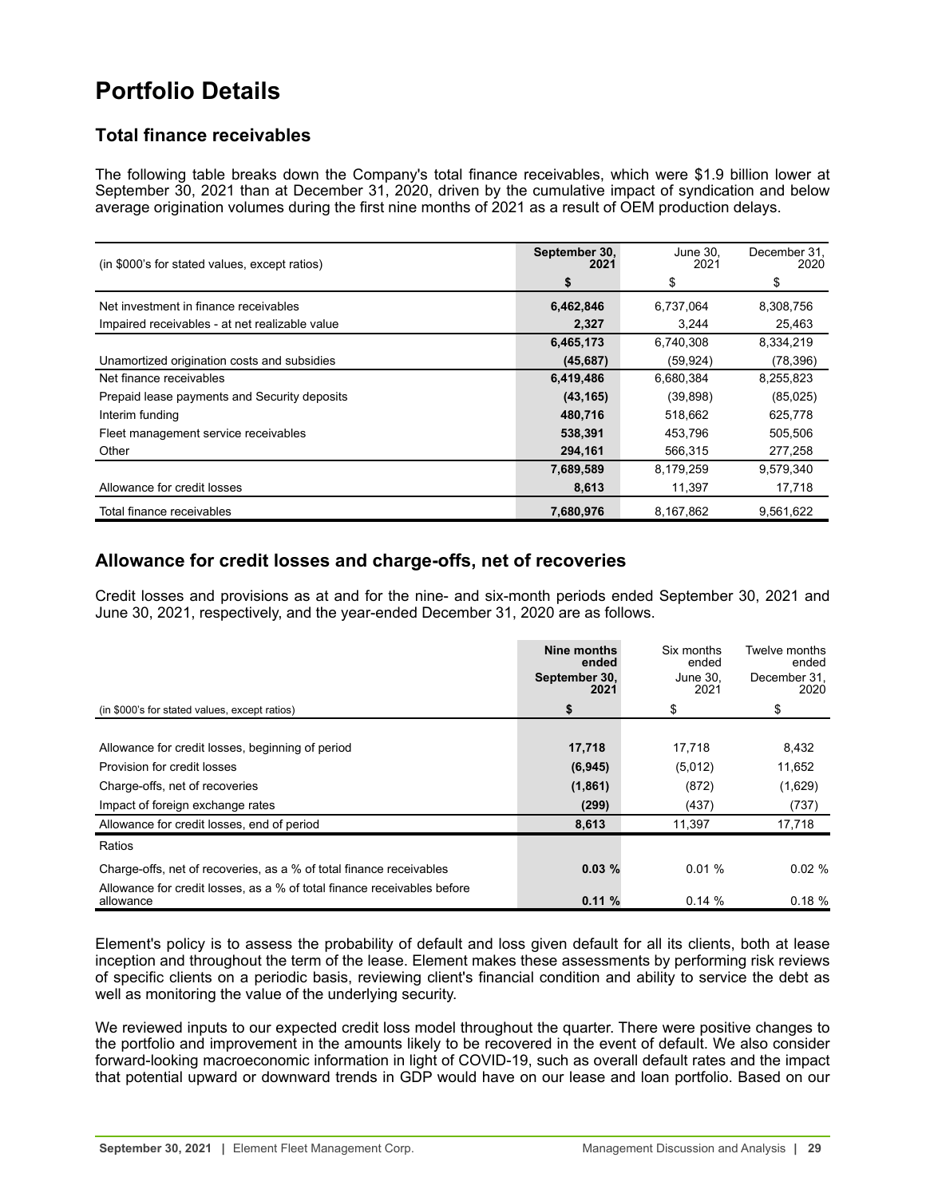# Portfolio Details

## Total finance receivables

The following table breaks down the Company's total finance receivables, which were $1.9 billion lower at September 30, 2021 than at December 31, 2020, driven by the cumulative impact of syndication and below average origination volumes during the first nine months of 2021 as a result of OEM production delays.

| (in $000's for stated values, except ratios) | September 30, 2021 | June 30, 2021 | December 31, 2020 |
|---|---|---|---|
| | **$** | $ | $ |
| Net investment in finance receivables | **6,462,846** | 6,737,064 | 8,308,756 |
| Impaired receivables - at net realizable value | **2,327** | 3,244 | 25,463 |
| | **6,465,173** | 6,740,308 | 8,334,219 |
| Unamortized origination costs and subsidies | **(45,687)** | (59,924) | (78,396) |
| Net finance receivables | **6,419,486** | 6,680,384 | 8,255,823 |
| Prepaid lease payments and Security deposits | **(43,165)** | (39,898) | (85,025) |
| Interim funding | **480,716** | 518,662 | 625,778 |
| Fleet management service receivables | **538,391** | 453,796 | 505,506 |
| Other | **294,161** | 566,315 | 277,258 |
| | **7,689,589** | 8,179,259 | 9,579,340 |
| Allowance for credit losses | **8,613** | 11,397 | 17,718 |
| Total finance receivables | **7,680,976** | 8,167,862 | 9,561,622 |

## Allowance for credit losses and charge-offs, net of recoveries

Credit losses and provisions as at and for the nine- and six-month periods ended September 30, 2021 and June 30, 2021, respectively, and the year-ended December 31, 2020 are as follows.

| | Nine months ended September 30, 2021 | Six months ended June 30, 2021 | Twelve months ended December 31, 2020 |
|---|---|---|---|
| (in $000's for stated values, except ratios) | **$** | $ | $ |
| Allowance for credit losses, beginning of period | **17,718** | 17,718 | 8,432 |
| Provision for credit losses | **(6,945)** | (5,012) | 11,652 |
| Charge-offs, net of recoveries | **(1,861)** | (872) | (1,629) |
| Impact of foreign exchange rates | **(299)** | (437) | (737) |
| Allowance for credit losses, end of period | **8,613** | 11,397 | 17,718 |
| Ratios | | | |
| Charge-offs, net of recoveries, as a % of total finance receivables | **0.03 %** | 0.01 % | 0.02 % |
| Allowance for credit losses, as a % of total finance receivables before allowance | **0.11 %** | 0.14 % | 0.18 % |

Element's policy is to assess the probability of default and loss given default for all its clients, both at lease inception and throughout the term of the lease. Element makes these assessments by performing risk reviews of specific clients on a periodic basis, reviewing client's financial condition and ability to service the debt as well as monitoring the value of the underlying security.

We reviewed inputs to our expected credit loss model throughout the quarter. There were positive changes to the portfolio and improvement in the amounts likely to be recovered in the event of default. We also consider forward-looking macroeconomic information in light of COVID-19, such as overall default rates and the impact that potential upward or downward trends in GDP would have on our lease and loan portfolio. Based on our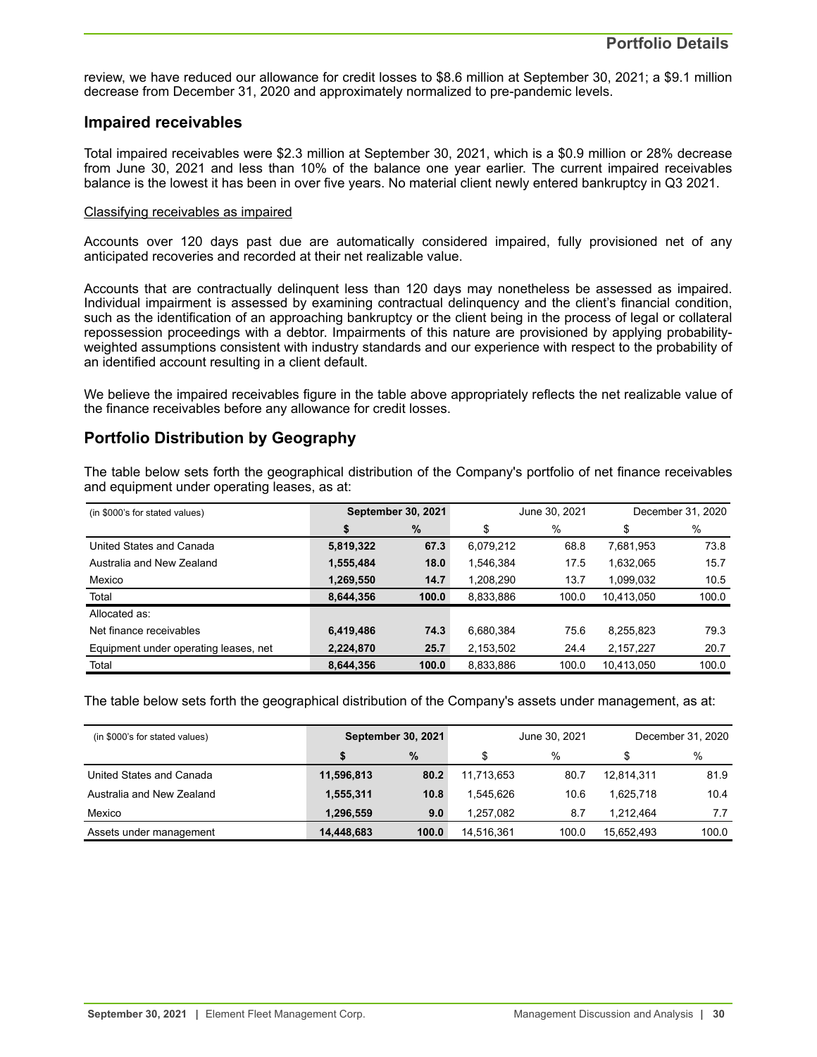review, we have reduced our allowance for credit losses to $8.6 million at September 30, 2021; a $9.1 million decrease from December 31, 2020 and approximately normalized to pre-pandemic levels.

## Impaired receivables

Total impaired receivables were $2.3 million at September 30, 2021, which is a $0.9 million or 28% decrease from June 30, 2021 and less than 10% of the balance one year earlier. The current impaired receivables balance is the lowest it has been in over five years. No material client newly entered bankruptcy in Q3 2021.

Classifying receivables as impaired

Accounts over 120 days past due are automatically considered impaired, fully provisioned net of any anticipated recoveries and recorded at their net realizable value.

Accounts that are contractually delinquent less than 120 days may nonetheless be assessed as impaired. Individual impairment is assessed by examining contractual delinquency and the client's financial condition, such as the identification of an approaching bankruptcy or the client being in the process of legal or collateral repossession proceedings with a debtor. Impairments of this nature are provisioned by applying probability-weighted assumptions consistent with industry standards and our experience with respect to the probability of an identified account resulting in a client default.

We believe the impaired receivables figure in the table above appropriately reflects the net realizable value of the finance receivables before any allowance for credit losses.

## Portfolio Distribution by Geography

The table below sets forth the geographical distribution of the Company's portfolio of net finance receivables and equipment under operating leases, as at:

| (in $000's for stated values) | **September 30, 2021** | | June 30, 2021 | | December 31, 2020 | |
|---|---|---|---|---|---|---|
| | **$** | **%** | $ | % | $ | % |
| United States and Canada | **5,819,322** | **67.3** | 6,079,212 | 68.8 | 7,681,953 | 73.8 |
| Australia and New Zealand | **1,555,484** | **18.0** | 1,546,384 | 17.5 | 1,632,065 | 15.7 |
| Mexico | **1,269,550** | **14.7** | 1,208,290 | 13.7 | 1,099,032 | 10.5 |
| Total | **8,644,356** | **100.0** | 8,833,886 | 100.0 | 10,413,050 | 100.0 |
| Allocated as: | | | | | | |
| Net finance receivables | **6,419,486** | **74.3** | 6,680,384 | 75.6 | 8,255,823 | 79.3 |
| Equipment under operating leases, net | **2,224,870** | **25.7** | 2,153,502 | 24.4 | 2,157,227 | 20.7 |
| Total | **8,644,356** | **100.0** | 8,833,886 | 100.0 | 10,413,050 | 100.0 |

The table below sets forth the geographical distribution of the Company's assets under management, as at:

| (in $000's for stated values) | **September 30, 2021** | | June 30, 2021 | | December 31, 2020 | |
|---|---|---|---|---|---|---|
| | **$** | **%** | $ | % | $ | % |
| United States and Canada | **11,596,813** | **80.2** | 11,713,653 | 80.7 | 12,814,311 | 81.9 |
| Australia and New Zealand | **1,555,311** | **10.8** | 1,545,626 | 10.6 | 1,625,718 | 10.4 |
| Mexico | **1,296,559** | **9.0** | 1,257,082 | 8.7 | 1,212,464 | 7.7 |
| Assets under management | **14,448,683** | **100.0** | 14,516,361 | 100.0 | 15,652,493 | 100.0 |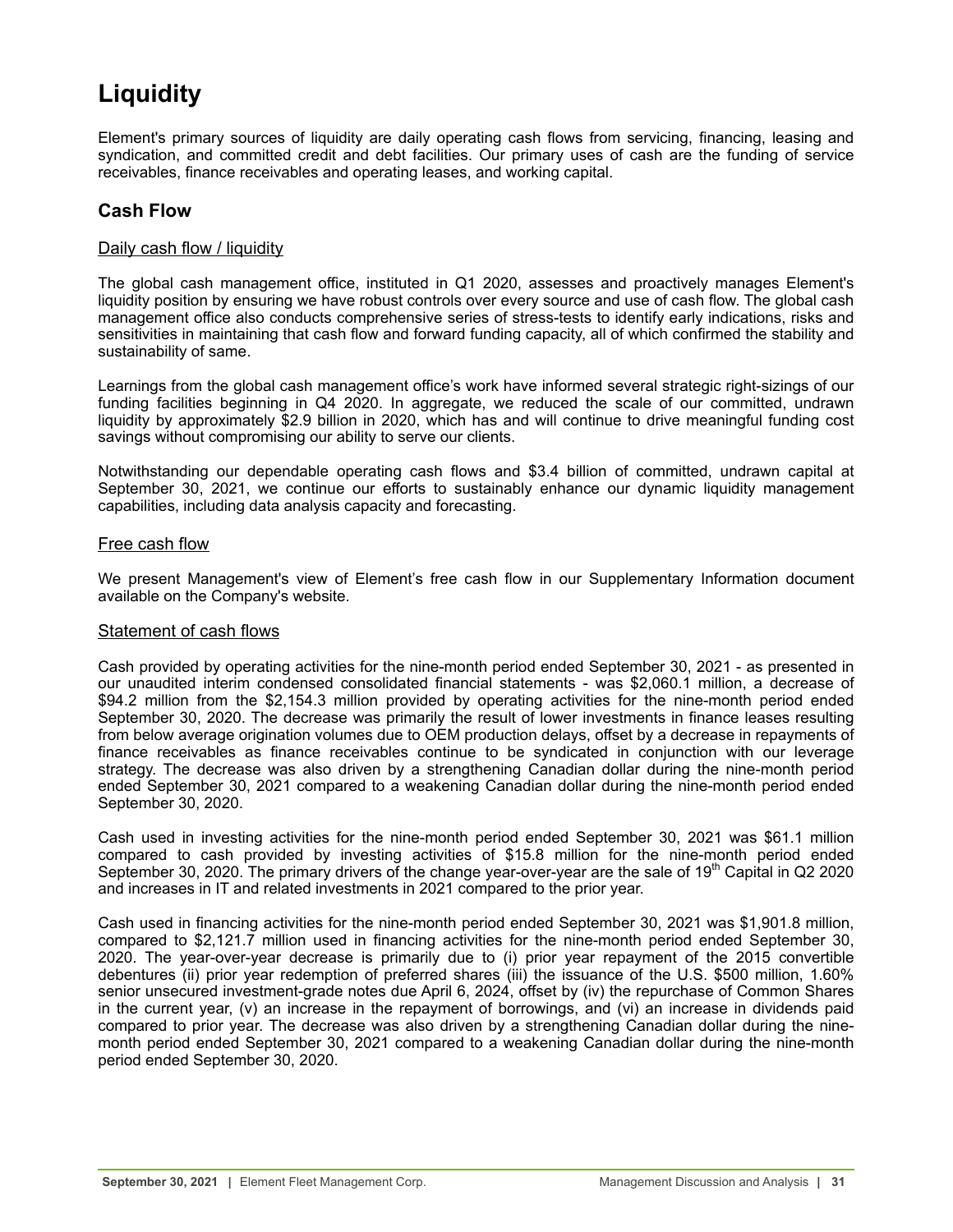# Liquidity

Element's primary sources of liquidity are daily operating cash flows from servicing, financing, leasing and syndication, and committed credit and debt facilities. Our primary uses of cash are the funding of service receivables, finance receivables and operating leases, and working capital.

## Cash Flow

### Daily cash flow / liquidity

The global cash management office, instituted in Q1 2020, assesses and proactively manages Element's liquidity position by ensuring we have robust controls over every source and use of cash flow. The global cash management office also conducts comprehensive series of stress-tests to identify early indications, risks and sensitivities in maintaining that cash flow and forward funding capacity, all of which confirmed the stability and sustainability of same.

Learnings from the global cash management office's work have informed several strategic right-sizings of our funding facilities beginning in Q4 2020. In aggregate, we reduced the scale of our committed, undrawn liquidity by approximately $2.9 billion in 2020, which has and will continue to drive meaningful funding cost savings without compromising our ability to serve our clients.

Notwithstanding our dependable operating cash flows and $3.4 billion of committed, undrawn capital at September 30, 2021, we continue our efforts to sustainably enhance our dynamic liquidity management capabilities, including data analysis capacity and forecasting.

### Free cash flow

We present Management's view of Element's free cash flow in our Supplementary Information document available on the Company's website.

### Statement of cash flows

Cash provided by operating activities for the nine-month period ended September 30, 2021 - as presented in our unaudited interim condensed consolidated financial statements - was $2,060.1 million, a decrease of $94.2 million from the $2,154.3 million provided by operating activities for the nine-month period ended September 30, 2020. The decrease was primarily the result of lower investments in finance leases resulting from below average origination volumes due to OEM production delays, offset by a decrease in repayments of finance receivables as finance receivables continue to be syndicated in conjunction with our leverage strategy. The decrease was also driven by a strengthening Canadian dollar during the nine-month period ended September 30, 2021 compared to a weakening Canadian dollar during the nine-month period ended September 30, 2020.

Cash used in investing activities for the nine-month period ended September 30, 2021 was $61.1 million compared to cash provided by investing activities of $15.8 million for the nine-month period ended September 30, 2020. The primary drivers of the change year-over-year are the sale of 19th Capital in Q2 2020 and increases in IT and related investments in 2021 compared to the prior year.

Cash used in financing activities for the nine-month period ended September 30, 2021 was $1,901.8 million, compared to $2,121.7 million used in financing activities for the nine-month period ended September 30, 2020. The year-over-year decrease is primarily due to (i) prior year repayment of the 2015 convertible debentures (ii) prior year redemption of preferred shares (iii) the issuance of the U.S. $500 million, 1.60% senior unsecured investment-grade notes due April 6, 2024, offset by (iv) the repurchase of Common Shares in the current year, (v) an increase in the repayment of borrowings, and (vi) an increase in dividends paid compared to prior year. The decrease was also driven by a strengthening Canadian dollar during the nine-month period ended September 30, 2021 compared to a weakening Canadian dollar during the nine-month period ended September 30, 2020.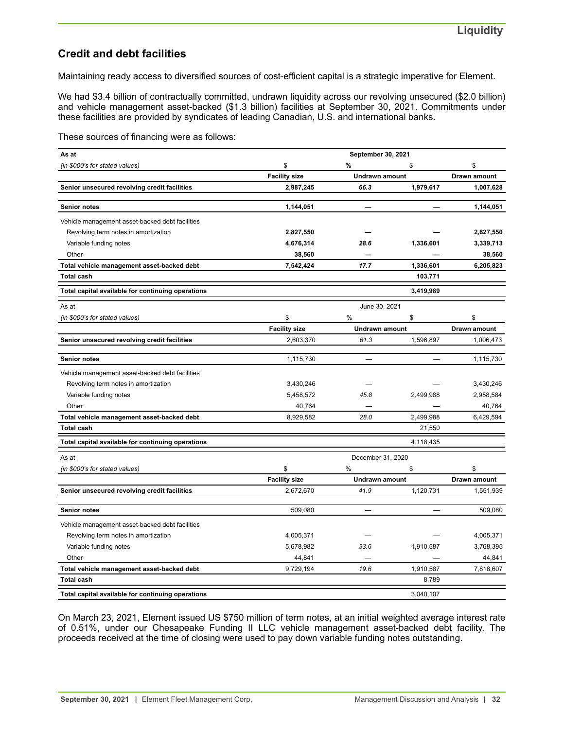## Credit and debt facilities

Maintaining ready access to diversified sources of cost-efficient capital is a strategic imperative for Element.

We had $3.4 billion of contractually committed, undrawn liquidity across our revolving unsecured ($2.0 billion) and vehicle management asset-backed ($1.3 billion) facilities at September 30, 2021. Commitments under these facilities are provided by syndicates of leading Canadian, U.S. and international banks.

These sources of financing were as follows:

| **As at** | **September 30, 2021** | | | |
|---|---|---|---|---|
| *(in $000's for stated values)* | $ | % | $ | $ |
| | **Facility size** | **Undrawn amount** | | **Drawn amount** |
| **Senior unsecured revolving credit facilities** | **2,987,245** | ***66.3*** | **1,979,617** | **1,007,628** |
| **Senior notes** | **1,144,051** | **—** | **—** | **1,144,051** |
| Vehicle management asset-backed debt facilities | | | | |
| Revolving term notes in amortization | **2,827,550** | **—** | **—** | **2,827,550** |
| Variable funding notes | **4,676,314** | ***28.6*** | **1,336,601** | **3,339,713** |
| Other | **38,560** | **—** | **—** | **38,560** |
| **Total vehicle management asset-backed debt** | **7,542,424** | ***17.7*** | **1,336,601** | **6,205,823** |
| **Total cash** | | | **103,771** | |
| **Total capital available for continuing operations** | | | **3,419,989** | |

| As at | June 30, 2021 | | | |
|---|---|---|---|---|
| *(in $000's for stated values)* | $ | % | $ | $ |
| | **Facility size** | **Undrawn amount** | | **Drawn amount** |
| **Senior unsecured revolving credit facilities** | 2,603,370 | *61.3* | 1,596,897 | 1,006,473 |
| **Senior notes** | 1,115,730 | — | — | 1,115,730 |
| Vehicle management asset-backed debt facilities | | | | |
| Revolving term notes in amortization | 3,430,246 | — | — | 3,430,246 |
| Variable funding notes | 5,458,572 | *45.8* | 2,499,988 | 2,958,584 |
| Other | 40,764 | — | — | 40,764 |
| **Total vehicle management asset-backed debt** | 8,929,582 | *28.0* | 2,499,988 | 6,429,594 |
| **Total cash** | | | 21,550 | |
| **Total capital available for continuing operations** | | | 4,118,435 | |

| As at | December 31, 2020 | | | |
|---|---|---|---|---|
| *(in $000's for stated values)* | $ | % | $ | $ |
| | **Facility size** | **Undrawn amount** | | **Drawn amount** |
| **Senior unsecured revolving credit facilities** | 2,672,670 | *41.9* | 1,120,731 | 1,551,939 |
| **Senior notes** | 509,080 | — | — | 509,080 |
| Vehicle management asset-backed debt facilities | | | | |
| Revolving term notes in amortization | 4,005,371 | — | — | 4,005,371 |
| Variable funding notes | 5,678,982 | *33.6* | 1,910,587 | 3,768,395 |
| Other | 44,841 | — | — | 44,841 |
| **Total vehicle management asset-backed debt** | 9,729,194 | *19.6* | 1,910,587 | 7,818,607 |
| **Total cash** | | | 8,789 | |
| **Total capital available for continuing operations** | | | 3,040,107 | |

On March 23, 2021, Element issued US $750 million of term notes, at an initial weighted average interest rate of 0.51%, under our Chesapeake Funding II LLC vehicle management asset-backed debt facility. The proceeds received at the time of closing were used to pay down variable funding notes outstanding.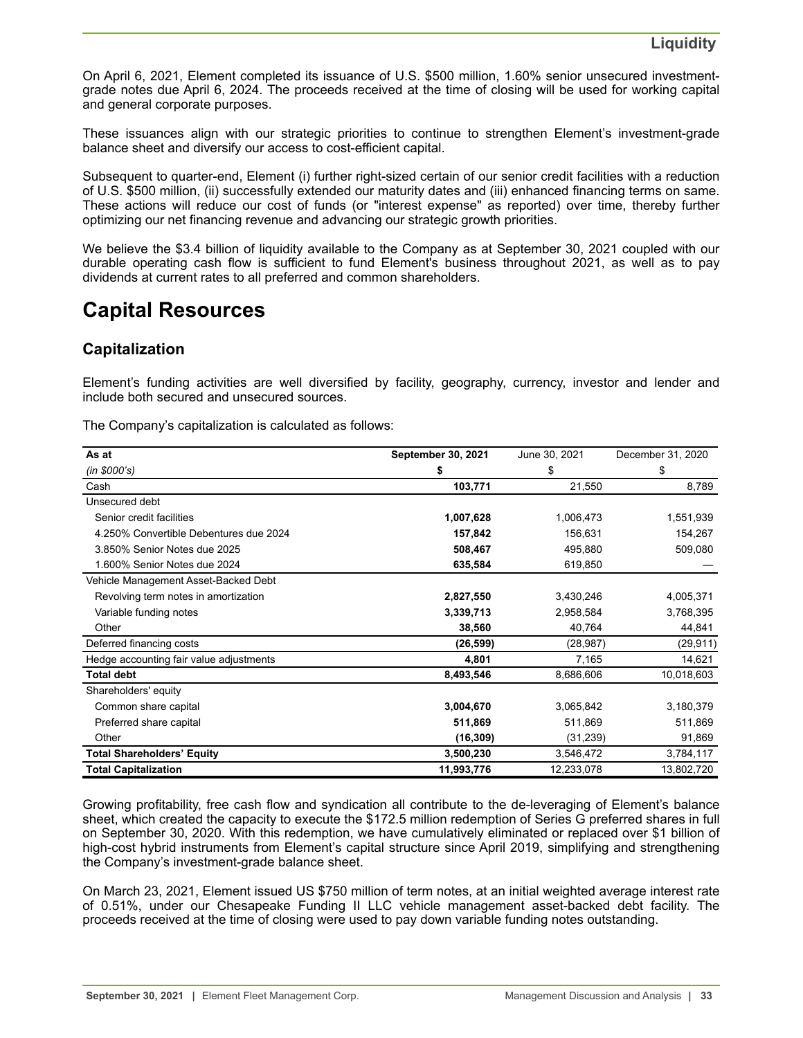On April 6, 2021, Element completed its issuance of U.S. $500 million, 1.60% senior unsecured investment-grade notes due April 6, 2024. The proceeds received at the time of closing will be used for working capital and general corporate purposes.

These issuances align with our strategic priorities to continue to strengthen Element's investment-grade balance sheet and diversify our access to cost-efficient capital.

Subsequent to quarter-end, Element (i) further right-sized certain of our senior credit facilities with a reduction of U.S. $500 million, (ii) successfully extended our maturity dates and (iii) enhanced financing terms on same. These actions will reduce our cost of funds (or "interest expense" as reported) over time, thereby further optimizing our net financing revenue and advancing our strategic growth priorities.

We believe the $3.4 billion of liquidity available to the Company as at September 30, 2021 coupled with our durable operating cash flow is sufficient to fund Element's business throughout 2021, as well as to pay dividends at current rates to all preferred and common shareholders.

# Capital Resources

## Capitalization

Element's funding activities are well diversified by facility, geography, currency, investor and lender and include both secured and unsecured sources.

The Company's capitalization is calculated as follows:

| As at | September 30, 2021 | June 30, 2021 | December 31, 2020 |
|---|---|---|---|
| *(in $000's)* | $ | $ | $ |
| Cash | **103,771** | 21,550 | 8,789 |
| Unsecured debt | | | |
| Senior credit facilities | **1,007,628** | 1,006,473 | 1,551,939 |
| 4.250% Convertible Debentures due 2024 | **157,842** | 156,631 | 154,267 |
| 3.850% Senior Notes due 2025 | **508,467** | 495,880 | 509,080 |
| 1.600% Senior Notes due 2024 | **635,584** | 619,850 | — |
| Vehicle Management Asset-Backed Debt | | | |
| Revolving term notes in amortization | **2,827,550** | 3,430,246 | 4,005,371 |
| Variable funding notes | **3,339,713** | 2,958,584 | 3,768,395 |
| Other | **38,560** | 40,764 | 44,841 |
| Deferred financing costs | **(26,599)** | (28,987) | (29,911) |
| Hedge accounting fair value adjustments | **4,801** | 7,165 | 14,621 |
| **Total debt** | **8,493,546** | 8,686,606 | 10,018,603 |
| Shareholders' equity | | | |
| Common share capital | **3,004,670** | 3,065,842 | 3,180,379 |
| Preferred share capital | **511,869** | 511,869 | 511,869 |
| Other | **(16,309)** | (31,239) | 91,869 |
| **Total Shareholders' Equity** | **3,500,230** | 3,546,472 | 3,784,117 |
| **Total Capitalization** | **11,993,776** | 12,233,078 | 13,802,720 |

Growing profitability, free cash flow and syndication all contribute to the de-leveraging of Element's balance sheet, which created the capacity to execute the $172.5 million redemption of Series G preferred shares in full on September 30, 2020. With this redemption, we have cumulatively eliminated or replaced over $1 billion of high-cost hybrid instruments from Element's capital structure since April 2019, simplifying and strengthening the Company's investment-grade balance sheet.

On March 23, 2021, Element issued US $750 million of term notes, at an initial weighted average interest rate of 0.51%, under our Chesapeake Funding II LLC vehicle management asset-backed debt facility. The proceeds received at the time of closing were used to pay down variable funding notes outstanding.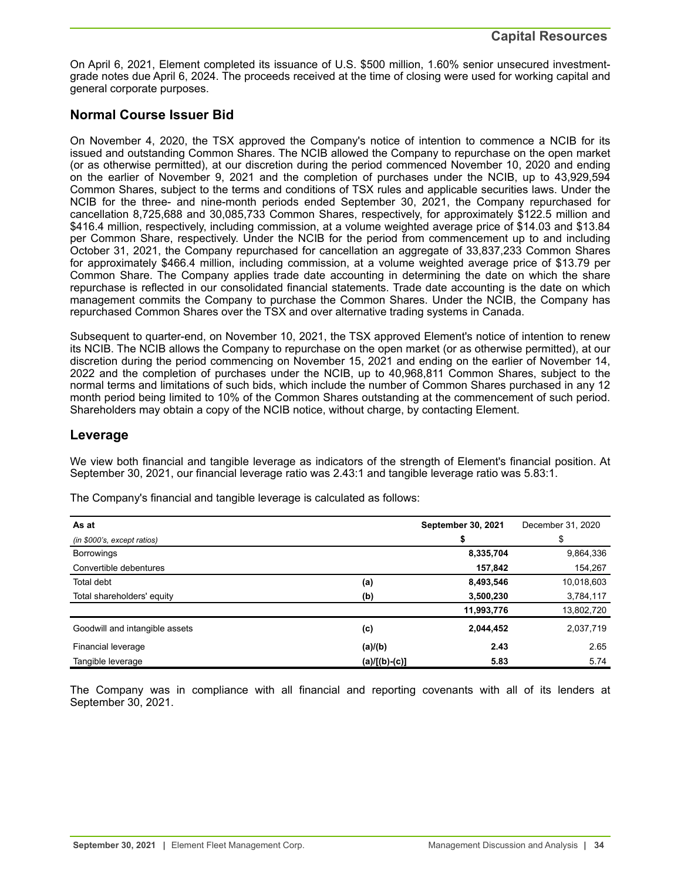On April 6, 2021, Element completed its issuance of U.S. $500 million, 1.60% senior unsecured investment-grade notes due April 6, 2024. The proceeds received at the time of closing were used for working capital and general corporate purposes.

## Normal Course Issuer Bid

On November 4, 2020, the TSX approved the Company's notice of intention to commence a NCIB for its issued and outstanding Common Shares. The NCIB allowed the Company to repurchase on the open market (or as otherwise permitted), at our discretion during the period commenced November 10, 2020 and ending on the earlier of November 9, 2021 and the completion of purchases under the NCIB, up to 43,929,594 Common Shares, subject to the terms and conditions of TSX rules and applicable securities laws. Under the NCIB for the three- and nine-month periods ended September 30, 2021, the Company repurchased for cancellation 8,725,688 and 30,085,733 Common Shares, respectively, for approximately $122.5 million and $416.4 million, respectively, including commission, at a volume weighted average price of $14.03 and $13.84 per Common Share, respectively. Under the NCIB for the period from commencement up to and including October 31, 2021, the Company repurchased for cancellation an aggregate of 33,837,233 Common Shares for approximately $466.4 million, including commission, at a volume weighted average price of $13.79 per Common Share. The Company applies trade date accounting in determining the date on which the share repurchase is reflected in our consolidated financial statements. Trade date accounting is the date on which management commits the Company to purchase the Common Shares. Under the NCIB, the Company has repurchased Common Shares over the TSX and over alternative trading systems in Canada.

Subsequent to quarter-end, on November 10, 2021, the TSX approved Element's notice of intention to renew its NCIB. The NCIB allows the Company to repurchase on the open market (or as otherwise permitted), at our discretion during the period commencing on November 15, 2021 and ending on the earlier of November 14, 2022 and the completion of purchases under the NCIB, up to 40,968,811 Common Shares, subject to the normal terms and limitations of such bids, which include the number of Common Shares purchased in any 12 month period being limited to 10% of the Common Shares outstanding at the commencement of such period. Shareholders may obtain a copy of the NCIB notice, without charge, by contacting Element.

## Leverage

We view both financial and tangible leverage as indicators of the strength of Element's financial position. At September 30, 2021, our financial leverage ratio was 2.43:1 and tangible leverage ratio was 5.83:1.

The Company's financial and tangible leverage is calculated as follows:

| **As at** | | **September 30, 2021** | December 31, 2020 |
|---|---|---|---|
| *(in $000's, except ratios)* | | **$** | $ |
| Borrowings | | **8,335,704** | 9,864,336 |
| Convertible debentures | | **157,842** | 154,267 |
| Total debt | **(a)** | **8,493,546** | 10,018,603 |
| Total shareholders' equity | **(b)** | **3,500,230** | 3,784,117 |
| | | **11,993,776** | 13,802,720 |
| Goodwill and intangible assets | **(c)** | **2,044,452** | 2,037,719 |
| Financial leverage | **(a)/(b)** | **2.43** | 2.65 |
| Tangible leverage | **(a)/[(b)-(c)]** | **5.83** | 5.74 |

The Company was in compliance with all financial and reporting covenants with all of its lenders at September 30, 2021.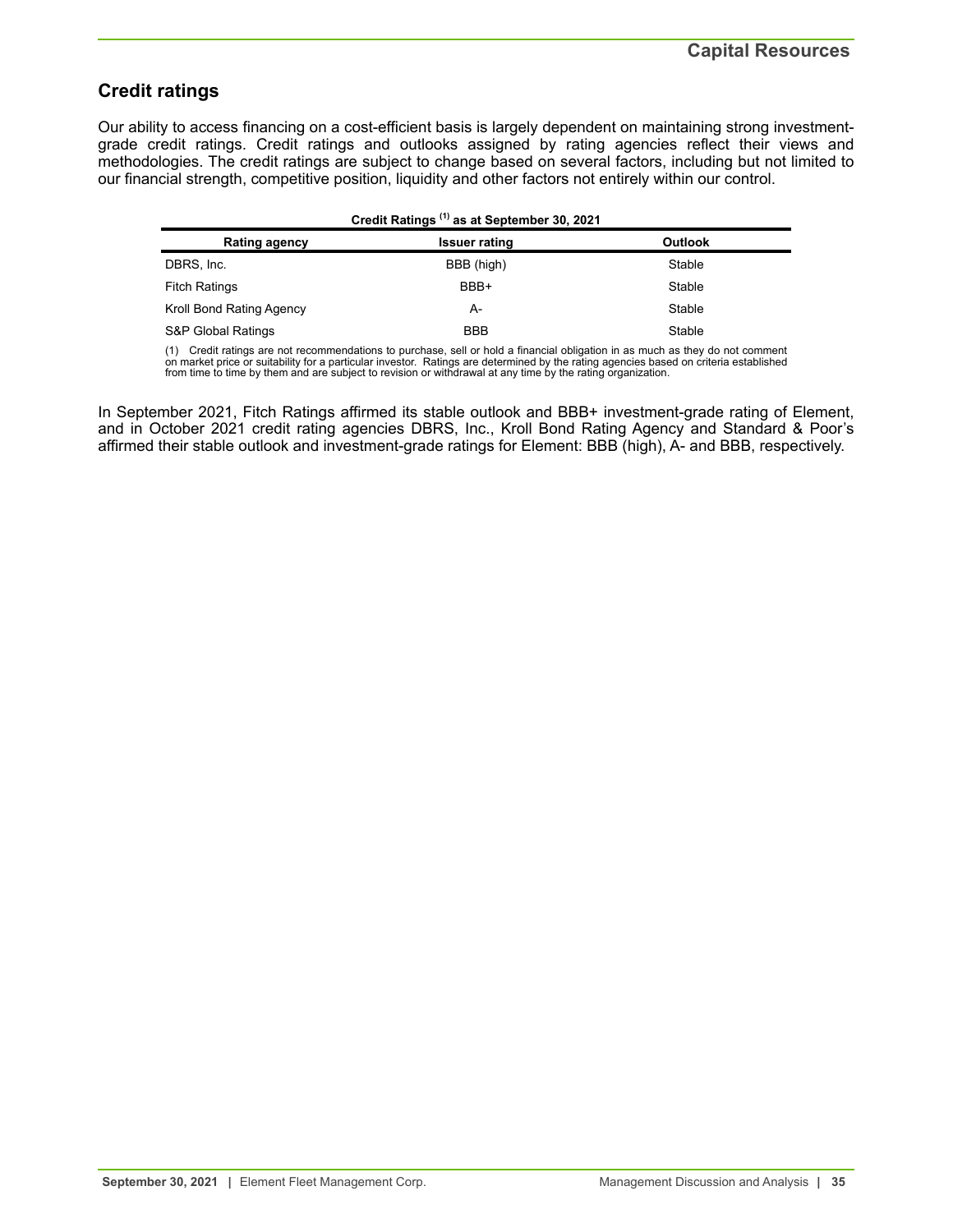## Credit ratings

Our ability to access financing on a cost-efficient basis is largely dependent on maintaining strong investment-grade credit ratings. Credit ratings and outlooks assigned by rating agencies reflect their views and methodologies. The credit ratings are subject to change based on several factors, including but not limited to our financial strength, competitive position, liquidity and other factors not entirely within our control.

**Credit Ratings [(1)] as at September 30, 2021**

| Rating agency | Issuer rating | Outlook |
|---|---|---|
| DBRS, Inc. | BBB (high) | Stable |
| Fitch Ratings | BBB+ | Stable |
| Kroll Bond Rating Agency | A- | Stable |
| S&P Global Ratings | BBB | Stable |

(1) Credit ratings are not recommendations to purchase, sell or hold a financial obligation in as much as they do not comment on market price or suitability for a particular investor. Ratings are determined by the rating agencies based on criteria established from time to time by them and are subject to revision or withdrawal at any time by the rating organization.

In September 2021, Fitch Ratings affirmed its stable outlook and BBB+ investment-grade rating of Element, and in October 2021 credit rating agencies DBRS, Inc., Kroll Bond Rating Agency and Standard & Poor's affirmed their stable outlook and investment-grade ratings for Element: BBB (high), A- and BBB, respectively.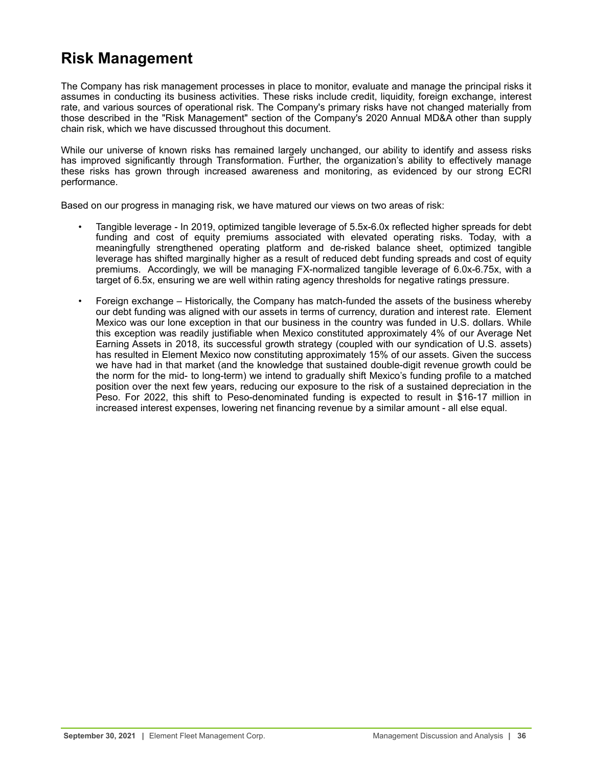# Risk Management

The Company has risk management processes in place to monitor, evaluate and manage the principal risks it assumes in conducting its business activities. These risks include credit, liquidity, foreign exchange, interest rate, and various sources of operational risk. The Company's primary risks have not changed materially from those described in the "Risk Management" section of the Company's 2020 Annual MD&A other than supply chain risk, which we have discussed throughout this document.

While our universe of known risks has remained largely unchanged, our ability to identify and assess risks has improved significantly through Transformation. Further, the organization's ability to effectively manage these risks has grown through increased awareness and monitoring, as evidenced by our strong ECRI performance.

Based on our progress in managing risk, we have matured our views on two areas of risk:

- Tangible leverage - In 2019, optimized tangible leverage of 5.5x-6.0x reflected higher spreads for debt funding and cost of equity premiums associated with elevated operating risks. Today, with a meaningfully strengthened operating platform and de-risked balance sheet, optimized tangible leverage has shifted marginally higher as a result of reduced debt funding spreads and cost of equity premiums. Accordingly, we will be managing FX-normalized tangible leverage of 6.0x-6.75x, with a target of 6.5x, ensuring we are well within rating agency thresholds for negative ratings pressure.
- Foreign exchange – Historically, the Company has match-funded the assets of the business whereby our debt funding was aligned with our assets in terms of currency, duration and interest rate. Element Mexico was our lone exception in that our business in the country was funded in U.S. dollars. While this exception was readily justifiable when Mexico constituted approximately 4% of our Average Net Earning Assets in 2018, its successful growth strategy (coupled with our syndication of U.S. assets) has resulted in Element Mexico now constituting approximately 15% of our assets. Given the success we have had in that market (and the knowledge that sustained double-digit revenue growth could be the norm for the mid- to long-term) we intend to gradually shift Mexico's funding profile to a matched position over the next few years, reducing our exposure to the risk of a sustained depreciation in the Peso. For 2022, this shift to Peso-denominated funding is expected to result in $16-17 million in increased interest expenses, lowering net financing revenue by a similar amount - all else equal.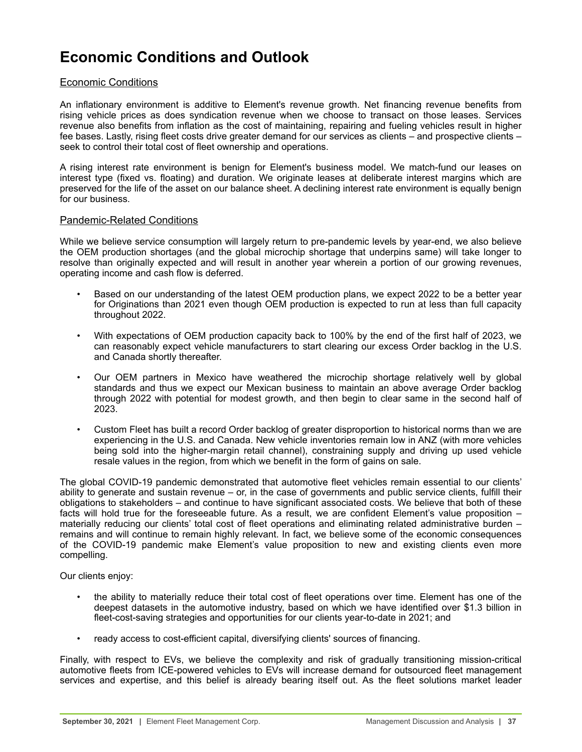# Economic Conditions and Outlook

## Economic Conditions

An inflationary environment is additive to Element's revenue growth. Net financing revenue benefits from rising vehicle prices as does syndication revenue when we choose to transact on those leases. Services revenue also benefits from inflation as the cost of maintaining, repairing and fueling vehicles result in higher fee bases. Lastly, rising fleet costs drive greater demand for our services as clients – and prospective clients – seek to control their total cost of fleet ownership and operations.

A rising interest rate environment is benign for Element's business model. We match-fund our leases on interest type (fixed vs. floating) and duration. We originate leases at deliberate interest margins which are preserved for the life of the asset on our balance sheet. A declining interest rate environment is equally benign for our business.

## Pandemic-Related Conditions

While we believe service consumption will largely return to pre-pandemic levels by year-end, we also believe the OEM production shortages (and the global microchip shortage that underpins same) will take longer to resolve than originally expected and will result in another year wherein a portion of our growing revenues, operating income and cash flow is deferred.

- Based on our understanding of the latest OEM production plans, we expect 2022 to be a better year for Originations than 2021 even though OEM production is expected to run at less than full capacity throughout 2022.
- With expectations of OEM production capacity back to 100% by the end of the first half of 2023, we can reasonably expect vehicle manufacturers to start clearing our excess Order backlog in the U.S. and Canada shortly thereafter.
- Our OEM partners in Mexico have weathered the microchip shortage relatively well by global standards and thus we expect our Mexican business to maintain an above average Order backlog through 2022 with potential for modest growth, and then begin to clear same in the second half of 2023.
- Custom Fleet has built a record Order backlog of greater disproportion to historical norms than we are experiencing in the U.S. and Canada. New vehicle inventories remain low in ANZ (with more vehicles being sold into the higher-margin retail channel), constraining supply and driving up used vehicle resale values in the region, from which we benefit in the form of gains on sale.

The global COVID-19 pandemic demonstrated that automotive fleet vehicles remain essential to our clients' ability to generate and sustain revenue – or, in the case of governments and public service clients, fulfill their obligations to stakeholders – and continue to have significant associated costs. We believe that both of these facts will hold true for the foreseeable future. As a result, we are confident Element's value proposition – materially reducing our clients' total cost of fleet operations and eliminating related administrative burden – remains and will continue to remain highly relevant. In fact, we believe some of the economic consequences of the COVID-19 pandemic make Element's value proposition to new and existing clients even more compelling.

Our clients enjoy:

- the ability to materially reduce their total cost of fleet operations over time. Element has one of the deepest datasets in the automotive industry, based on which we have identified over $1.3 billion in fleet-cost-saving strategies and opportunities for our clients year-to-date in 2021; and
- ready access to cost-efficient capital, diversifying clients' sources of financing.

Finally, with respect to EVs, we believe the complexity and risk of gradually transitioning mission-critical automotive fleets from ICE-powered vehicles to EVs will increase demand for outsourced fleet management services and expertise, and this belief is already bearing itself out. As the fleet solutions market leader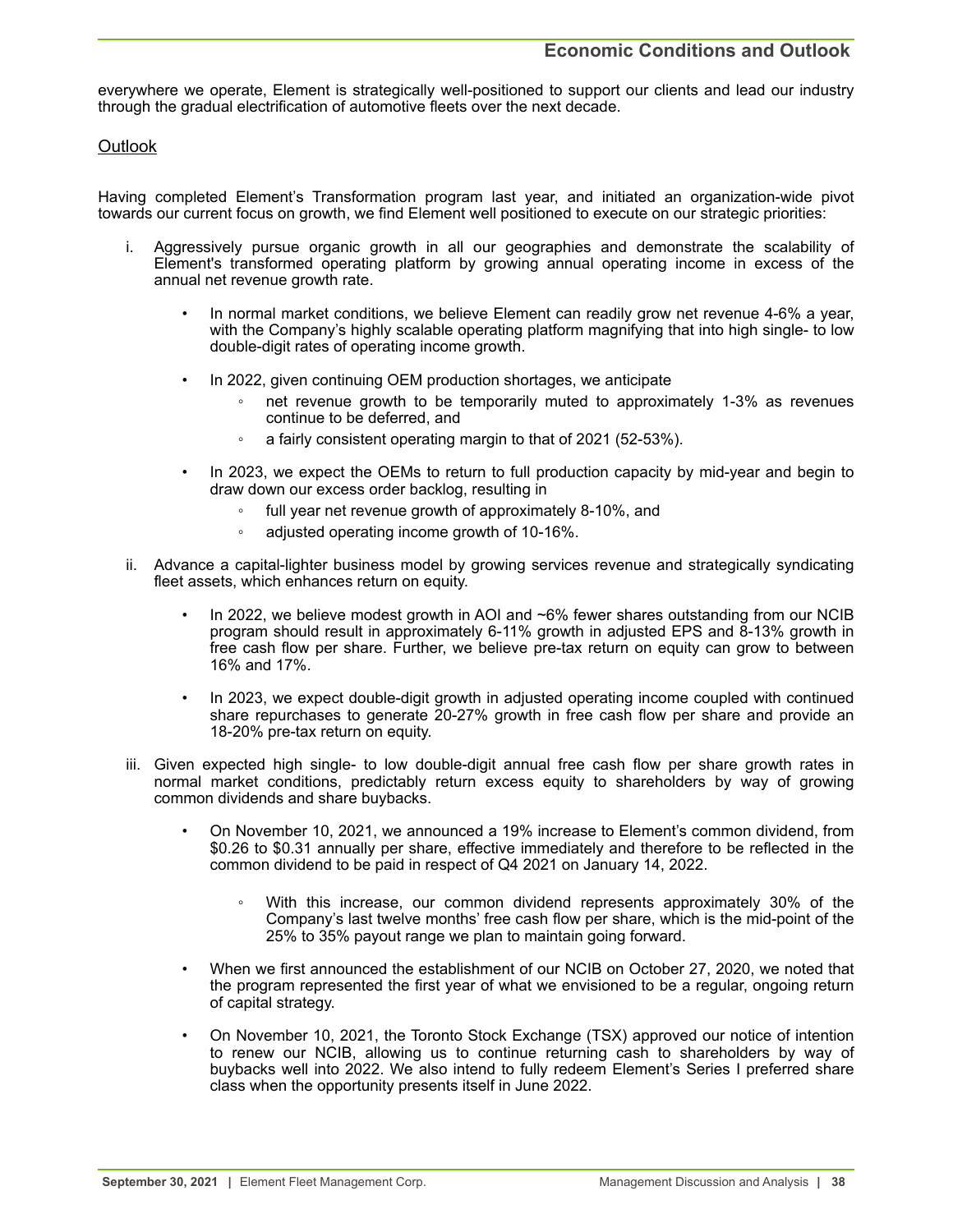everywhere we operate, Element is strategically well-positioned to support our clients and lead our industry through the gradual electrification of automotive fleets over the next decade.

## Outlook

Having completed Element's Transformation program last year, and initiated an organization-wide pivot towards our current focus on growth, we find Element well positioned to execute on our strategic priorities:

i. Aggressively pursue organic growth in all our geographies and demonstrate the scalability of Element's transformed operating platform by growing annual operating income in excess of the annual net revenue growth rate.

   - In normal market conditions, we believe Element can readily grow net revenue 4-6% a year, with the Company's highly scalable operating platform magnifying that into high single- to low double-digit rates of operating income growth.
   - In 2022, given continuing OEM production shortages, we anticipate
     - net revenue growth to be temporarily muted to approximately 1-3% as revenues continue to be deferred, and
     - a fairly consistent operating margin to that of 2021 (52-53%).
   - In 2023, we expect the OEMs to return to full production capacity by mid-year and begin to draw down our excess order backlog, resulting in
     - full year net revenue growth of approximately 8-10%, and
     - adjusted operating income growth of 10-16%.

ii. Advance a capital-lighter business model by growing services revenue and strategically syndicating fleet assets, which enhances return on equity.

   - In 2022, we believe modest growth in AOI and ~6% fewer shares outstanding from our NCIB program should result in approximately 6-11% growth in adjusted EPS and 8-13% growth in free cash flow per share. Further, we believe pre-tax return on equity can grow to between 16% and 17%.
   - In 2023, we expect double-digit growth in adjusted operating income coupled with continued share repurchases to generate 20-27% growth in free cash flow per share and provide an 18-20% pre-tax return on equity.

iii. Given expected high single- to low double-digit annual free cash flow per share growth rates in normal market conditions, predictably return excess equity to shareholders by way of growing common dividends and share buybacks.

   - On November 10, 2021, we announced a 19% increase to Element's common dividend, from $0.26 to $0.31 annually per share, effective immediately and therefore to be reflected in the common dividend to be paid in respect of Q4 2021 on January 14, 2022.
     - With this increase, our common dividend represents approximately 30% of the Company's last twelve months' free cash flow per share, which is the mid-point of the 25% to 35% payout range we plan to maintain going forward.
   - When we first announced the establishment of our NCIB on October 27, 2020, we noted that the program represented the first year of what we envisioned to be a regular, ongoing return of capital strategy.
   - On November 10, 2021, the Toronto Stock Exchange (TSX) approved our notice of intention to renew our NCIB, allowing us to continue returning cash to shareholders by way of buybacks well into 2022. We also intend to fully redeem Element's Series I preferred share class when the opportunity presents itself in June 2022.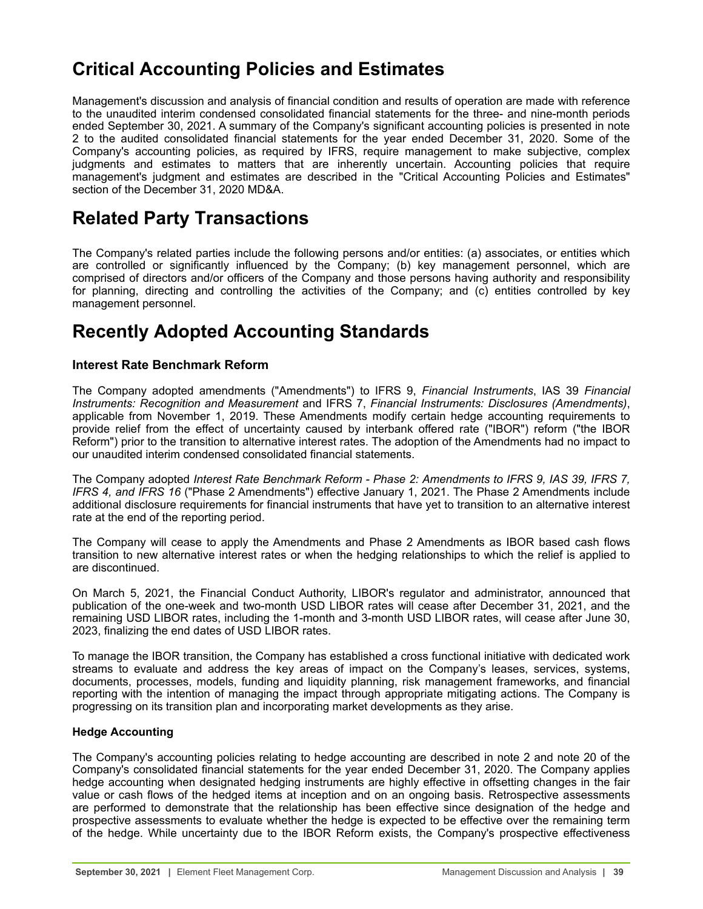# Critical Accounting Policies and Estimates

Management's discussion and analysis of financial condition and results of operation are made with reference to the unaudited interim condensed consolidated financial statements for the three- and nine-month periods ended September 30, 2021. A summary of the Company's significant accounting policies is presented in note 2 to the audited consolidated financial statements for the year ended December 31, 2020. Some of the Company's accounting policies, as required by IFRS, require management to make subjective, complex judgments and estimates to matters that are inherently uncertain. Accounting policies that require management's judgment and estimates are described in the "Critical Accounting Policies and Estimates" section of the December 31, 2020 MD&A.

# Related Party Transactions

The Company's related parties include the following persons and/or entities: (a) associates, or entities which are controlled or significantly influenced by the Company; (b) key management personnel, which are comprised of directors and/or officers of the Company and those persons having authority and responsibility for planning, directing and controlling the activities of the Company; and (c) entities controlled by key management personnel.

# Recently Adopted Accounting Standards

## Interest Rate Benchmark Reform

The Company adopted amendments ("Amendments") to IFRS 9, *Financial Instruments*, IAS 39 *Financial Instruments: Recognition and Measurement* and IFRS 7, *Financial Instruments: Disclosures (Amendments)*, applicable from November 1, 2019. These Amendments modify certain hedge accounting requirements to provide relief from the effect of uncertainty caused by interbank offered rate ("IBOR") reform ("the IBOR Reform") prior to the transition to alternative interest rates. The adoption of the Amendments had no impact to our unaudited interim condensed consolidated financial statements.

The Company adopted *Interest Rate Benchmark Reform - Phase 2: Amendments to IFRS 9, IAS 39, IFRS 7, IFRS 4, and IFRS 16* ("Phase 2 Amendments") effective January 1, 2021. The Phase 2 Amendments include additional disclosure requirements for financial instruments that have yet to transition to an alternative interest rate at the end of the reporting period.

The Company will cease to apply the Amendments and Phase 2 Amendments as IBOR based cash flows transition to new alternative interest rates or when the hedging relationships to which the relief is applied to are discontinued.

On March 5, 2021, the Financial Conduct Authority, LIBOR's regulator and administrator, announced that publication of the one-week and two-month USD LIBOR rates will cease after December 31, 2021, and the remaining USD LIBOR rates, including the 1-month and 3-month USD LIBOR rates, will cease after June 30, 2023, finalizing the end dates of USD LIBOR rates.

To manage the IBOR transition, the Company has established a cross functional initiative with dedicated work streams to evaluate and address the key areas of impact on the Company's leases, services, systems, documents, processes, models, funding and liquidity planning, risk management frameworks, and financial reporting with the intention of managing the impact through appropriate mitigating actions. The Company is progressing on its transition plan and incorporating market developments as they arise.

### Hedge Accounting

The Company's accounting policies relating to hedge accounting are described in note 2 and note 20 of the Company's consolidated financial statements for the year ended December 31, 2020. The Company applies hedge accounting when designated hedging instruments are highly effective in offsetting changes in the fair value or cash flows of the hedged items at inception and on an ongoing basis. Retrospective assessments are performed to demonstrate that the relationship has been effective since designation of the hedge and prospective assessments to evaluate whether the hedge is expected to be effective over the remaining term of the hedge. While uncertainty due to the IBOR Reform exists, the Company's prospective effectiveness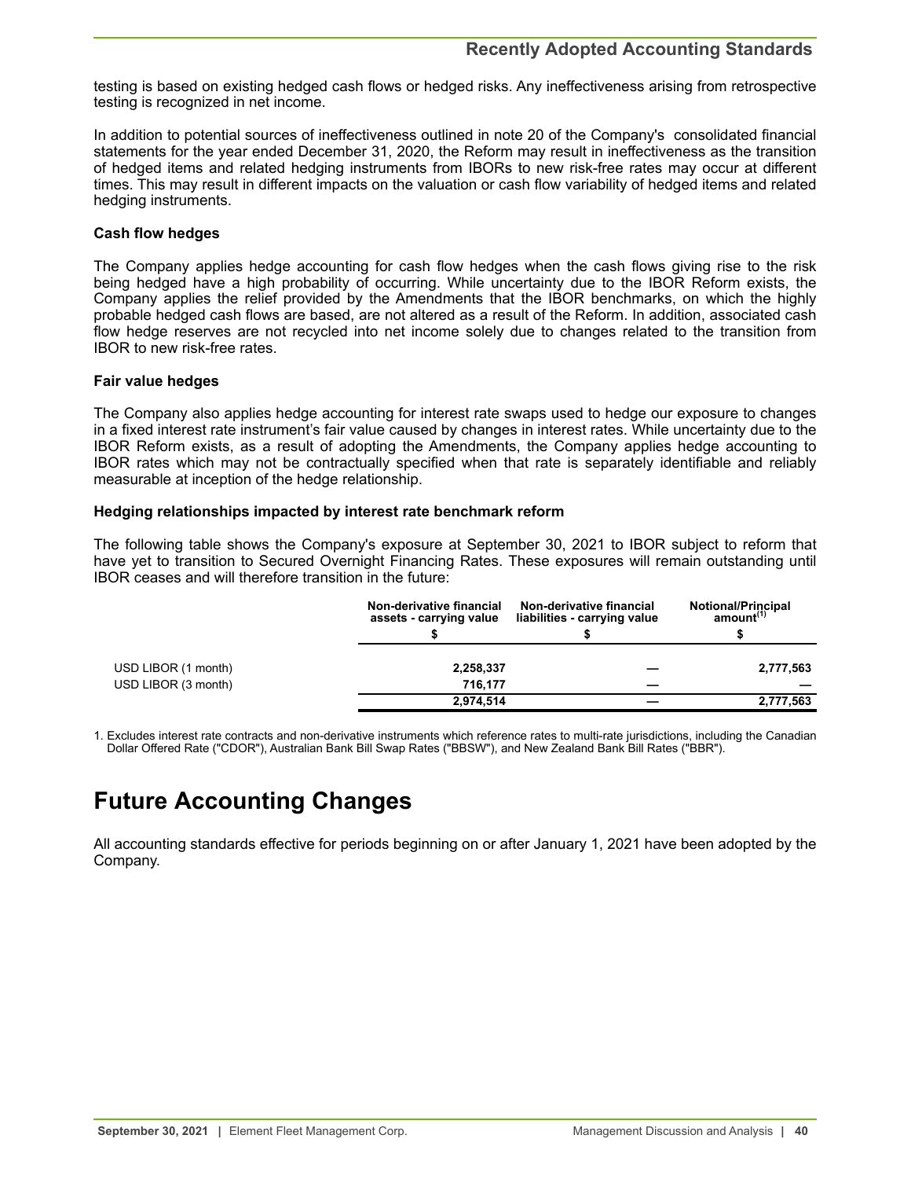testing is based on existing hedged cash flows or hedged risks. Any ineffectiveness arising from retrospective testing is recognized in net income.

In addition to potential sources of ineffectiveness outlined in note 20 of the Company's consolidated financial statements for the year ended December 31, 2020, the Reform may result in ineffectiveness as the transition of hedged items and related hedging instruments from IBORs to new risk-free rates may occur at different times. This may result in different impacts on the valuation or cash flow variability of hedged items and related hedging instruments.

**Cash flow hedges**

The Company applies hedge accounting for cash flow hedges when the cash flows giving rise to the risk being hedged have a high probability of occurring. While uncertainty due to the IBOR Reform exists, the Company applies the relief provided by the Amendments that the IBOR benchmarks, on which the highly probable hedged cash flows are based, are not altered as a result of the Reform. In addition, associated cash flow hedge reserves are not recycled into net income solely due to changes related to the transition from IBOR to new risk-free rates.

**Fair value hedges**

The Company also applies hedge accounting for interest rate swaps used to hedge our exposure to changes in a fixed interest rate instrument's fair value caused by changes in interest rates. While uncertainty due to the IBOR Reform exists, as a result of adopting the Amendments, the Company applies hedge accounting to IBOR rates which may not be contractually specified when that rate is separately identifiable and reliably measurable at inception of the hedge relationship.

**Hedging relationships impacted by interest rate benchmark reform**

The following table shows the Company's exposure at September 30, 2021 to IBOR subject to reform that have yet to transition to Secured Overnight Financing Rates. These exposures will remain outstanding until IBOR ceases and will therefore transition in the future:

| | Non-derivative financial assets - carrying value | Non-derivative financial liabilities - carrying value | Notional/Principal amount[1] |
|---|---|---|---|
| | $ | $ | $ |
| USD LIBOR (1 month) | 2,258,337 | — | 2,777,563 |
| USD LIBOR (3 month) | 716,177 | — | — |
| | 2,974,514 | — | 2,777,563 |

1. Excludes interest rate contracts and non-derivative instruments which reference rates to multi-rate jurisdictions, including the Canadian Dollar Offered Rate ("CDOR"), Australian Bank Bill Swap Rates ("BBSW"), and New Zealand Bank Bill Rates ("BBR").

# Future Accounting Changes

All accounting standards effective for periods beginning on or after January 1, 2021 have been adopted by the Company.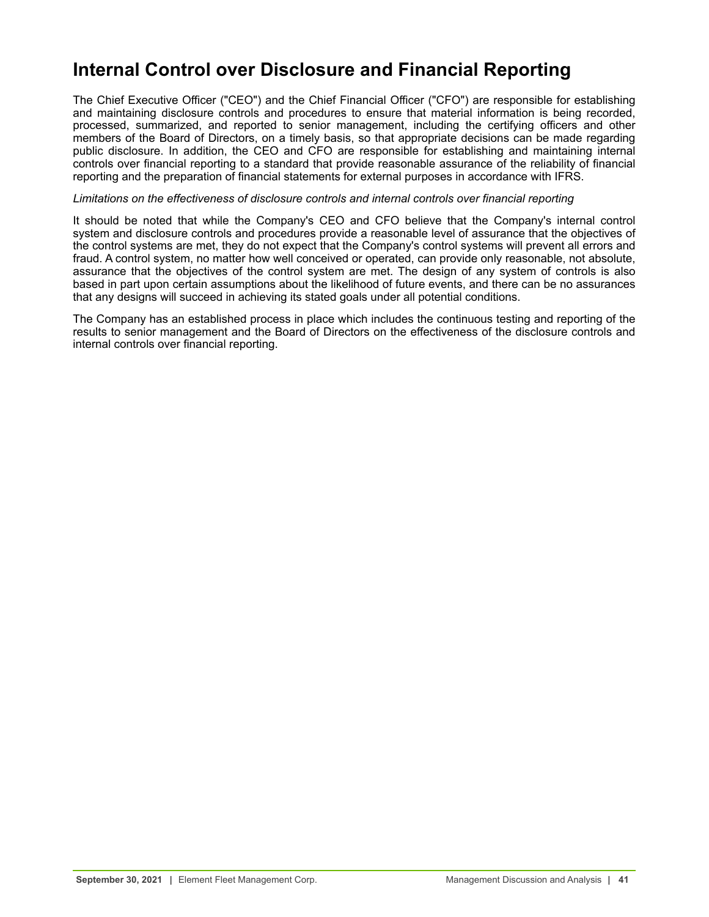# Internal Control over Disclosure and Financial Reporting

The Chief Executive Officer ("CEO") and the Chief Financial Officer ("CFO") are responsible for establishing and maintaining disclosure controls and procedures to ensure that material information is being recorded, processed, summarized, and reported to senior management, including the certifying officers and other members of the Board of Directors, on a timely basis, so that appropriate decisions can be made regarding public disclosure. In addition, the CEO and CFO are responsible for establishing and maintaining internal controls over financial reporting to a standard that provide reasonable assurance of the reliability of financial reporting and the preparation of financial statements for external purposes in accordance with IFRS.

*Limitations on the effectiveness of disclosure controls and internal controls over financial reporting*

It should be noted that while the Company's CEO and CFO believe that the Company's internal control system and disclosure controls and procedures provide a reasonable level of assurance that the objectives of the control systems are met, they do not expect that the Company's control systems will prevent all errors and fraud. A control system, no matter how well conceived or operated, can provide only reasonable, not absolute, assurance that the objectives of the control system are met. The design of any system of controls is also based in part upon certain assumptions about the likelihood of future events, and there can be no assurances that any designs will succeed in achieving its stated goals under all potential conditions.

The Company has an established process in place which includes the continuous testing and reporting of the results to senior management and the Board of Directors on the effectiveness of the disclosure controls and internal controls over financial reporting.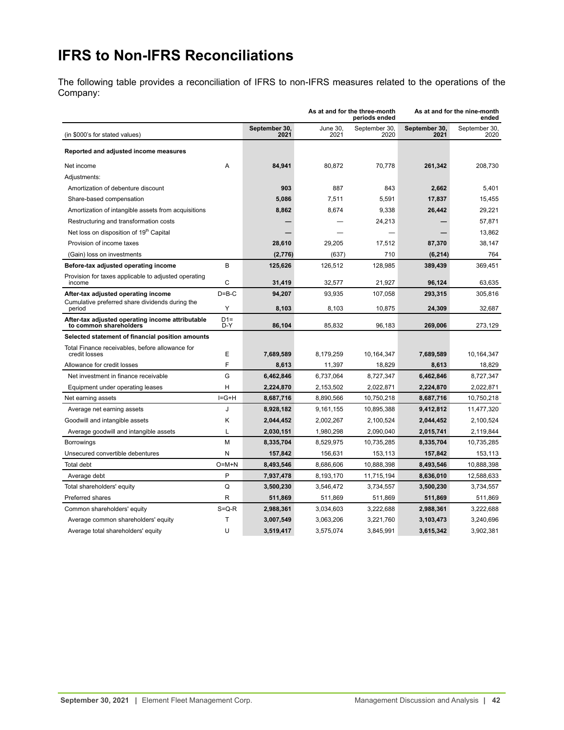# IFRS to Non-IFRS Reconciliations

The following table provides a reconciliation of IFRS to non-IFRS measures related to the operations of the Company:

| | | As at and for the three-month periods ended | | | As at and for the nine-month ended | |
|---|---|---|---|---|---|---|
| (in $000's for stated values) | | **September 30, 2021** | June 30, 2021 | September 30, 2020 | **September 30, 2021** | September 30, 2020 |
| **Reported and adjusted income measures** | | | | | | |
| Net income | A | **84,941** | 80,872 | 70,778 | **261,342** | 208,730 |
| Adjustments: | | | | | | |
| Amortization of debenture discount | | **903** | 887 | 843 | **2,662** | 5,401 |
| Share-based compensation | | **5,086** | 7,511 | 5,591 | **17,837** | 15,455 |
| Amortization of intangible assets from acquisitions | | **8,862** | 8,674 | 9,338 | **26,442** | 29,221 |
| Restructuring and transformation costs | | **—** | — | 24,213 | **—** | 57,871 |
| Net loss on disposition of 19th Capital | | **—** | — | — | **—** | 13,862 |
| Provision of income taxes | | **28,610** | 29,205 | 17,512 | **87,370** | 38,147 |
| (Gain) loss on investments | | **(2,776)** | (637) | 710 | **(6,214)** | 764 |
| **Before-tax adjusted operating income** | B | **125,626** | 126,512 | 128,985 | **389,439** | 369,451 |
| Provision for taxes applicable to adjusted operating income | C | **31,419** | 32,577 | 21,927 | **96,124** | 63,635 |
| **After-tax adjusted operating income** | D=B-C | **94,207** | 93,935 | 107,058 | **293,315** | 305,816 |
| Cumulative preferred share dividends during the period | Y | **8,103** | 8,103 | 10,875 | **24,309** | 32,687 |
| **After-tax adjusted operating income attributable to common shareholders** | D1= D-Y | **86,104** | 85,832 | 96,183 | **269,006** | 273,129 |
| **Selected statement of financial position amounts** | | | | | | |
| Total Finance receivables, before allowance for credit losses | E | **7,689,589** | 8,179,259 | 10,164,347 | **7,689,589** | 10,164,347 |
| Allowance for credit losses | F | **8,613** | 11,397 | 18,829 | **8,613** | 18,829 |
| Net investment in finance receivable | G | **6,462,846** | 6,737,064 | 8,727,347 | **6,462,846** | 8,727,347 |
| Equipment under operating leases | H | **2,224,870** | 2,153,502 | 2,022,871 | **2,224,870** | 2,022,871 |
| Net earning assets | I=G+H | **8,687,716** | 8,890,566 | 10,750,218 | **8,687,716** | 10,750,218 |
| Average net earning assets | J | **8,928,182** | 9,161,155 | 10,895,388 | **9,412,812** | 11,477,320 |
| Goodwill and intangible assets | K | **2,044,452** | 2,002,267 | 2,100,524 | **2,044,452** | 2,100,524 |
| Average goodwill and intangible assets | L | **2,030,151** | 1,980,298 | 2,090,040 | **2,015,741** | 2,119,844 |
| Borrowings | M | **8,335,704** | 8,529,975 | 10,735,285 | **8,335,704** | 10,735,285 |
| Unsecured convertible debentures | N | **157,842** | 156,631 | 153,113 | **157,842** | 153,113 |
| Total debt | O=M+N | **8,493,546** | 8,686,606 | 10,888,398 | **8,493,546** | 10,888,398 |
| Average debt | P | **7,937,478** | 8,193,170 | 11,715,194 | **8,636,010** | 12,588,633 |
| Total shareholders' equity | Q | **3,500,230** | 3,546,472 | 3,734,557 | **3,500,230** | 3,734,557 |
| Preferred shares | R | **511,869** | 511,869 | 511,869 | **511,869** | 511,869 |
| Common shareholders' equity | S=Q-R | **2,988,361** | 3,034,603 | 3,222,688 | **2,988,361** | 3,222,688 |
| Average common shareholders' equity | T | **3,007,549** | 3,063,206 | 3,221,760 | **3,103,473** | 3,240,696 |
| Average total shareholders' equity | U | **3,519,417** | 3,575,074 | 3,845,991 | **3,615,342** | 3,902,381 |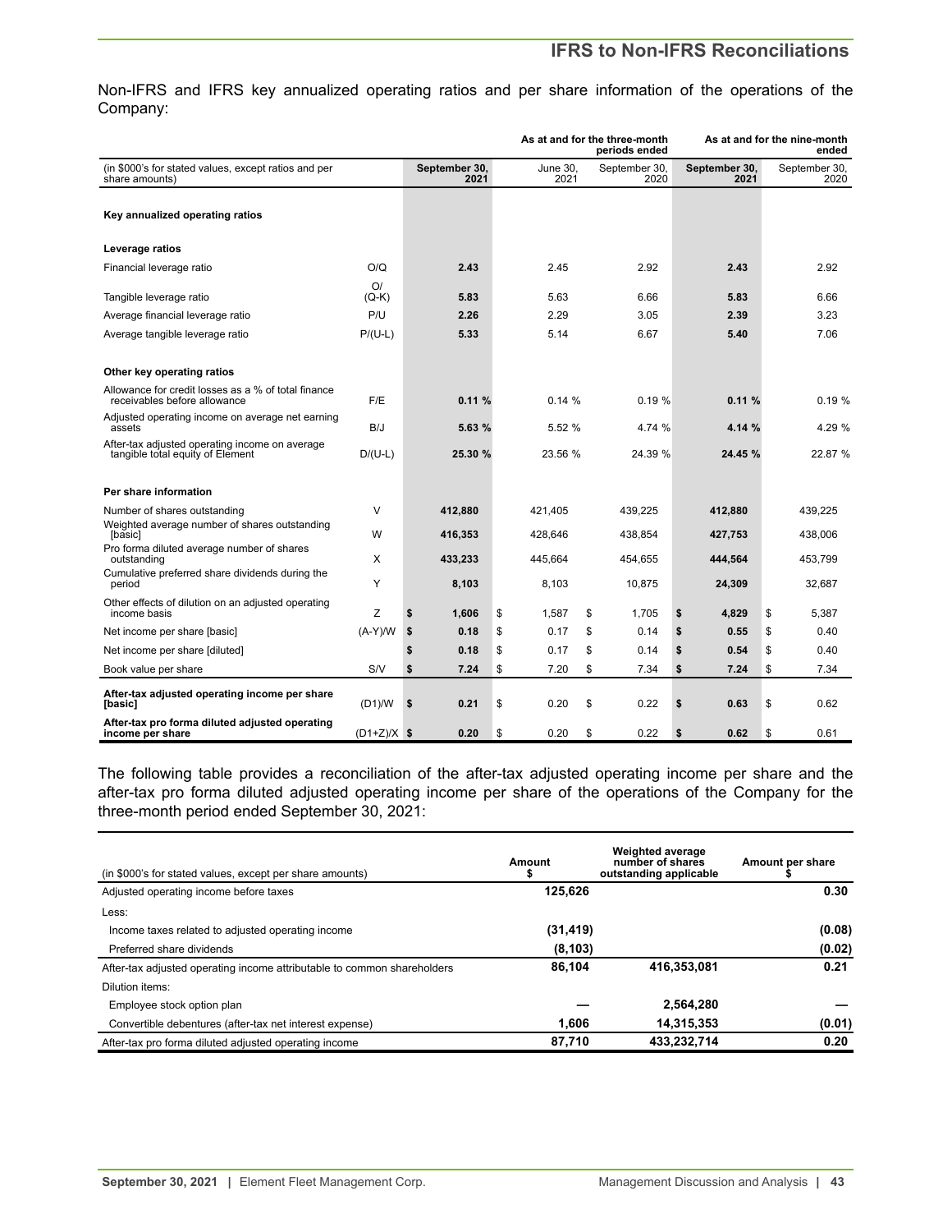## IFRS to Non-IFRS Reconciliations

Non-IFRS and IFRS key annualized operating ratios and per share information of the operations of the Company:

| (in $000's for stated values, except ratios and per share amounts) | | As at and for the three-month periods ended | | | As at and for the nine-month ended | |
|---|---|---|---|---|---|---|
| | | **September 30, 2021** | June 30, 2021 | September 30, 2020 | **September 30, 2021** | September 30, 2020 |
| **Key annualized operating ratios** | | | | | | |
| **Leverage ratios** | | | | | | |
| Financial leverage ratio | O/Q | **2.43** | 2.45 | 2.92 | **2.43** | 2.92 |
| Tangible leverage ratio | O/(Q-K) | **5.83** | 5.63 | 6.66 | **5.83** | 6.66 |
| Average financial leverage ratio | P/U | **2.26** | 2.29 | 3.05 | **2.39** | 3.23 |
| Average tangible leverage ratio | P/(U-L) | **5.33** | 5.14 | 6.67 | **5.40** | 7.06 |
| **Other key operating ratios** | | | | | | |
| Allowance for credit losses as a % of total finance receivables before allowance | F/E | **0.11 %** | 0.14 % | 0.19 % | **0.11 %** | 0.19 % |
| Adjusted operating income on average net earning assets | B/J | **5.63 %** | 5.52 % | 4.74 % | **4.14 %** | 4.29 % |
| After-tax adjusted operating income on average tangible total equity of Element | D/(U-L) | **25.30 %** | 23.56 % | 24.39 % | **24.45 %** | 22.87 % |
| **Per share information** | | | | | | |
| Number of shares outstanding | V | **412,880** | 421,405 | 439,225 | **412,880** | 439,225 |
| Weighted average number of shares outstanding [basic] | W | **416,353** | 428,646 | 438,854 | **427,753** | 438,006 |
| Pro forma diluted average number of shares outstanding | X | **433,233** | 445,664 | 454,655 | **444,564** | 453,799 |
| Cumulative preferred share dividends during the period | Y | **8,103** | 8,103 | 10,875 | **24,309** | 32,687 |
| Other effects of dilution on an adjusted operating income basis | Z | **$ 1,606** | $ 1,587 | $ 1,705 | **$ 4,829** | $ 5,387 |
| Net income per share [basic] | (A-Y)/W | **$ 0.18** | $ 0.17 | $ 0.14 | **$ 0.55** | $ 0.40 |
| Net income per share [diluted] | | **$ 0.18** | $ 0.17 | $ 0.14 | **$ 0.54** | $ 0.40 |
| Book value per share | S/V | **$ 7.24** | $ 7.20 | $ 7.34 | **$ 7.24** | $ 7.34 |
| **After-tax adjusted operating income per share [basic]** | (D1)/W | **$ 0.21** | $ 0.20 | $ 0.22 | **$ 0.63** | $ 0.62 |
| **After-tax pro forma diluted adjusted operating income per share** | (D1+Z)/X | **$ 0.20** | $ 0.20 | $ 0.22 | **$ 0.62** | $ 0.61 |

The following table provides a reconciliation of the after-tax adjusted operating income per share and the after-tax pro forma diluted adjusted operating income per share of the operations of the Company for the three-month period ended September 30, 2021:

| (in $000's for stated values, except per share amounts) | Amount $ | Weighted average number of shares outstanding applicable | Amount per share $ |
|---|---|---|---|
| Adjusted operating income before taxes | **125,626** | | **0.30** |
| Less: | | | |
| Income taxes related to adjusted operating income | **(31,419)** | | **(0.08)** |
| Preferred share dividends | **(8,103)** | | **(0.02)** |
| After-tax adjusted operating income attributable to common shareholders | **86,104** | **416,353,081** | **0.21** |
| Dilution items: | | | |
| Employee stock option plan | **—** | **2,564,280** | **—** |
| Convertible debentures (after-tax net interest expense) | **1,606** | **14,315,353** | **(0.01)** |
| After-tax pro forma diluted adjusted operating income | **87,710** | **433,232,714** | **0.20** |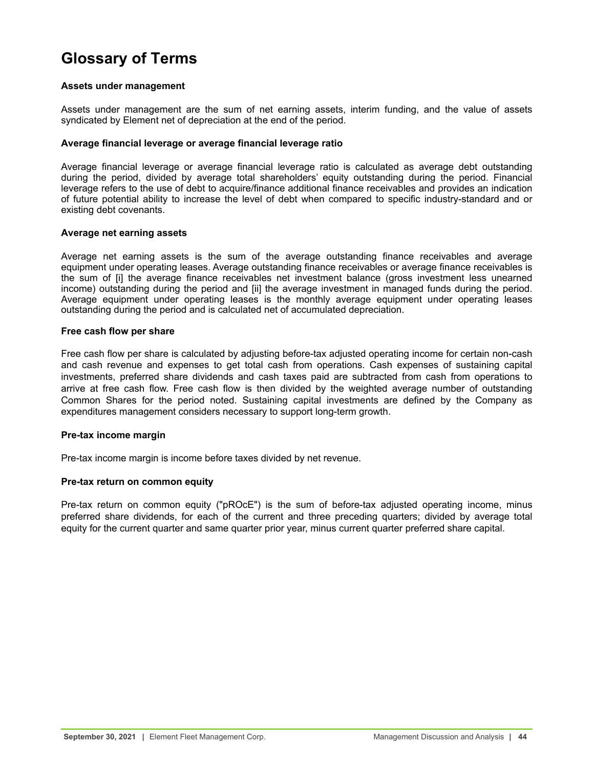# Glossary of Terms

**Assets under management**

Assets under management are the sum of net earning assets, interim funding, and the value of assets syndicated by Element net of depreciation at the end of the period.

**Average financial leverage or average financial leverage ratio**

Average financial leverage or average financial leverage ratio is calculated as average debt outstanding during the period, divided by average total shareholders' equity outstanding during the period. Financial leverage refers to the use of debt to acquire/finance additional finance receivables and provides an indication of future potential ability to increase the level of debt when compared to specific industry-standard and or existing debt covenants.

**Average net earning assets**

Average net earning assets is the sum of the average outstanding finance receivables and average equipment under operating leases. Average outstanding finance receivables or average finance receivables is the sum of [i] the average finance receivables net investment balance (gross investment less unearned income) outstanding during the period and [ii] the average investment in managed funds during the period. Average equipment under operating leases is the monthly average equipment under operating leases outstanding during the period and is calculated net of accumulated depreciation.

**Free cash flow per share**

Free cash flow per share is calculated by adjusting before-tax adjusted operating income for certain non-cash and cash revenue and expenses to get total cash from operations. Cash expenses of sustaining capital investments, preferred share dividends and cash taxes paid are subtracted from cash from operations to arrive at free cash flow. Free cash flow is then divided by the weighted average number of outstanding Common Shares for the period noted. Sustaining capital investments are defined by the Company as expenditures management considers necessary to support long-term growth.

**Pre-tax income margin**

Pre-tax income margin is income before taxes divided by net revenue.

**Pre-tax return on common equity**

Pre-tax return on common equity ("pROcE") is the sum of before-tax adjusted operating income, minus preferred share dividends, for each of the current and three preceding quarters; divided by average total equity for the current quarter and same quarter prior year, minus current quarter preferred share capital.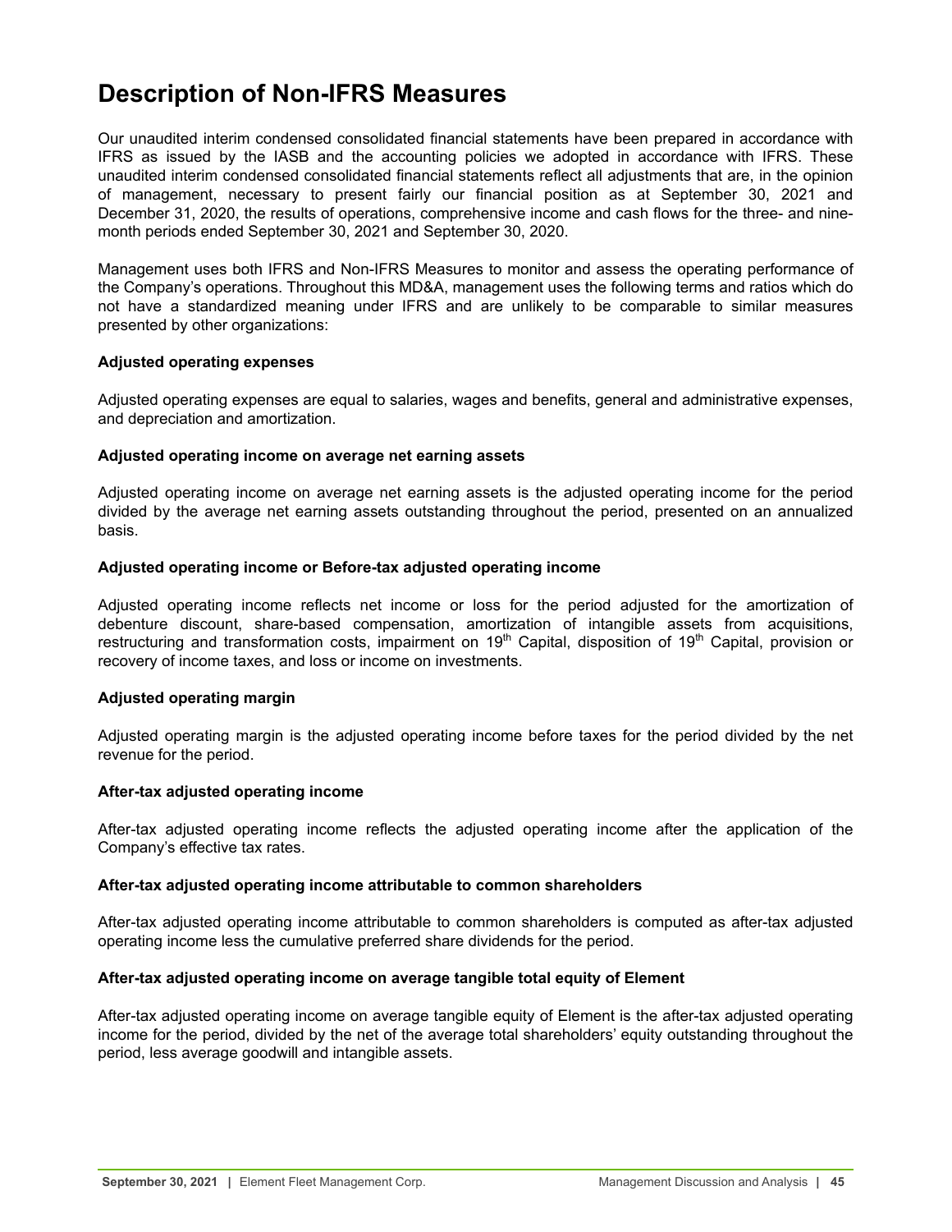# Description of Non-IFRS Measures

Our unaudited interim condensed consolidated financial statements have been prepared in accordance with IFRS as issued by the IASB and the accounting policies we adopted in accordance with IFRS. These unaudited interim condensed consolidated financial statements reflect all adjustments that are, in the opinion of management, necessary to present fairly our financial position as at September 30, 2021 and December 31, 2020, the results of operations, comprehensive income and cash flows for the three- and nine-month periods ended September 30, 2021 and September 30, 2020.

Management uses both IFRS and Non-IFRS Measures to monitor and assess the operating performance of the Company's operations. Throughout this MD&A, management uses the following terms and ratios which do not have a standardized meaning under IFRS and are unlikely to be comparable to similar measures presented by other organizations:

**Adjusted operating expenses**

Adjusted operating expenses are equal to salaries, wages and benefits, general and administrative expenses, and depreciation and amortization.

**Adjusted operating income on average net earning assets**

Adjusted operating income on average net earning assets is the adjusted operating income for the period divided by the average net earning assets outstanding throughout the period, presented on an annualized basis.

**Adjusted operating income or Before-tax adjusted operating income**

Adjusted operating income reflects net income or loss for the period adjusted for the amortization of debenture discount, share-based compensation, amortization of intangible assets from acquisitions, restructuring and transformation costs, impairment on 19th Capital, disposition of 19th Capital, provision or recovery of income taxes, and loss or income on investments.

**Adjusted operating margin**

Adjusted operating margin is the adjusted operating income before taxes for the period divided by the net revenue for the period.

**After-tax adjusted operating income**

After-tax adjusted operating income reflects the adjusted operating income after the application of the Company's effective tax rates.

**After-tax adjusted operating income attributable to common shareholders**

After-tax adjusted operating income attributable to common shareholders is computed as after-tax adjusted operating income less the cumulative preferred share dividends for the period.

**After-tax adjusted operating income on average tangible total equity of Element**

After-tax adjusted operating income on average tangible equity of Element is the after-tax adjusted operating income for the period, divided by the net of the average total shareholders' equity outstanding throughout the period, less average goodwill and intangible assets.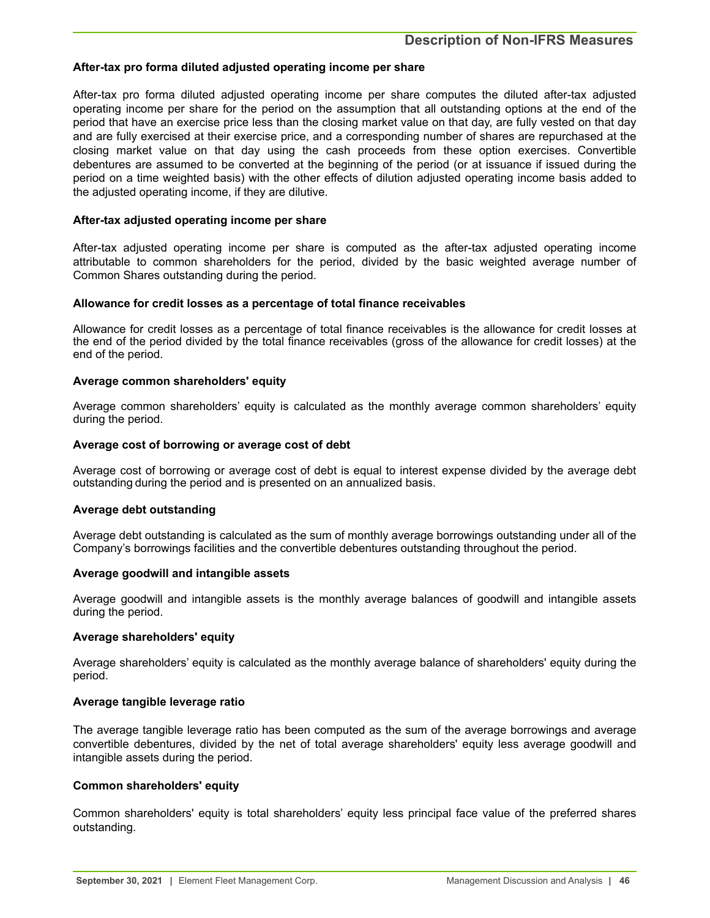## Description of Non-IFRS Measures

**After-tax pro forma diluted adjusted operating income per share**

After-tax pro forma diluted adjusted operating income per share computes the diluted after-tax adjusted operating income per share for the period on the assumption that all outstanding options at the end of the period that have an exercise price less than the closing market value on that day, are fully vested on that day and are fully exercised at their exercise price, and a corresponding number of shares are repurchased at the closing market value on that day using the cash proceeds from these option exercises. Convertible debentures are assumed to be converted at the beginning of the period (or at issuance if issued during the period on a time weighted basis) with the other effects of dilution adjusted operating income basis added to the adjusted operating income, if they are dilutive.

**After-tax adjusted operating income per share**

After-tax adjusted operating income per share is computed as the after-tax adjusted operating income attributable to common shareholders for the period, divided by the basic weighted average number of Common Shares outstanding during the period.

**Allowance for credit losses as a percentage of total finance receivables**

Allowance for credit losses as a percentage of total finance receivables is the allowance for credit losses at the end of the period divided by the total finance receivables (gross of the allowance for credit losses) at the end of the period.

**Average common shareholders' equity**

Average common shareholders' equity is calculated as the monthly average common shareholders' equity during the period.

**Average cost of borrowing or average cost of debt**

Average cost of borrowing or average cost of debt is equal to interest expense divided by the average debt outstanding during the period and is presented on an annualized basis.

**Average debt outstanding**

Average debt outstanding is calculated as the sum of monthly average borrowings outstanding under all of the Company's borrowings facilities and the convertible debentures outstanding throughout the period.

**Average goodwill and intangible assets**

Average goodwill and intangible assets is the monthly average balances of goodwill and intangible assets during the period.

**Average shareholders' equity**

Average shareholders' equity is calculated as the monthly average balance of shareholders' equity during the period.

**Average tangible leverage ratio**

The average tangible leverage ratio has been computed as the sum of the average borrowings and average convertible debentures, divided by the net of total average shareholders' equity less average goodwill and intangible assets during the period.

**Common shareholders' equity**

Common shareholders' equity is total shareholders' equity less principal face value of the preferred shares outstanding.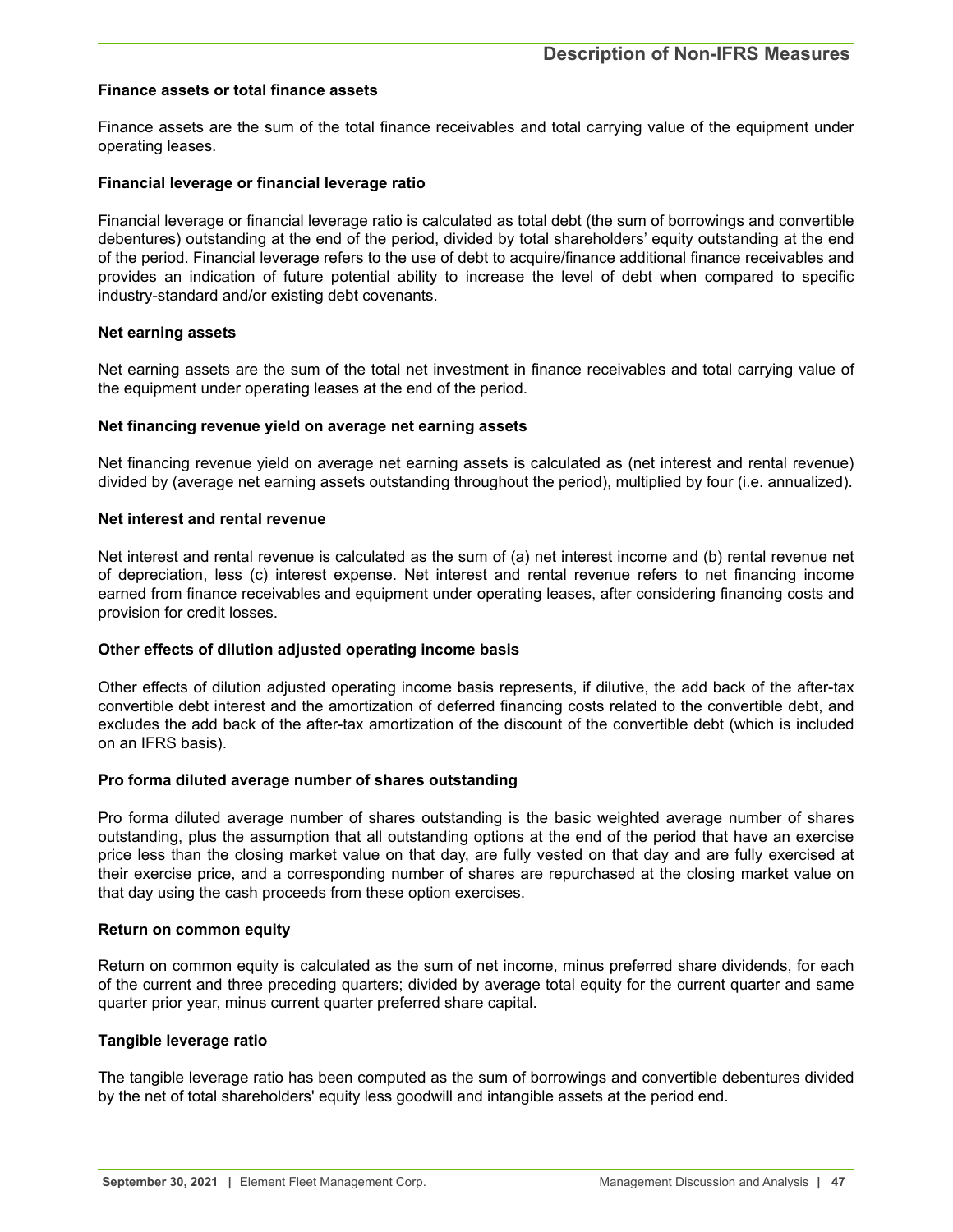### Finance assets or total finance assets

Finance assets are the sum of the total finance receivables and total carrying value of the equipment under operating leases.

### Financial leverage or financial leverage ratio

Financial leverage or financial leverage ratio is calculated as total debt (the sum of borrowings and convertible debentures) outstanding at the end of the period, divided by total shareholders' equity outstanding at the end of the period. Financial leverage refers to the use of debt to acquire/finance additional finance receivables and provides an indication of future potential ability to increase the level of debt when compared to specific industry-standard and/or existing debt covenants.

### Net earning assets

Net earning assets are the sum of the total net investment in finance receivables and total carrying value of the equipment under operating leases at the end of the period.

### Net financing revenue yield on average net earning assets

Net financing revenue yield on average net earning assets is calculated as (net interest and rental revenue) divided by (average net earning assets outstanding throughout the period), multiplied by four (i.e. annualized).

### Net interest and rental revenue

Net interest and rental revenue is calculated as the sum of (a) net interest income and (b) rental revenue net of depreciation, less (c) interest expense. Net interest and rental revenue refers to net financing income earned from finance receivables and equipment under operating leases, after considering financing costs and provision for credit losses.

### Other effects of dilution adjusted operating income basis

Other effects of dilution adjusted operating income basis represents, if dilutive, the add back of the after-tax convertible debt interest and the amortization of deferred financing costs related to the convertible debt, and excludes the add back of the after-tax amortization of the discount of the convertible debt (which is included on an IFRS basis).

### Pro forma diluted average number of shares outstanding

Pro forma diluted average number of shares outstanding is the basic weighted average number of shares outstanding, plus the assumption that all outstanding options at the end of the period that have an exercise price less than the closing market value on that day, are fully vested on that day and are fully exercised at their exercise price, and a corresponding number of shares are repurchased at the closing market value on that day using the cash proceeds from these option exercises.

### Return on common equity

Return on common equity is calculated as the sum of net income, minus preferred share dividends, for each of the current and three preceding quarters; divided by average total equity for the current quarter and same quarter prior year, minus current quarter preferred share capital.

### Tangible leverage ratio

The tangible leverage ratio has been computed as the sum of borrowings and convertible debentures divided by the net of total shareholders' equity less goodwill and intangible assets at the period end.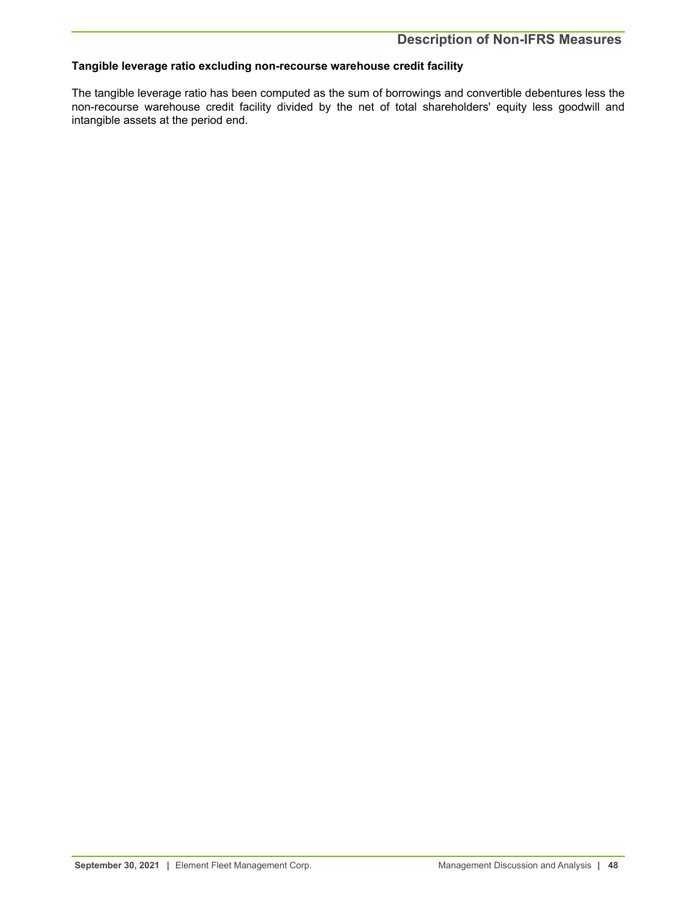### Tangible leverage ratio excluding non-recourse warehouse credit facility

The tangible leverage ratio has been computed as the sum of borrowings and convertible debentures less the non-recourse warehouse credit facility divided by the net of total shareholders' equity less goodwill and intangible assets at the period end.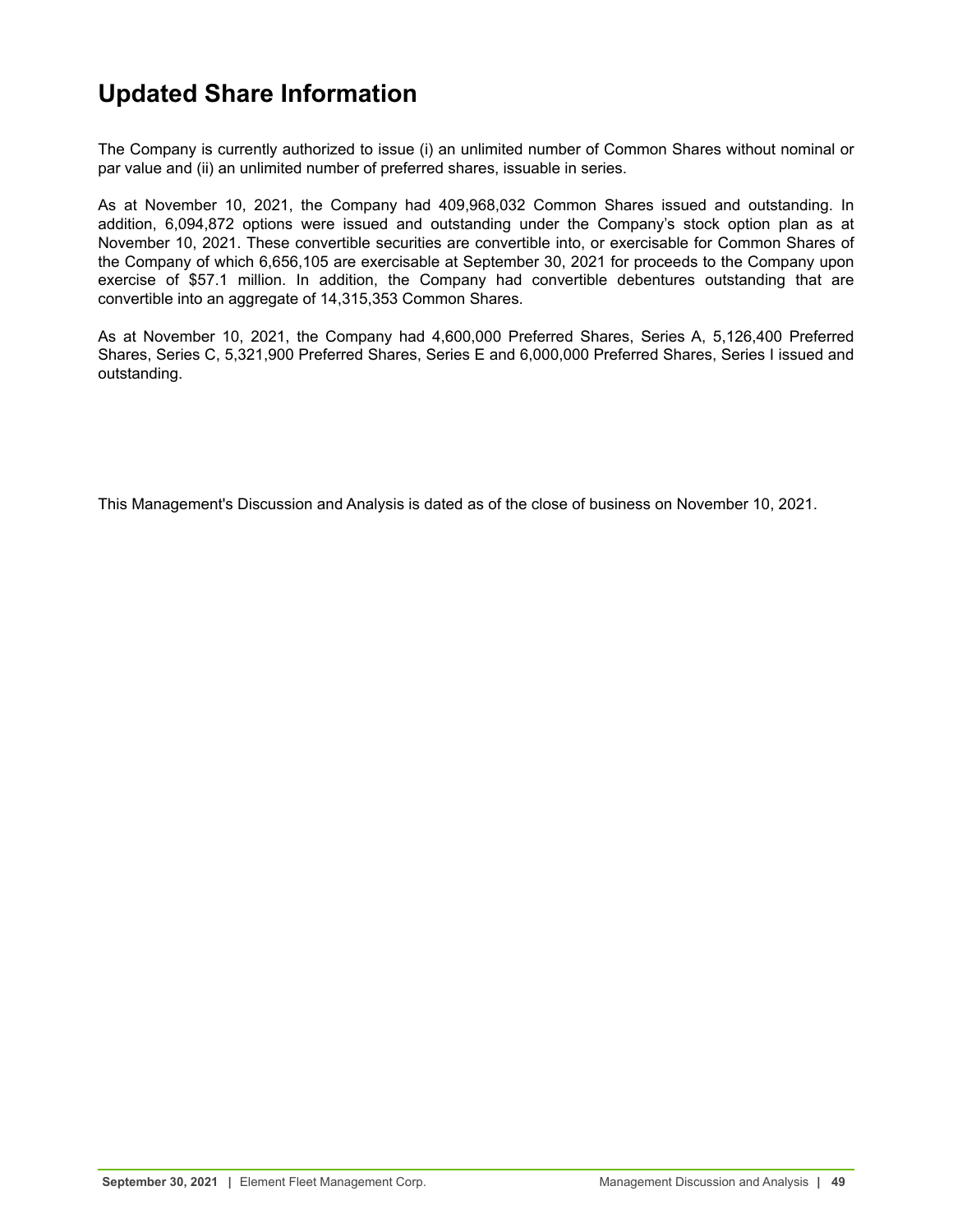# Updated Share Information

The Company is currently authorized to issue (i) an unlimited number of Common Shares without nominal or par value and (ii) an unlimited number of preferred shares, issuable in series.

As at November 10, 2021, the Company had 409,968,032 Common Shares issued and outstanding. In addition, 6,094,872 options were issued and outstanding under the Company's stock option plan as at November 10, 2021. These convertible securities are convertible into, or exercisable for Common Shares of the Company of which 6,656,105 are exercisable at September 30, 2021 for proceeds to the Company upon exercise of $57.1 million. In addition, the Company had convertible debentures outstanding that are convertible into an aggregate of 14,315,353 Common Shares.

As at November 10, 2021, the Company had 4,600,000 Preferred Shares, Series A, 5,126,400 Preferred Shares, Series C, 5,321,900 Preferred Shares, Series E and 6,000,000 Preferred Shares, Series I issued and outstanding.

This Management's Discussion and Analysis is dated as of the close of business on November 10, 2021.